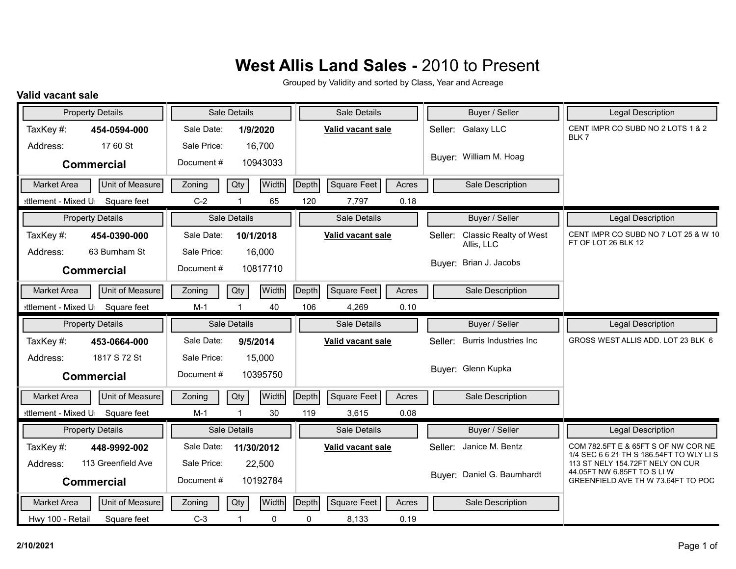# West Allis Land Sales - 2010 to Present

Grouped by Validity and sorted by Class, Year and Acreage

## Valid vacant sale

| Property Details | | Sale Details | | Sale Details | Buyer / Seller | | Legal Description |
|---|---|---|---|---|---|---|---|
| TaxKey #: | 454-0594-000 | Sale Date: | 1/9/2020 | Valid vacant sale | Seller: | Galaxy LLC | CENT IMPR CO SUBD NO 2 LOTS 1 & 2 BLK 7 |
| Address: | 17 60 St | Sale Price: | 16,700 | | Buyer: | William M. Hoag | |
| Commercial | | Document # | 10943033 | | | | |

| Market Area | Unit of Measure | Zoning | Qty | Width | Depth | Square Feet | Acres | Sale Description |
|---|---|---|---|---|---|---|---|---|
| ettlement - Mixed U | Square feet | C-2 | 1 | 65 | 120 | 7,797 | 0.18 | |

| Property Details | | Sale Details | | Sale Details | Buyer / Seller | | Legal Description |
|---|---|---|---|---|---|---|---|
| TaxKey #: | 454-0390-000 | Sale Date: | 10/1/2018 | Valid vacant sale | Seller: | Classic Realty of West Allis, LLC | CENT IMPR CO SUBD NO 7 LOT 25 & W 10 FT OF LOT 26 BLK 12 |
| Address: | 63 Burnham St | Sale Price: | 16,000 | | Buyer: | Brian J. Jacobs | |
| Commercial | | Document # | 10817710 | | | | |

| Market Area | Unit of Measure | Zoning | Qty | Width | Depth | Square Feet | Acres | Sale Description |
|---|---|---|---|---|---|---|---|---|
| ettlement - Mixed U | Square feet | M-1 | 1 | 40 | 106 | 4,269 | 0.10 | |

| Property Details | | Sale Details | | Sale Details | Buyer / Seller | | Legal Description |
|---|---|---|---|---|---|---|---|
| TaxKey #: | 453-0664-000 | Sale Date: | 9/5/2014 | Valid vacant sale | Seller: | Burris Industries Inc | GROSS WEST ALLIS ADD. LOT 23 BLK 6 |
| Address: | 1817 S 72 St | Sale Price: | 15,000 | | Buyer: | Glenn Kupka | |
| Commercial | | Document # | 10395750 | | | | |

| Market Area | Unit of Measure | Zoning | Qty | Width | Depth | Square Feet | Acres | Sale Description |
|---|---|---|---|---|---|---|---|---|
| ettlement - Mixed U | Square feet | M-1 | 1 | 30 | 119 | 3,615 | 0.08 | |

| Property Details | | Sale Details | | Sale Details | Buyer / Seller | | Legal Description |
|---|---|---|---|---|---|---|---|
| TaxKey #: | 448-9992-002 | Sale Date: | 11/30/2012 | Valid vacant sale | Seller: | Janice M. Bentz | COM 782.5FT E & 65FT S OF NW COR NE 1/4 SEC 6 6 21 TH S 186.54FT TO WLY LI S 113 ST NELY 154.72FT NELY ON CUR 44.05FT NW 6.85FT TO S LI W GREENFIELD AVE TH W 73.64FT TO POC |
| Address: | 113 Greenfield Ave | Sale Price: | 22,500 | | Buyer: | Daniel G. Baumhardt | |
| Commercial | | Document # | 10192784 | | | | |

| Market Area | Unit of Measure | Zoning | Qty | Width | Depth | Square Feet | Acres | Sale Description |
|---|---|---|---|---|---|---|---|---|
| Hwy 100 - Retail | Square feet | C-3 | 1 | 0 | 0 | 8,133 | 0.19 | |

2/10/2021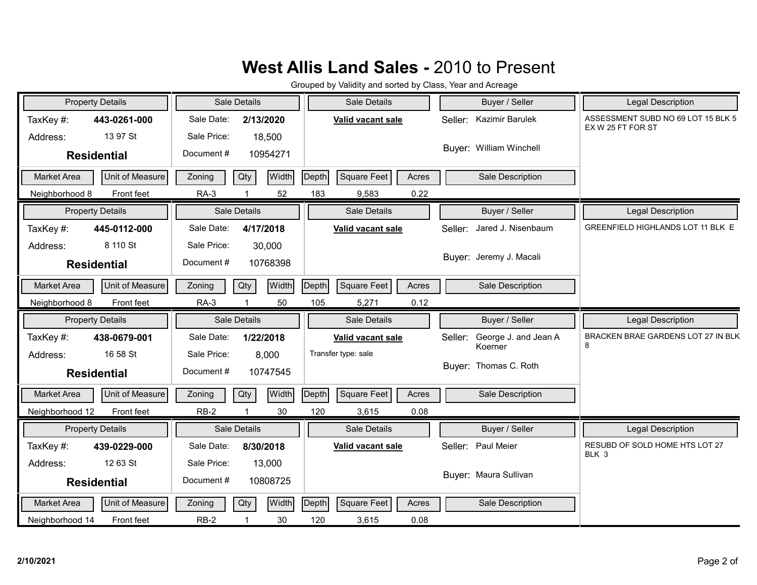# West Allis Land Sales - 2010 to Present

Grouped by Validity and sorted by Class, Year and Acreage

| Property Details | | Sale Details | | Sale Details | Buyer / Seller | Legal Description |
|---|---|---|---|---|---|---|
| TaxKey #: | 443-0261-000 | Sale Date: | 2/13/2020 | **Valid vacant sale** | Seller: Kazimir Barulek | ASSESSMENT SUBD NO 69 LOT 15 BLK 5 EX W 25 FT FOR ST |
| Address: | 13 97 St | Sale Price: | 18,500 | | Buyer: William Winchell | |
| **Residential** | | Document # | 10954271 | | | |

| Market Area | Unit of Measure | Zoning | Qty | Width | Depth | Square Feet | Acres | Sale Description |
|---|---|---|---|---|---|---|---|---|
| Neighborhood 8 | Front feet | RA-3 | 1 | 52 | 183 | 9,583 | 0.22 | |

| Property Details | | Sale Details | | Sale Details | Buyer / Seller | Legal Description |
|---|---|---|---|---|---|---|
| TaxKey #: | 445-0112-000 | Sale Date: | 4/17/2018 | **Valid vacant sale** | Seller: Jared J. Nisenbaum | GREENFIELD HIGHLANDS LOT 11 BLK E |
| Address: | 8 110 St | Sale Price: | 30,000 | | Buyer: Jeremy J. Macali | |
| **Residential** | | Document # | 10768398 | | | |

| Market Area | Unit of Measure | Zoning | Qty | Width | Depth | Square Feet | Acres | Sale Description |
|---|---|---|---|---|---|---|---|---|
| Neighborhood 8 | Front feet | RA-3 | 1 | 50 | 105 | 5,271 | 0.12 | |

| Property Details | | Sale Details | | Sale Details | Buyer / Seller | Legal Description |
|---|---|---|---|---|---|---|
| TaxKey #: | 438-0679-001 | Sale Date: | 1/22/2018 | **Valid vacant sale** | Seller: George J. and Jean A Koerner | BRACKEN BRAE GARDENS LOT 27 IN BLK 8 |
| Address: | 16 58 St | Sale Price: | 8,000 | Transfer type: sale | Buyer: Thomas C. Roth | |
| **Residential** | | Document # | 10747545 | | | |

| Market Area | Unit of Measure | Zoning | Qty | Width | Depth | Square Feet | Acres | Sale Description |
|---|---|---|---|---|---|---|---|---|
| Neighborhood 12 | Front feet | RB-2 | 1 | 30 | 120 | 3,615 | 0.08 | |

| Property Details | | Sale Details | | Sale Details | Buyer / Seller | Legal Description |
|---|---|---|---|---|---|---|
| TaxKey #: | 439-0229-000 | Sale Date: | 8/30/2018 | **Valid vacant sale** | Seller: Paul Meier | RESUBD OF SOLD HOME HTS LOT 27 BLK 3 |
| Address: | 12 63 St | Sale Price: | 13,000 | | Buyer: Maura Sullivan | |
| **Residential** | | Document # | 10808725 | | | |

| Market Area | Unit of Measure | Zoning | Qty | Width | Depth | Square Feet | Acres | Sale Description |
|---|---|---|---|---|---|---|---|---|
| Neighborhood 14 | Front feet | RB-2 | 1 | 30 | 120 | 3,615 | 0.08 | |

2/10/2021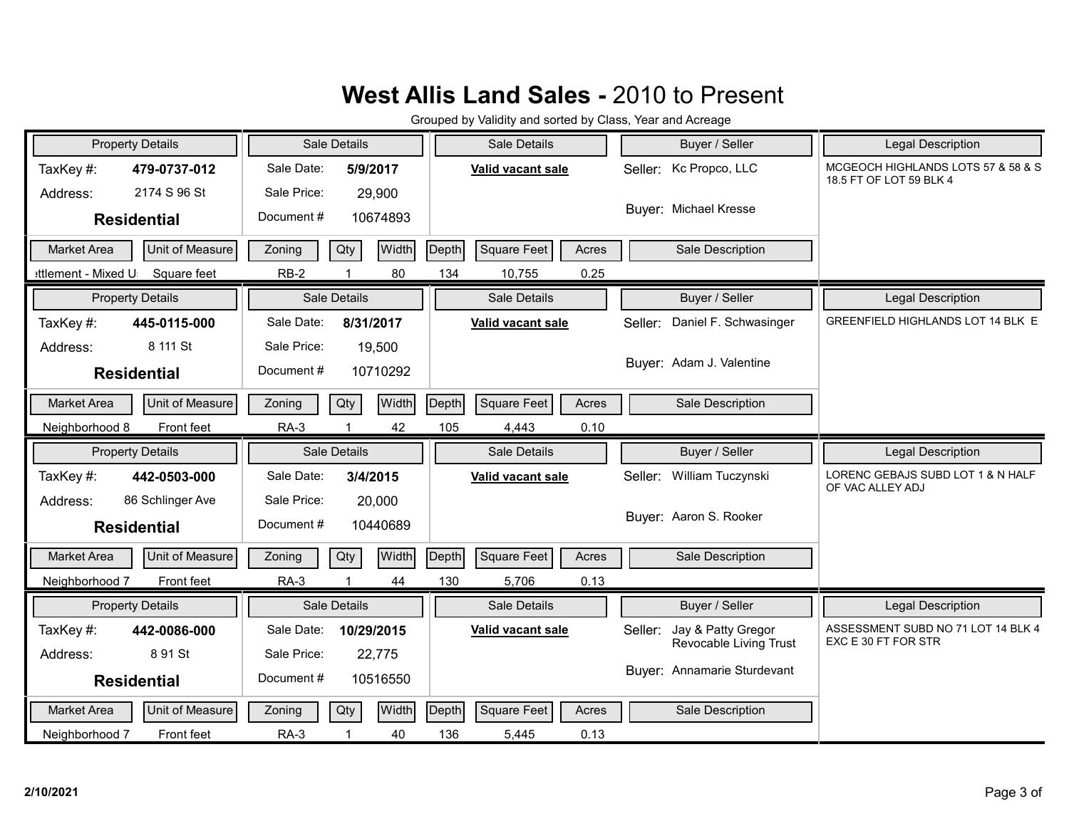# West Allis Land Sales - 2010 to Present

Grouped by Validity and sorted by Class, Year and Acreage

| Property Details | | Sale Details | | Sale Details | Buyer / Seller | Legal Description |
|---|---|---|---|---|---|---|
| TaxKey #: | 479-0737-012 | Sale Date: | 5/9/2017 | Valid vacant sale | Seller: Kc Propco, LLC | MCGEOCH HIGHLANDS LOTS 57 & 58 & S 18.5 FT OF LOT 59 BLK 4 |
| Address: | 2174 S 96 St | Sale Price: | 29,900 | | Buyer: Michael Kresse | |
| Residential | | Document # | 10674893 | | | |

| Market Area | Unit of Measure | Zoning | Qty | Width | Depth | Square Feet | Acres | Sale Description |
|---|---|---|---|---|---|---|---|---|
| ttlement - Mixed U | Square feet | RB-2 | 1 | 80 | 134 | 10,755 | 0.25 | |

| Property Details | | Sale Details | | Sale Details | Buyer / Seller | Legal Description |
|---|---|---|---|---|---|---|
| TaxKey #: | 445-0115-000 | Sale Date: | 8/31/2017 | Valid vacant sale | Seller: Daniel F. Schwasinger | GREENFIELD HIGHLANDS LOT 14 BLK E |
| Address: | 8 111 St | Sale Price: | 19,500 | | Buyer: Adam J. Valentine | |
| Residential | | Document # | 10710292 | | | |

| Market Area | Unit of Measure | Zoning | Qty | Width | Depth | Square Feet | Acres | Sale Description |
|---|---|---|---|---|---|---|---|---|
| Neighborhood 8 | Front feet | RA-3 | 1 | 42 | 105 | 4,443 | 0.10 | |

| Property Details | | Sale Details | | Sale Details | Buyer / Seller | Legal Description |
|---|---|---|---|---|---|---|
| TaxKey #: | 442-0503-000 | Sale Date: | 3/4/2015 | Valid vacant sale | Seller: William Tuczynski | LORENC GEBAJS SUBD LOT 1 & N HALF OF VAC ALLEY ADJ |
| Address: | 86 Schlinger Ave | Sale Price: | 20,000 | | Buyer: Aaron S. Rooker | |
| Residential | | Document # | 10440689 | | | |

| Market Area | Unit of Measure | Zoning | Qty | Width | Depth | Square Feet | Acres | Sale Description |
|---|---|---|---|---|---|---|---|---|
| Neighborhood 7 | Front feet | RA-3 | 1 | 44 | 130 | 5,706 | 0.13 | |

| Property Details | | Sale Details | | Sale Details | Buyer / Seller | Legal Description |
|---|---|---|---|---|---|---|
| TaxKey #: | 442-0086-000 | Sale Date: | 10/29/2015 | Valid vacant sale | Seller: Jay & Patty Gregor Revocable Living Trust | ASSESSMENT SUBD NO 71 LOT 14 BLK 4 EXC E 30 FT FOR STR |
| Address: | 8 91 St | Sale Price: | 22,775 | | Buyer: Annamarie Sturdevant | |
| Residential | | Document # | 10516550 | | | |

| Market Area | Unit of Measure | Zoning | Qty | Width | Depth | Square Feet | Acres | Sale Description |
|---|---|---|---|---|---|---|---|---|
| Neighborhood 7 | Front feet | RA-3 | 1 | 40 | 136 | 5,445 | 0.13 | |

2/10/2021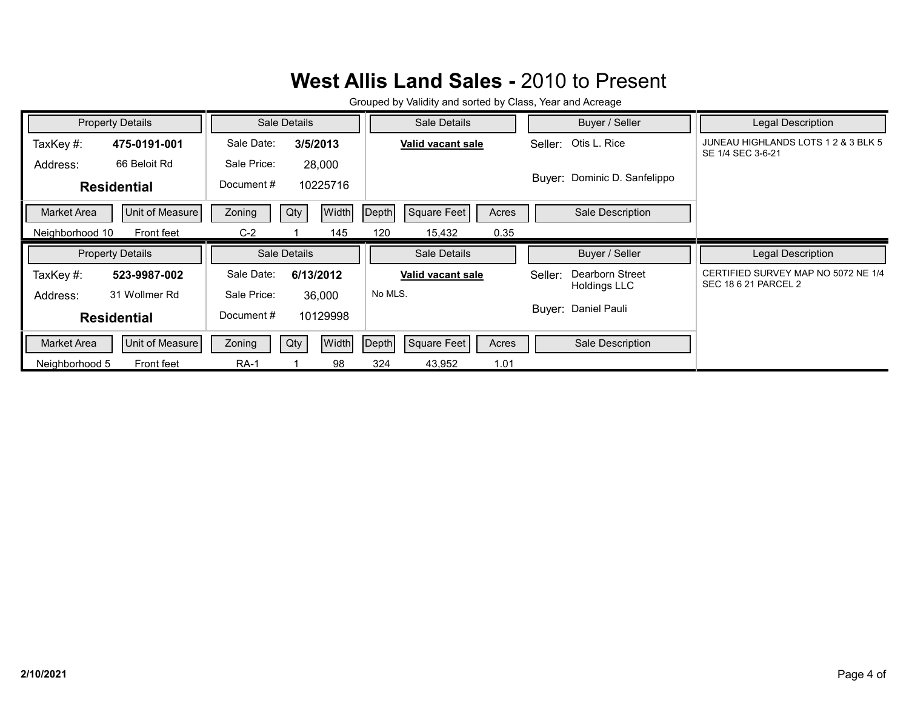# **West Allis Land Sales -** 2010 to Present

Grouped by Validity and sorted by Class, Year and Acreage

| Property Details | | Sale Details | | Sale Details | Buyer / Seller | Legal Description |
|---|---|---|---|---|---|---|
| TaxKey #: | **475-0191-001** | Sale Date: | **3/5/2013** | **Valid vacant sale** | Seller: Otis L. Rice | JUNEAU HIGHLANDS LOTS 1 2 & 3 BLK 5 SE 1/4 SEC 3-6-21 |
| Address: | 66 Beloit Rd | Sale Price: | 28,000 | | | |
| **Residential** | | Document # | 10225716 | | Buyer: Dominic D. Sanfelippo | |

| Market Area | Unit of Measure | Zoning | Qty | Width | Depth | Square Feet | Acres | Sale Description |
|---|---|---|---|---|---|---|---|---|
| Neighborhood 10 | Front feet | C-2 | 1 | 145 | 120 | 15,432 | 0.35 | |

| Property Details | | Sale Details | | Sale Details | Buyer / Seller | Legal Description |
|---|---|---|---|---|---|---|
| TaxKey #: | **523-9987-002** | Sale Date: | **6/13/2012** | **Valid vacant sale** | Seller: Dearborn Street Holdings LLC | CERTIFIED SURVEY MAP NO 5072 NE 1/4 SEC 18 6 21 PARCEL 2 |
| Address: | 31 Wollmer Rd | Sale Price: | 36,000 | No MLS. | | |
| **Residential** | | Document # | 10129998 | | Buyer: Daniel Pauli | |

| Market Area | Unit of Measure | Zoning | Qty | Width | Depth | Square Feet | Acres | Sale Description |
|---|---|---|---|---|---|---|---|---|
| Neighborhood 5 | Front feet | RA-1 | 1 | 98 | 324 | 43,952 | 1.01 | |

**2/10/2021**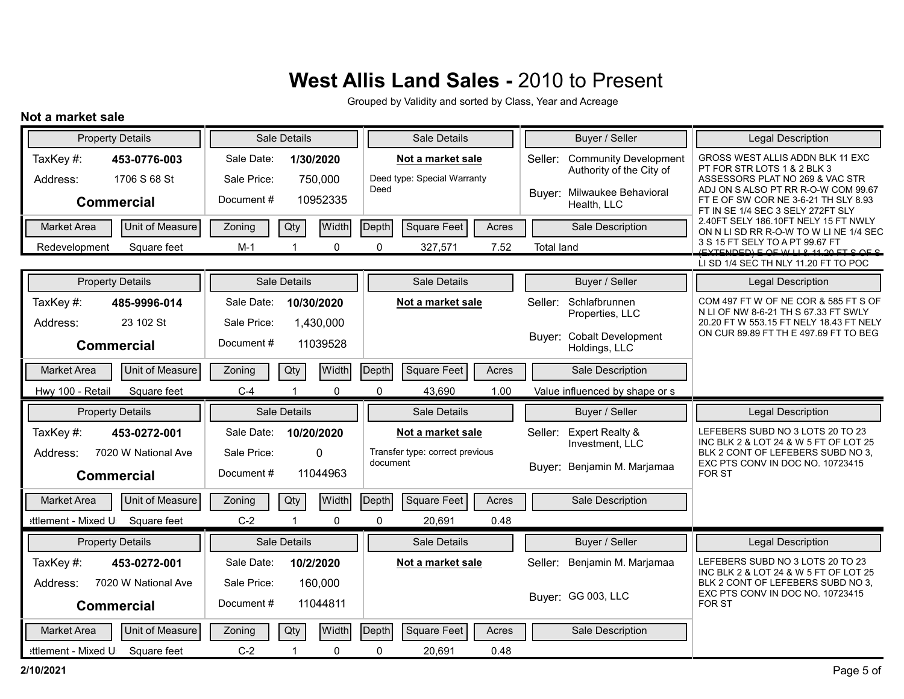# West Allis Land Sales - 2010 to Present

Grouped by Validity and sorted by Class, Year and Acreage

## Not a market sale

| Property Details | | Sale Details | | Sale Details | Buyer / Seller | Legal Description |
|---|---|---|---|---|---|---|
| TaxKey #: | 453-0776-003 | Sale Date: | 1/30/2020 | **Not a market sale** | Seller: Community Development Authority of the City of | GROSS WEST ALLIS ADDN BLK 11 EXC PT FOR STR LOTS 1 & 2 BLK 3 ASSESSORS PLAT NO 269 & VAC STR ADJ ON S ALSO PT RR R-O-W COM 99.67 FT E OF SW COR NE 3-6-21 TH SLY 8.93 FT IN SE 1/4 SEC 3 SELY 272FT SLY 2.40FT SELY 186.10FT NELY 15 FT NWLY ON N LI SD RR R-O-W TO W LI NE 1/4 SEC 3 S 15 FT SELY TO A PT 99.67 FT ~~(EXTENDED) E OF W LI & 11.20 FT S OF S~~ LI SD 1/4 SEC TH NLY 11.20 FT TO POC |
| Address: | 1706 S 68 St | Sale Price: | 750,000 | Deed type: Special Warranty Deed | Buyer: Milwaukee Behavioral Health, LLC | |
| **Commercial** | | Document # | 10952335 | | | |

| Market Area | Unit of Measure | Zoning | Qty | Width | Depth | Square Feet | Acres | Sale Description |
|---|---|---|---|---|---|---|---|---|
| Redevelopment | Square feet | M-1 | 1 | 0 | 0 | 327,571 | 7.52 | Total land |

| Property Details | | Sale Details | | Sale Details | Buyer / Seller | Legal Description |
|---|---|---|---|---|---|---|
| TaxKey #: | 485-9996-014 | Sale Date: | 10/30/2020 | **Not a market sale** | Seller: Schlafbrunnen Properties, LLC | COM 497 FT W OF NE COR & 585 FT S OF N LI OF NW 8-6-21 TH S 67.33 FT SWLY 20.20 FT W 553.15 FT NELY 18.43 FT NELY ON CUR 89.89 FT TH E 497.69 FT TO BEG |
| Address: | 23 102 St | Sale Price: | 1,430,000 | | Buyer: Cobalt Development Holdings, LLC | |
| **Commercial** | | Document # | 11039528 | | | |

| Market Area | Unit of Measure | Zoning | Qty | Width | Depth | Square Feet | Acres | Sale Description |
|---|---|---|---|---|---|---|---|---|
| Hwy 100 - Retail | Square feet | C-4 | 1 | 0 | 0 | 43,690 | 1.00 | Value influenced by shape or s |

| Property Details | | Sale Details | | Sale Details | Buyer / Seller | Legal Description |
|---|---|---|---|---|---|---|
| TaxKey #: | 453-0272-001 | Sale Date: | 10/20/2020 | **Not a market sale** | Seller: Expert Realty & Investment, LLC | LEFEBERS SUBD NO 3 LOTS 20 TO 23 INC BLK 2 & LOT 24 & W 5 FT OF LOT 25 BLK 2 CONT OF LEFEBERS SUBD NO 3, EXC PTS CONV IN DOC NO. 10723415 FOR ST |
| Address: | 7020 W National Ave | Sale Price: | 0 | Transfer type: correct previous document | Buyer: Benjamin M. Marjamaa | |
| **Commercial** | | Document # | 11044963 | | | |

| Market Area | Unit of Measure | Zoning | Qty | Width | Depth | Square Feet | Acres | Sale Description |
|---|---|---|---|---|---|---|---|---|
| ettlement - Mixed U | Square feet | C-2 | 1 | 0 | 0 | 20,691 | 0.48 | |

| Property Details | | Sale Details | | Sale Details | Buyer / Seller | Legal Description |
|---|---|---|---|---|---|---|
| TaxKey #: | 453-0272-001 | Sale Date: | 10/2/2020 | **Not a market sale** | Seller: Benjamin M. Marjamaa | LEFEBERS SUBD NO 3 LOTS 20 TO 23 INC BLK 2 & LOT 24 & W 5 FT OF LOT 25 BLK 2 CONT OF LEFEBERS SUBD NO 3, EXC PTS CONV IN DOC NO. 10723415 FOR ST |
| Address: | 7020 W National Ave | Sale Price: | 160,000 | | Buyer: GG 003, LLC | |
| **Commercial** | | Document # | 11044811 | | | |

| Market Area | Unit of Measure | Zoning | Qty | Width | Depth | Square Feet | Acres | Sale Description |
|---|---|---|---|---|---|---|---|---|
| ettlement - Mixed U | Square feet | C-2 | 1 | 0 | 0 | 20,691 | 0.48 | |

2/10/2021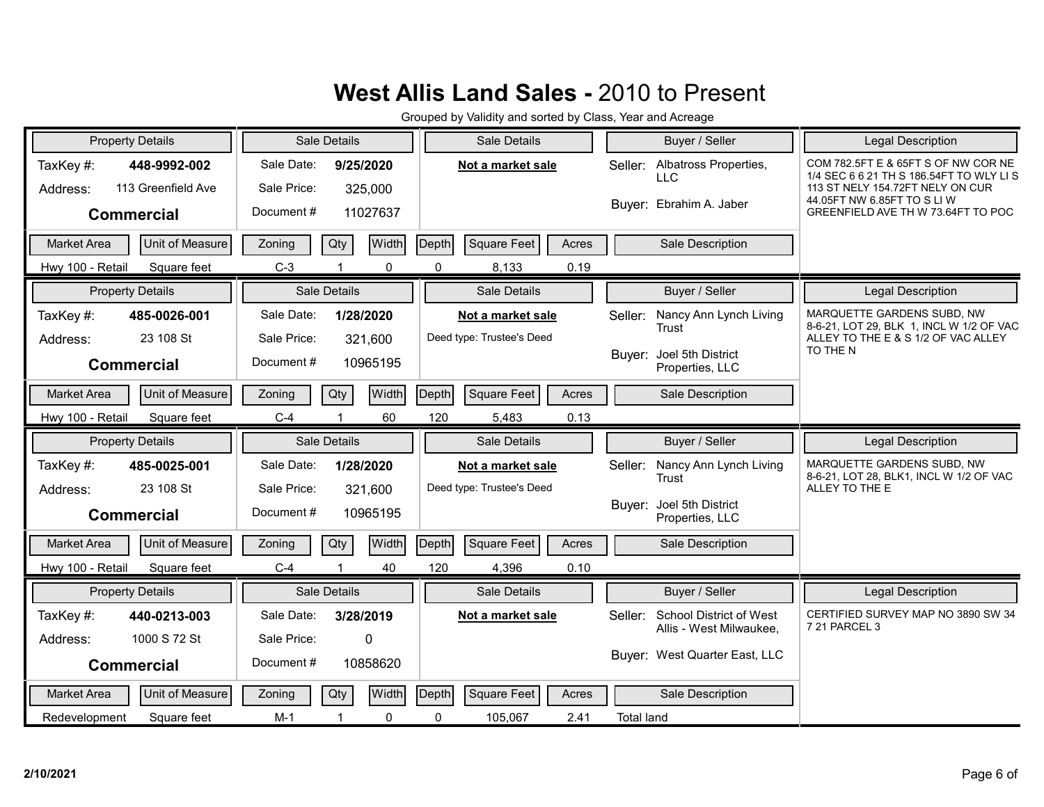# West Allis Land Sales - 2010 to Present

Grouped by Validity and sorted by Class, Year and Acreage

| Property Details | | Sale Details | | Sale Details | Buyer / Seller | | Legal Description |
|---|---|---|---|---|---|---|---|
| TaxKey #: | 448-9992-002 | Sale Date: | 9/25/2020 | **Not a market sale** | Seller: | Albatross Properties, LLC | COM 782.5FT E & 65FT S OF NW COR NE 1/4 SEC 6 6 21 TH S 186.54FT TO WLY LI S 113 ST NELY 154.72FT NELY ON CUR 44.05FT NW 6.85FT TO S LI W GREENFIELD AVE TH W 73.64FT TO POC |
| Address: | 113 Greenfield Ave | Sale Price: | 325,000 | | Buyer: | Ebrahim A. Jaber | |
| **Commercial** | | Document # | 11027637 | | | | |

| Market Area | Unit of Measure | Zoning | Qty | Width | Depth | Square Feet | Acres | Sale Description |
|---|---|---|---|---|---|---|---|---|
| Hwy 100 - Retail | Square feet | C-3 | 1 | 0 | 0 | 8,133 | 0.19 | |

| Property Details | | Sale Details | | Sale Details | Buyer / Seller | | Legal Description |
|---|---|---|---|---|---|---|---|
| TaxKey #: | 485-0026-001 | Sale Date: | 1/28/2020 | **Not a market sale** | Seller: | Nancy Ann Lynch Living Trust | MARQUETTE GARDENS SUBD, NW 8-6-21, LOT 29, BLK 1, INCL W 1/2 OF VAC ALLEY TO THE E & S 1/2 OF VAC ALLEY TO THE N |
| Address: | 23 108 St | Sale Price: | 321,600 | Deed type: Trustee's Deed | Buyer: | Joel 5th District Properties, LLC | |
| **Commercial** | | Document # | 10965195 | | | | |

| Market Area | Unit of Measure | Zoning | Qty | Width | Depth | Square Feet | Acres | Sale Description |
|---|---|---|---|---|---|---|---|---|
| Hwy 100 - Retail | Square feet | C-4 | 1 | 60 | 120 | 5,483 | 0.13 | |

| Property Details | | Sale Details | | Sale Details | Buyer / Seller | | Legal Description |
|---|---|---|---|---|---|---|---|
| TaxKey #: | 485-0025-001 | Sale Date: | 1/28/2020 | **Not a market sale** | Seller: | Nancy Ann Lynch Living Trust | MARQUETTE GARDENS SUBD, NW 8-6-21, LOT 28, BLK1, INCL W 1/2 OF VAC ALLEY TO THE E |
| Address: | 23 108 St | Sale Price: | 321,600 | Deed type: Trustee's Deed | Buyer: | Joel 5th District Properties, LLC | |
| **Commercial** | | Document # | 10965195 | | | | |

| Market Area | Unit of Measure | Zoning | Qty | Width | Depth | Square Feet | Acres | Sale Description |
|---|---|---|---|---|---|---|---|---|
| Hwy 100 - Retail | Square feet | C-4 | 1 | 40 | 120 | 4,396 | 0.10 | |

| Property Details | | Sale Details | | Sale Details | Buyer / Seller | | Legal Description |
|---|---|---|---|---|---|---|---|
| TaxKey #: | 440-0213-003 | Sale Date: | 3/28/2019 | **Not a market sale** | Seller: | School District of West Allis - West Milwaukee, | CERTIFIED SURVEY MAP NO 3890 SW 34 7 21 PARCEL 3 |
| Address: | 1000 S 72 St | Sale Price: | 0 | | Buyer: | West Quarter East, LLC | |
| **Commercial** | | Document # | 10858620 | | | | |

| Market Area | Unit of Measure | Zoning | Qty | Width | Depth | Square Feet | Acres | Sale Description |
|---|---|---|---|---|---|---|---|---|
| Redevelopment | Square feet | M-1 | 1 | 0 | 0 | 105,067 | 2.41 | Total land |

2/10/2021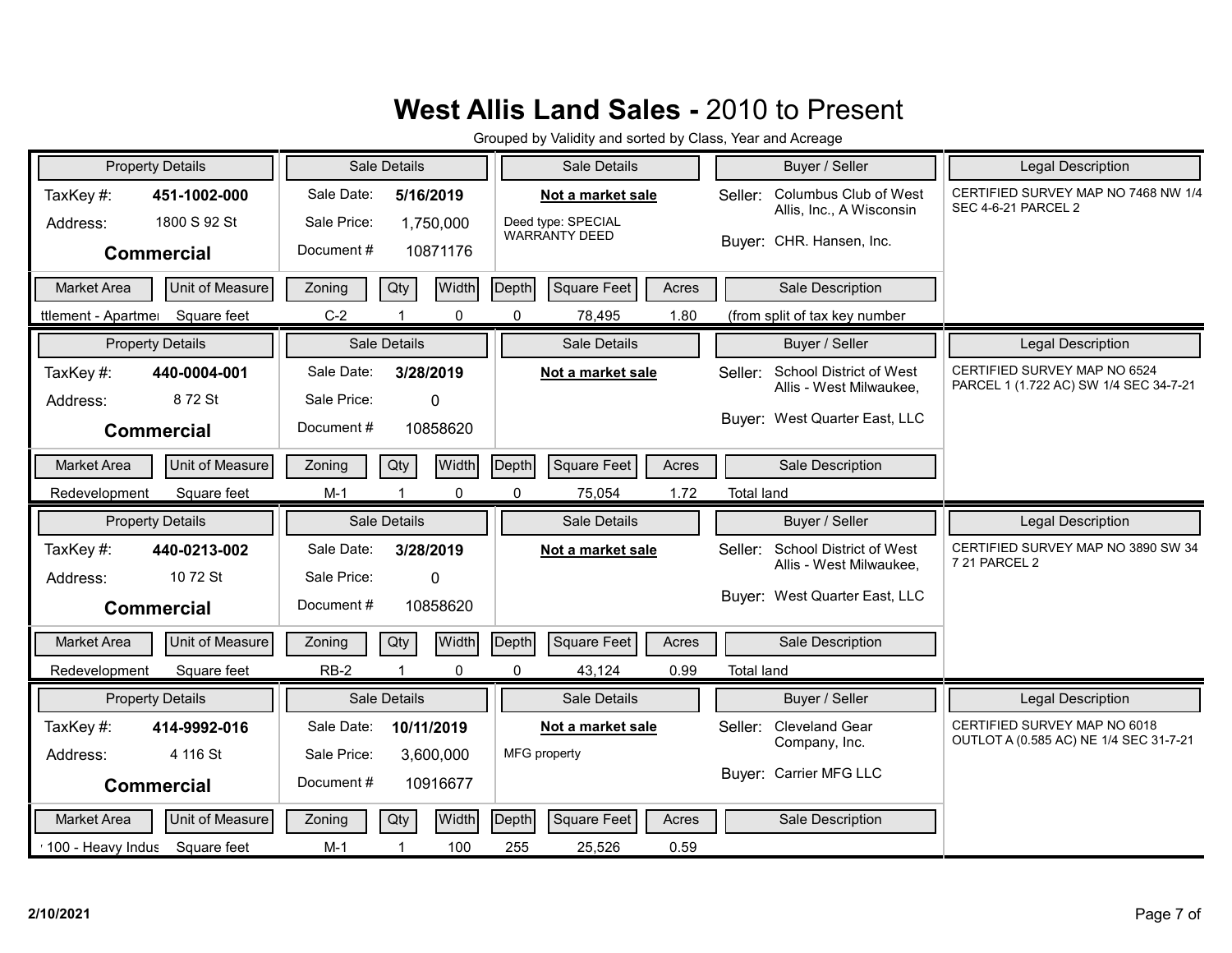# West Allis Land Sales - 2010 to Present

Grouped by Validity and sorted by Class, Year and Acreage

| Property Details | | Sale Details | | Sale Details | Buyer / Seller | | Legal Description |
|---|---|---|---|---|---|---|---|
| TaxKey #: | 451-1002-000 | Sale Date: | 5/16/2019 | Not a market sale | Seller: | Columbus Club of West Allis, Inc., A Wisconsin | CERTIFIED SURVEY MAP NO 7468 NW 1/4 SEC 4-6-21 PARCEL 2 |
| Address: | 1800 S 92 St | Sale Price: | 1,750,000 | Deed type: SPECIAL WARRANTY DEED | Buyer: | CHR. Hansen, Inc. | |
| **Commercial** | | Document # | 10871176 | | | | |

| Market Area | Unit of Measure | Zoning | Qty | Width | Depth | Square Feet | Acres | Sale Description |
|---|---|---|---|---|---|---|---|---|
| ttlement - Apartmei | Square feet | C-2 | 1 | 0 | 0 | 78,495 | 1.80 | (from split of tax key number |

| Property Details | | Sale Details | | Sale Details | Buyer / Seller | | Legal Description |
|---|---|---|---|---|---|---|---|
| TaxKey #: | 440-0004-001 | Sale Date: | 3/28/2019 | Not a market sale | Seller: | School District of West Allis - West Milwaukee, | CERTIFIED SURVEY MAP NO 6524 PARCEL 1 (1.722 AC) SW 1/4 SEC 34-7-21 |
| Address: | 8 72 St | Sale Price: | 0 | | Buyer: | West Quarter East, LLC | |
| **Commercial** | | Document # | 10858620 | | | | |

| Market Area | Unit of Measure | Zoning | Qty | Width | Depth | Square Feet | Acres | Sale Description |
|---|---|---|---|---|---|---|---|---|
| Redevelopment | Square feet | M-1 | 1 | 0 | 0 | 75,054 | 1.72 | Total land |

| Property Details | | Sale Details | | Sale Details | Buyer / Seller | | Legal Description |
|---|---|---|---|---|---|---|---|
| TaxKey #: | 440-0213-002 | Sale Date: | 3/28/2019 | Not a market sale | Seller: | School District of West Allis - West Milwaukee, | CERTIFIED SURVEY MAP NO 3890 SW 34 7 21 PARCEL 2 |
| Address: | 10 72 St | Sale Price: | 0 | | Buyer: | West Quarter East, LLC | |
| **Commercial** | | Document # | 10858620 | | | | |

| Market Area | Unit of Measure | Zoning | Qty | Width | Depth | Square Feet | Acres | Sale Description |
|---|---|---|---|---|---|---|---|---|
| Redevelopment | Square feet | RB-2 | 1 | 0 | 0 | 43,124 | 0.99 | Total land |

| Property Details | | Sale Details | | Sale Details | Buyer / Seller | | Legal Description |
|---|---|---|---|---|---|---|---|
| TaxKey #: | 414-9992-016 | Sale Date: | 10/11/2019 | Not a market sale | Seller: | Cleveland Gear Company, Inc. | CERTIFIED SURVEY MAP NO 6018 OUTLOT A (0.585 AC) NE 1/4 SEC 31-7-21 |
| Address: | 4 116 St | Sale Price: | 3,600,000 | MFG property | Buyer: | Carrier MFG LLC | |
| **Commercial** | | Document # | 10916677 | | | | |

| Market Area | Unit of Measure | Zoning | Qty | Width | Depth | Square Feet | Acres | Sale Description |
|---|---|---|---|---|---|---|---|---|
| 100 - Heavy Indus | Square feet | M-1 | 1 | 100 | 255 | 25,526 | 0.59 | |

2/10/2021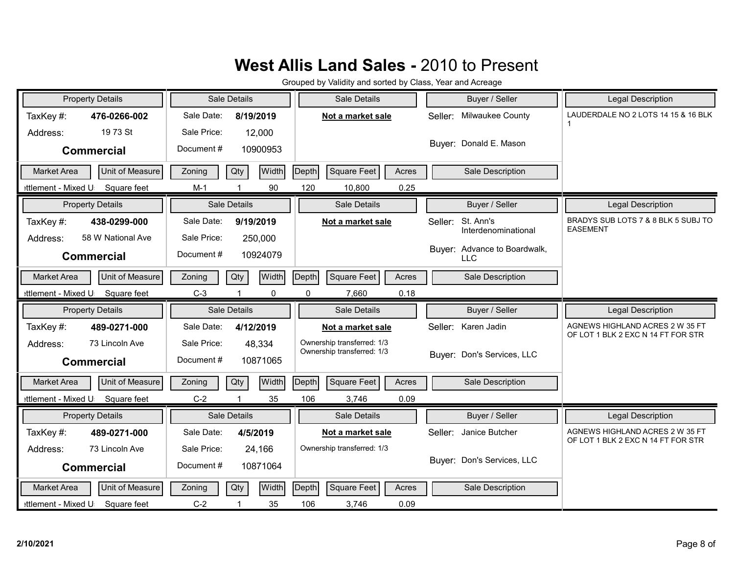# West Allis Land Sales - 2010 to Present

Grouped by Validity and sorted by Class, Year and Acreage

| Property Details | | Sale Details | | Sale Details | Buyer / Seller | | Legal Description |
|---|---|---|---|---|---|---|---|
| TaxKey #: | 476-0266-002 | Sale Date: | 8/19/2019 | **Not a market sale** | Seller: | Milwaukee County | LAUDERDALE NO 2 LOTS 14 15 & 16 BLK 1 |
| Address: | 19 73 St | Sale Price: | 12,000 | | Buyer: | Donald E. Mason | |
| **Commercial** | | Document # | 10900953 | | | | |

| Market Area | Unit of Measure | Zoning | Qty | Width | Depth | Square Feet | Acres | Sale Description |
|---|---|---|---|---|---|---|---|---|
| ›ttlement - Mixed U | Square feet | M-1 | 1 | 90 | 120 | 10,800 | 0.25 | |

| Property Details | | Sale Details | | Sale Details | Buyer / Seller | | Legal Description |
|---|---|---|---|---|---|---|---|
| TaxKey #: | 438-0299-000 | Sale Date: | 9/19/2019 | **Not a market sale** | Seller: | St. Ann's Interdenominational | BRADYS SUB LOTS 7 & 8 BLK 5 SUBJ TO EASEMENT |
| Address: | 58 W National Ave | Sale Price: | 250,000 | | Buyer: | Advance to Boardwalk, LLC | |
| **Commercial** | | Document # | 10924079 | | | | |

| Market Area | Unit of Measure | Zoning | Qty | Width | Depth | Square Feet | Acres | Sale Description |
|---|---|---|---|---|---|---|---|---|
| ›ttlement - Mixed U | Square feet | C-3 | 1 | 0 | 0 | 7,660 | 0.18 | |

| Property Details | | Sale Details | | Sale Details | Buyer / Seller | | Legal Description |
|---|---|---|---|---|---|---|---|
| TaxKey #: | 489-0271-000 | Sale Date: | 4/12/2019 | **Not a market sale** | Seller: | Karen Jadin | AGNEWS HIGHLAND ACRES 2 W 35 FT OF LOT 1 BLK 2 EXC N 14 FT FOR STR |
| Address: | 73 Lincoln Ave | Sale Price: | 48,334 | Ownership transferred: 1/3<br>Ownership transferred: 1/3 | Buyer: | Don's Services, LLC | |
| **Commercial** | | Document # | 10871065 | | | | |

| Market Area | Unit of Measure | Zoning | Qty | Width | Depth | Square Feet | Acres | Sale Description |
|---|---|---|---|---|---|---|---|---|
| ›ttlement - Mixed U | Square feet | C-2 | 1 | 35 | 106 | 3,746 | 0.09 | |

| Property Details | | Sale Details | | Sale Details | Buyer / Seller | | Legal Description |
|---|---|---|---|---|---|---|---|
| TaxKey #: | 489-0271-000 | Sale Date: | 4/5/2019 | **Not a market sale** | Seller: | Janice Butcher | AGNEWS HIGHLAND ACRES 2 W 35 FT OF LOT 1 BLK 2 EXC N 14 FT FOR STR |
| Address: | 73 Lincoln Ave | Sale Price: | 24,166 | Ownership transferred: 1/3 | Buyer: | Don's Services, LLC | |
| **Commercial** | | Document # | 10871064 | | | | |

| Market Area | Unit of Measure | Zoning | Qty | Width | Depth | Square Feet | Acres | Sale Description |
|---|---|---|---|---|---|---|---|---|
| ›ttlement - Mixed U | Square feet | C-2 | 1 | 35 | 106 | 3,746 | 0.09 | |

2/10/2021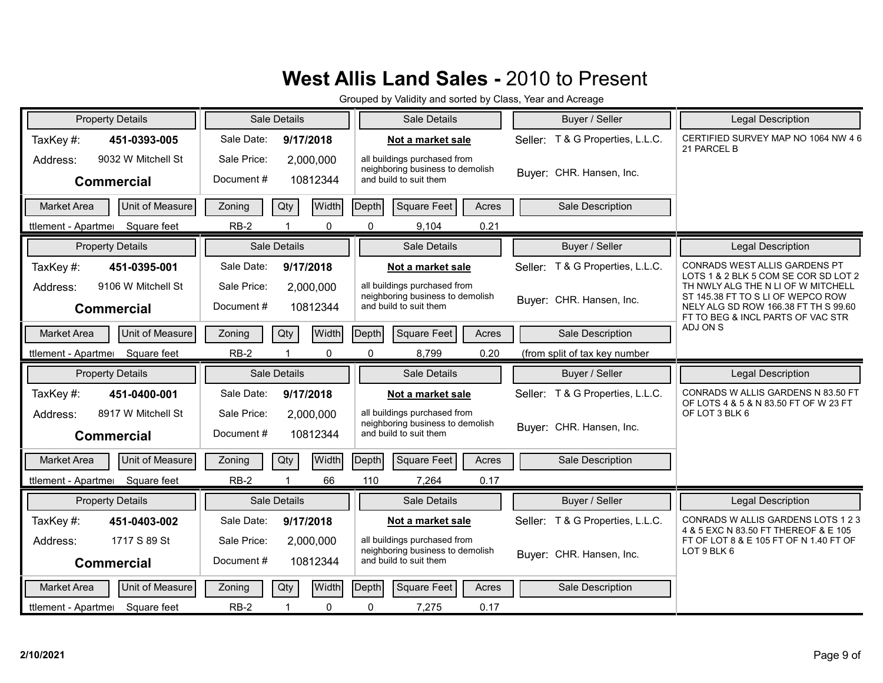# West Allis Land Sales - 2010 to Present

Grouped by Validity and sorted by Class, Year and Acreage

| Property Details | | Sale Details | | Sale Details | Buyer / Seller | Legal Description |
|---|---|---|---|---|---|---|
| TaxKey #: | 451-0393-005 | Sale Date: | 9/17/2018 | **Not a market sale** | Seller: T & G Properties, L.L.C. | CERTIFIED SURVEY MAP NO 1064 NW 4 6 21 PARCEL B |
| Address: | 9032 W Mitchell St | Sale Price: | 2,000,000 | all buildings purchased from neighboring business to demolish and build to suit them | Buyer: CHR. Hansen, Inc. | |
| **Commercial** | | Document # | 10812344 | | | |

| Market Area | Unit of Measure | Zoning | Qty | Width | Depth | Square Feet | Acres | Sale Description |
|---|---|---|---|---|---|---|---|---|
| ttlement - Apartme | Square feet | RB-2 | 1 | 0 | 0 | 9,104 | 0.21 | |

| Property Details | | Sale Details | | Sale Details | Buyer / Seller | Legal Description |
|---|---|---|---|---|---|---|
| TaxKey #: | 451-0395-001 | Sale Date: | 9/17/2018 | **Not a market sale** | Seller: T & G Properties, L.L.C. | CONRADS WEST ALLIS GARDENS PT LOTS 1 & 2 BLK 5 COM SE COR SD LOT 2 TH NWLY ALG THE N LI OF W MITCHELL ST 145.38 FT TO S LI OF WEPCO ROW NELY ALG SD ROW 166.38 FT TH S 99.60 FT TO BEG & INCL PARTS OF VAC STR ADJ ON S |
| Address: | 9106 W Mitchell St | Sale Price: | 2,000,000 | all buildings purchased from neighboring business to demolish and build to suit them | Buyer: CHR. Hansen, Inc. | |
| **Commercial** | | Document # | 10812344 | | | |

| Market Area | Unit of Measure | Zoning | Qty | Width | Depth | Square Feet | Acres | Sale Description |
|---|---|---|---|---|---|---|---|---|
| ttlement - Apartme | Square feet | RB-2 | 1 | 0 | 0 | 8,799 | 0.20 | (from split of tax key number |

| Property Details | | Sale Details | | Sale Details | Buyer / Seller | Legal Description |
|---|---|---|---|---|---|---|
| TaxKey #: | 451-0400-001 | Sale Date: | 9/17/2018 | **Not a market sale** | Seller: T & G Properties, L.L.C. | CONRADS W ALLIS GARDENS N 83.50 FT OF LOTS 4 & 5 & N 83.50 FT OF W 23 FT OF LOT 3 BLK 6 |
| Address: | 8917 W Mitchell St | Sale Price: | 2,000,000 | all buildings purchased from neighboring business to demolish and build to suit them | Buyer: CHR. Hansen, Inc. | |
| **Commercial** | | Document # | 10812344 | | | |

| Market Area | Unit of Measure | Zoning | Qty | Width | Depth | Square Feet | Acres | Sale Description |
|---|---|---|---|---|---|---|---|---|
| ttlement - Apartme | Square feet | RB-2 | 1 | 66 | 110 | 7,264 | 0.17 | |

| Property Details | | Sale Details | | Sale Details | Buyer / Seller | Legal Description |
|---|---|---|---|---|---|---|
| TaxKey #: | 451-0403-002 | Sale Date: | 9/17/2018 | **Not a market sale** | Seller: T & G Properties, L.L.C. | CONRADS W ALLIS GARDENS LOTS 1 2 3 4 & 5 EXC N 83.50 FT THEREOF & E 105 FT OF LOT 8 & E 105 FT OF N 1.40 FT OF LOT 9 BLK 6 |
| Address: | 1717 S 89 St | Sale Price: | 2,000,000 | all buildings purchased from neighboring business to demolish and build to suit them | Buyer: CHR. Hansen, Inc. | |
| **Commercial** | | Document # | 10812344 | | | |

| Market Area | Unit of Measure | Zoning | Qty | Width | Depth | Square Feet | Acres | Sale Description |
|---|---|---|---|---|---|---|---|---|
| ttlement - Apartme | Square feet | RB-2 | 1 | 0 | 0 | 7,275 | 0.17 | |

2/10/2021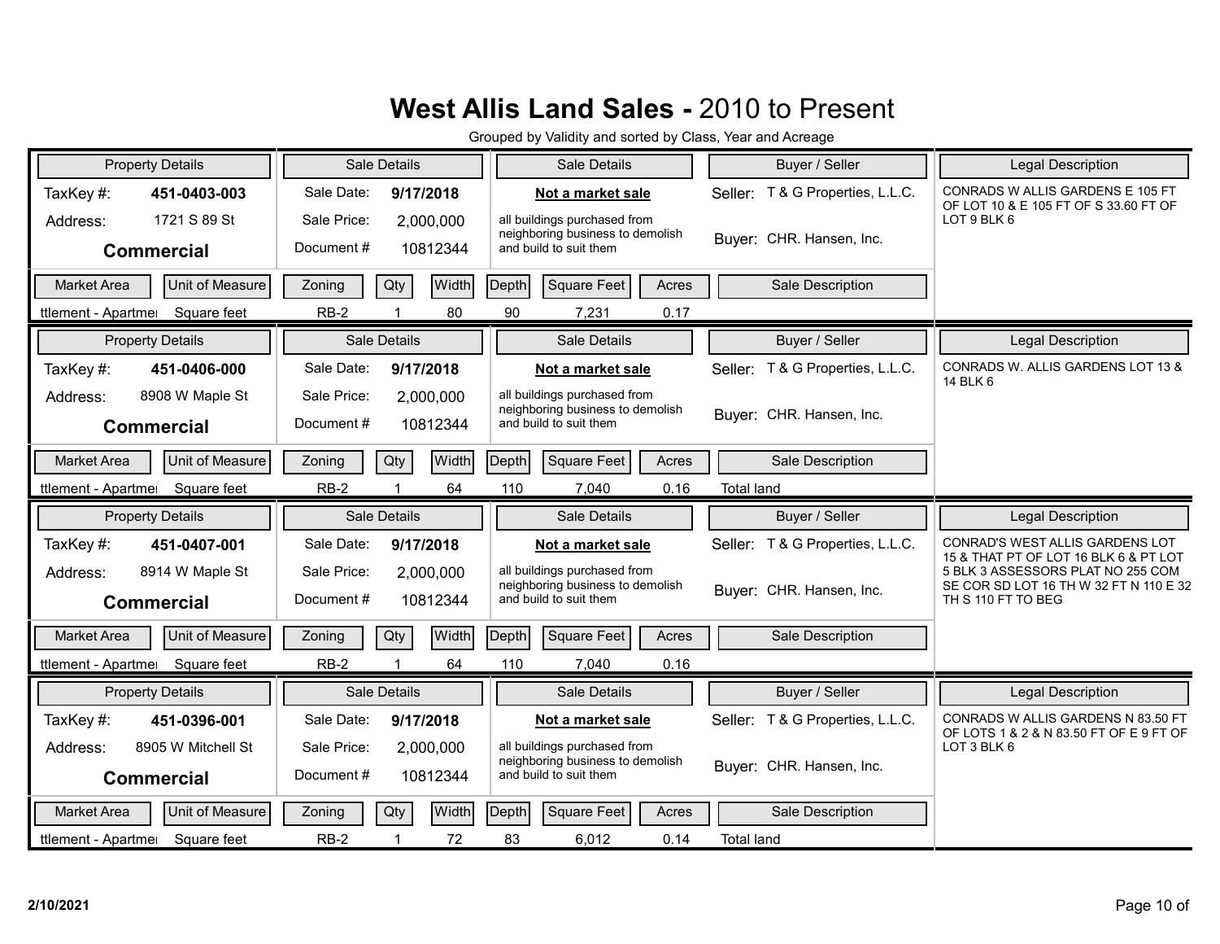# West Allis Land Sales - 2010 to Present

Grouped by Validity and sorted by Class, Year and Acreage

| Property Details | | Sale Details | | Sale Details | Buyer / Seller | Legal Description |
|---|---|---|---|---|---|---|
| TaxKey #: | 451-0403-003 | Sale Date: | 9/17/2018 | **Not a market sale** | Seller: T & G Properties, L.L.C. | CONRADS W ALLIS GARDENS E 105 FT OF LOT 10 & E 105 FT OF S 33.60 FT OF LOT 9 BLK 6 |
| Address: | 1721 S 89 St | Sale Price: | 2,000,000 | all buildings purchased from neighboring business to demolish and build to suit them | Buyer: CHR. Hansen, Inc. | |
| **Commercial** | | Document # | 10812344 | | | |

| Market Area | Unit of Measure | Zoning | Qty | Width | Depth | Square Feet | Acres | Sale Description |
|---|---|---|---|---|---|---|---|---|
| ttlement - Apartme | Square feet | RB-2 | 1 | 80 | 90 | 7,231 | 0.17 | |

| Property Details | | Sale Details | | Sale Details | Buyer / Seller | Legal Description |
|---|---|---|---|---|---|---|
| TaxKey #: | 451-0406-000 | Sale Date: | 9/17/2018 | **Not a market sale** | Seller: T & G Properties, L.L.C. | CONRADS W. ALLIS GARDENS LOT 13 & 14 BLK 6 |
| Address: | 8908 W Maple St | Sale Price: | 2,000,000 | all buildings purchased from neighboring business to demolish and build to suit them | Buyer: CHR. Hansen, Inc. | |
| **Commercial** | | Document # | 10812344 | | | |

| Market Area | Unit of Measure | Zoning | Qty | Width | Depth | Square Feet | Acres | Sale Description |
|---|---|---|---|---|---|---|---|---|
| ttlement - Apartme | Square feet | RB-2 | 1 | 64 | 110 | 7,040 | 0.16 | Total land |

| Property Details | | Sale Details | | Sale Details | Buyer / Seller | Legal Description |
|---|---|---|---|---|---|---|
| TaxKey #: | 451-0407-001 | Sale Date: | 9/17/2018 | **Not a market sale** | Seller: T & G Properties, L.L.C. | CONRAD'S WEST ALLIS GARDENS LOT 15 & THAT PT OF LOT 16 BLK 6 & PT LOT 5 BLK 3 ASSESSORS PLAT NO 255 COM SE COR SD LOT 16 TH W 32 FT N 110 E 32 TH S 110 FT TO BEG |
| Address: | 8914 W Maple St | Sale Price: | 2,000,000 | all buildings purchased from neighboring business to demolish and build to suit them | Buyer: CHR. Hansen, Inc. | |
| **Commercial** | | Document # | 10812344 | | | |

| Market Area | Unit of Measure | Zoning | Qty | Width | Depth | Square Feet | Acres | Sale Description |
|---|---|---|---|---|---|---|---|---|
| ttlement - Apartme | Square feet | RB-2 | 1 | 64 | 110 | 7,040 | 0.16 | |

| Property Details | | Sale Details | | Sale Details | Buyer / Seller | Legal Description |
|---|---|---|---|---|---|---|
| TaxKey #: | 451-0396-001 | Sale Date: | 9/17/2018 | **Not a market sale** | Seller: T & G Properties, L.L.C. | CONRADS W ALLIS GARDENS N 83.50 FT OF LOTS 1 & 2 & N 83.50 FT OF E 9 FT OF LOT 3 BLK 6 |
| Address: | 8905 W Mitchell St | Sale Price: | 2,000,000 | all buildings purchased from neighboring business to demolish and build to suit them | Buyer: CHR. Hansen, Inc. | |
| **Commercial** | | Document # | 10812344 | | | |

| Market Area | Unit of Measure | Zoning | Qty | Width | Depth | Square Feet | Acres | Sale Description |
|---|---|---|---|---|---|---|---|---|
| ttlement - Apartme | Square feet | RB-2 | 1 | 72 | 83 | 6,012 | 0.14 | Total land |

2/10/2021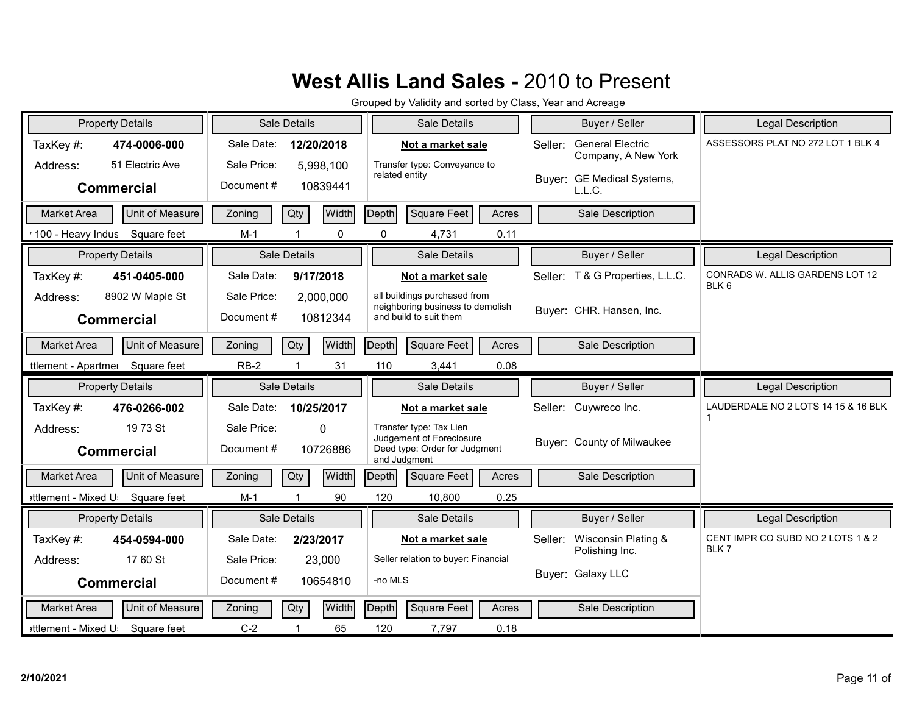# **West Allis Land Sales -** 2010 to Present

Grouped by Validity and sorted by Class, Year and Acreage

| Property Details | | Sale Details | | Sale Details | Buyer / Seller | | Legal Description |
|---|---|---|---|---|---|---|---|
| TaxKey #: | **474-0006-000** | Sale Date: | **12/20/2018** | **Not a market sale** | Seller: | General Electric Company, A New York | ASSESSORS PLAT NO 272 LOT 1 BLK 4 |
| Address: | 51 Electric Ave | Sale Price: | 5,998,100 | Transfer type: Conveyance to related entity | Buyer: | GE Medical Systems, L.L.C. | |
| **Commercial** | | Document # | 10839441 | | | | |

| Market Area | Unit of Measure | Zoning | Qty | Width | Depth | Square Feet | Acres | Sale Description |
|---|---|---|---|---|---|---|---|---|
| 100 - Heavy Indus | Square feet | M-1 | 1 | 0 | 0 | 4,731 | 0.11 | |

| Property Details | | Sale Details | | Sale Details | Buyer / Seller | | Legal Description |
|---|---|---|---|---|---|---|---|
| TaxKey #: | **451-0405-000** | Sale Date: | **9/17/2018** | **Not a market sale** | Seller: | T & G Properties, L.L.C. | CONRADS W. ALLIS GARDENS LOT 12 BLK 6 |
| Address: | 8902 W Maple St | Sale Price: | 2,000,000 | all buildings purchased from neighboring business to demolish and build to suit them | Buyer: | CHR. Hansen, Inc. | |
| **Commercial** | | Document # | 10812344 | | | | |

| Market Area | Unit of Measure | Zoning | Qty | Width | Depth | Square Feet | Acres | Sale Description |
|---|---|---|---|---|---|---|---|---|
| ttlement - Apartme | Square feet | RB-2 | 1 | 31 | 110 | 3,441 | 0.08 | |

| Property Details | | Sale Details | | Sale Details | Buyer / Seller | | Legal Description |
|---|---|---|---|---|---|---|---|
| TaxKey #: | **476-0266-002** | Sale Date: | **10/25/2017** | **Not a market sale** | Seller: | Cuywreco Inc. | LAUDERDALE NO 2 LOTS 14 15 & 16 BLK 1 |
| Address: | 19 73 St | Sale Price: | 0 | Transfer type: Tax Lien Judgement of Foreclosure Deed type: Order for Judgment and Judgment | Buyer: | County of Milwaukee | |
| **Commercial** | | Document # | 10726886 | | | | |

| Market Area | Unit of Measure | Zoning | Qty | Width | Depth | Square Feet | Acres | Sale Description |
|---|---|---|---|---|---|---|---|---|
| ttlement - Mixed U | Square feet | M-1 | 1 | 90 | 120 | 10,800 | 0.25 | |

| Property Details | | Sale Details | | Sale Details | Buyer / Seller | | Legal Description |
|---|---|---|---|---|---|---|---|
| TaxKey #: | **454-0594-000** | Sale Date: | **2/23/2017** | **Not a market sale** | Seller: | Wisconsin Plating & Polishing Inc. | CENT IMPR CO SUBD NO 2 LOTS 1 & 2 BLK 7 |
| Address: | 17 60 St | Sale Price: | 23,000 | Seller relation to buyer: Financial | Buyer: | Galaxy LLC | |
| **Commercial** | | Document # | 10654810 | -no MLS | | | |

| Market Area | Unit of Measure | Zoning | Qty | Width | Depth | Square Feet | Acres | Sale Description |
|---|---|---|---|---|---|---|---|---|
| ttlement - Mixed U | Square feet | C-2 | 1 | 65 | 120 | 7,797 | 0.18 | |

2/10/2021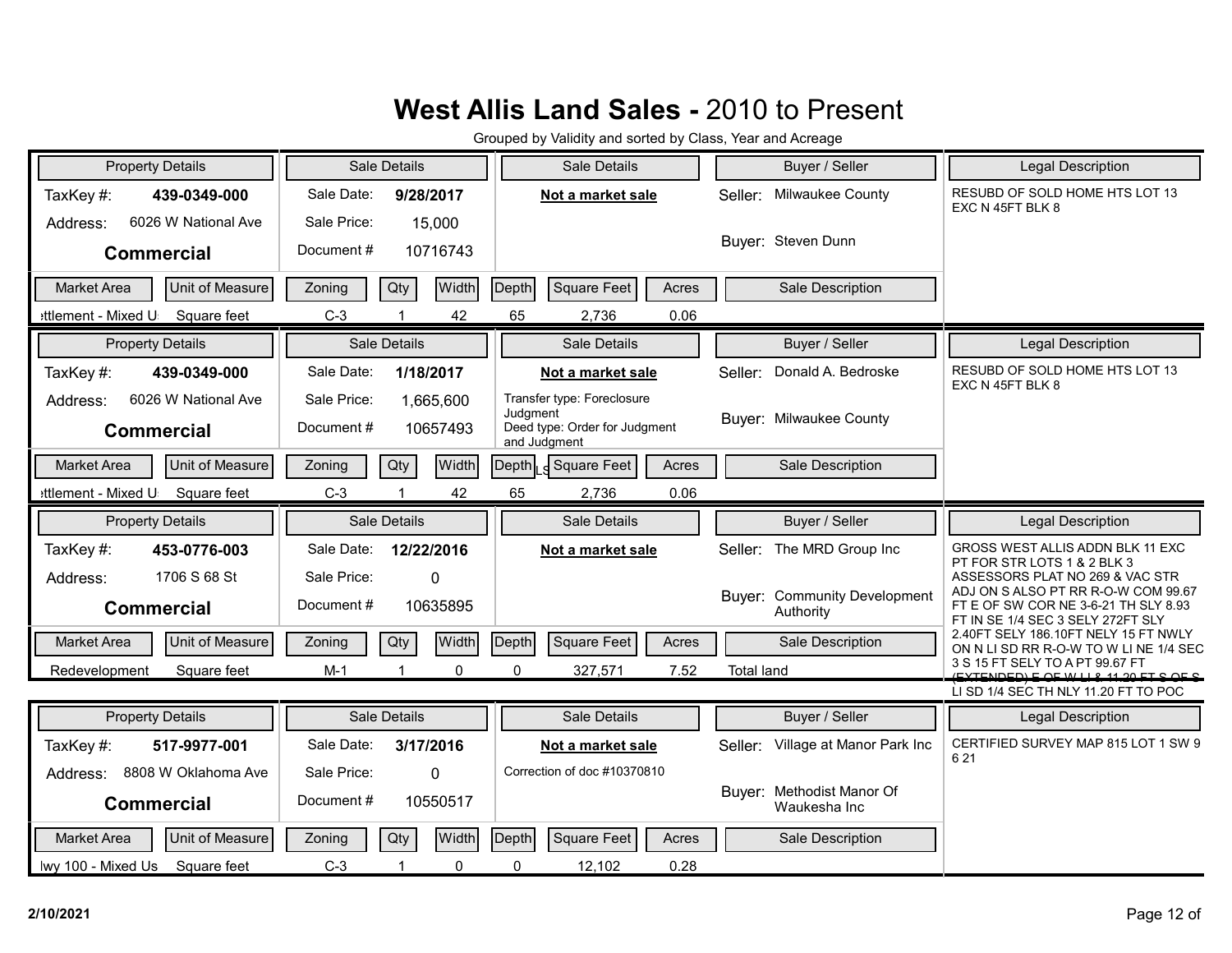# West Allis Land Sales - 2010 to Present

Grouped by Validity and sorted by Class, Year and Acreage

| Property Details | | Sale Details | | Sale Details | Buyer / Seller | Legal Description |
|---|---|---|---|---|---|---|
| TaxKey #: | 439-0349-000 | Sale Date: | 9/28/2017 | **Not a market sale** | Seller: Milwaukee County | RESUBD OF SOLD HOME HTS LOT 13 EXC N 45FT BLK 8 |
| Address: | 6026 W National Ave | Sale Price: | 15,000 | | Buyer: Steven Dunn | |
| **Commercial** | | Document # | 10716743 | | | |

| Market Area | Unit of Measure | Zoning | Qty | Width | Depth | Square Feet | Acres | Sale Description |
|---|---|---|---|---|---|---|---|---|
| ettlement - Mixed U | Square feet | C-3 | 1 | 42 | 65 | 2,736 | 0.06 | |

| Property Details | | Sale Details | | Sale Details | Buyer / Seller | Legal Description |
|---|---|---|---|---|---|---|
| TaxKey #: | 439-0349-000 | Sale Date: | 1/18/2017 | **Not a market sale** | Seller: Donald A. Bedroske | RESUBD OF SOLD HOME HTS LOT 13 EXC N 45FT BLK 8 |
| Address: | 6026 W National Ave | Sale Price: | 1,665,600 | Transfer type: Foreclosure Judgment | Buyer: Milwaukee County | |
| **Commercial** | | Document # | 10657493 | Deed type: Order for Judgment and Judgment | | |

| Market Area | Unit of Measure | Zoning | Qty | Width | Depth | Square Feet | Acres | Sale Description |
|---|---|---|---|---|---|---|---|---|
| ettlement - Mixed U | Square feet | C-3 | 1 | 42 | 65 | 2,736 | 0.06 | |

| Property Details | | Sale Details | | Sale Details | Buyer / Seller | Legal Description |
|---|---|---|---|---|---|---|
| TaxKey #: | 453-0776-003 | Sale Date: | 12/22/2016 | **Not a market sale** | Seller: The MRD Group Inc | GROSS WEST ALLIS ADDN BLK 11 EXC PT FOR STR LOTS 1 & 2 BLK 3 ASSESSORS PLAT NO 269 & VAC STR ADJ ON S ALSO PT RR R-O-W COM 99.67 FT E OF SW COR NE 3-6-21 TH SLY 8.93 FT IN SE 1/4 SEC 3 SELY 272FT SLY 2.40FT SELY 186.10FT NELY 15 FT NWLY ON N LI SD RR R-O-W TO W LI NE 1/4 SEC 3 S 15 FT SELY TO A PT 99.67 FT ~~(EXTENDED) E OF W LI & 11.20 FT S OF S~~ LI SD 1/4 SEC TH NLY 11.20 FT TO POC |
| Address: | 1706 S 68 St | Sale Price: | 0 | | Buyer: Community Development Authority | |
| **Commercial** | | Document # | 10635895 | | | |

| Market Area | Unit of Measure | Zoning | Qty | Width | Depth | Square Feet | Acres | Sale Description |
|---|---|---|---|---|---|---|---|---|
| Redevelopment | Square feet | M-1 | 1 | 0 | 0 | 327,571 | 7.52 | Total land |

| Property Details | | Sale Details | | Sale Details | Buyer / Seller | Legal Description |
|---|---|---|---|---|---|---|
| TaxKey #: | 517-9977-001 | Sale Date: | 3/17/2016 | **Not a market sale** | Seller: Village at Manor Park Inc | CERTIFIED SURVEY MAP 815 LOT 1 SW 9 6 21 |
| Address: | 8808 W Oklahoma Ave | Sale Price: | 0 | Correction of doc #10370810 | Buyer: Methodist Manor Of Waukesha Inc | |
| **Commercial** | | Document # | 10550517 | | | |

| Market Area | Unit of Measure | Zoning | Qty | Width | Depth | Square Feet | Acres | Sale Description |
|---|---|---|---|---|---|---|---|---|
| Iwy 100 - Mixed Us | Square feet | C-3 | 1 | 0 | 0 | 12,102 | 0.28 | |

2/10/2021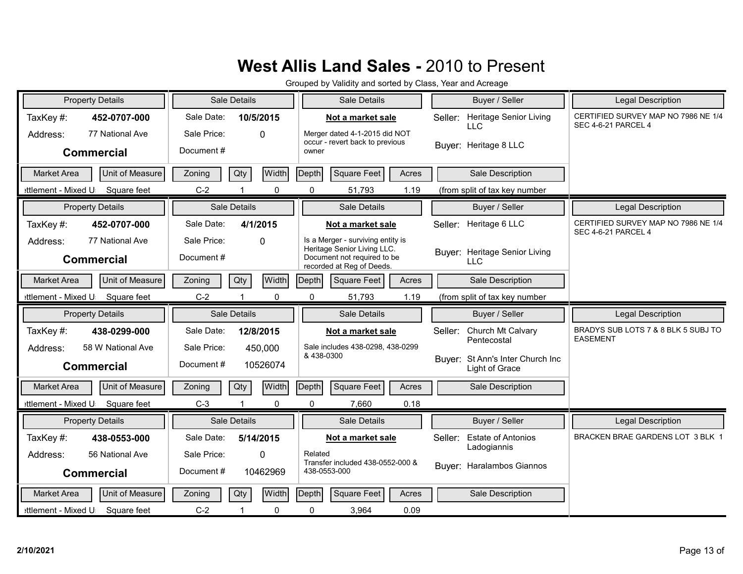# West Allis Land Sales - 2010 to Present

Grouped by Validity and sorted by Class, Year and Acreage

| Property Details | | Sale Details | | Sale Details | Buyer / Seller | Legal Description |
|---|---|---|---|---|---|---|
| TaxKey #: | 452-0707-000 | Sale Date: | 10/5/2015 | **Not a market sale** | Seller: Heritage Senior Living LLC | CERTIFIED SURVEY MAP NO 7986 NE 1/4 SEC 4-6-21 PARCEL 4 |
| Address: | 77 National Ave | Sale Price: | 0 | Merger dated 4-1-2015 did NOT occur - revert back to previous owner | Buyer: Heritage 8 LLC | |
| **Commercial** | | Document # | | | | |

| Market Area | Unit of Measure | Zoning | Qty | Width | Depth | Square Feet | Acres | Sale Description |
|---|---|---|---|---|---|---|---|---|
| ttlement - Mixed U | Square feet | C-2 | 1 | 0 | 0 | 51,793 | 1.19 | (from split of tax key number |

| Property Details | | Sale Details | | Sale Details | Buyer / Seller | Legal Description |
|---|---|---|---|---|---|---|
| TaxKey #: | 452-0707-000 | Sale Date: | 4/1/2015 | **Not a market sale** | Seller: Heritage 6 LLC | CERTIFIED SURVEY MAP NO 7986 NE 1/4 SEC 4-6-21 PARCEL 4 |
| Address: | 77 National Ave | Sale Price: | 0 | Is a Merger - surviving entity is Heritage Senior Living LLC. Document not required to be recorded at Reg of Deeds. | Buyer: Heritage Senior Living LLC | |
| **Commercial** | | Document # | | | | |

| Market Area | Unit of Measure | Zoning | Qty | Width | Depth | Square Feet | Acres | Sale Description |
|---|---|---|---|---|---|---|---|---|
| ttlement - Mixed U | Square feet | C-2 | 1 | 0 | 0 | 51,793 | 1.19 | (from split of tax key number |

| Property Details | | Sale Details | | Sale Details | Buyer / Seller | Legal Description |
|---|---|---|---|---|---|---|
| TaxKey #: | 438-0299-000 | Sale Date: | 12/8/2015 | **Not a market sale** | Seller: Church Mt Calvary Pentecostal | BRADYS SUB LOTS 7 & 8 BLK 5 SUBJ TO EASEMENT |
| Address: | 58 W National Ave | Sale Price: | 450,000 | Sale includes 438-0298, 438-0299 & 438-0300 | Buyer: St Ann's Inter Church Inc Light of Grace | |
| **Commercial** | | Document # | 10526074 | | | |

| Market Area | Unit of Measure | Zoning | Qty | Width | Depth | Square Feet | Acres | Sale Description |
|---|---|---|---|---|---|---|---|---|
| ttlement - Mixed U | Square feet | C-3 | 1 | 0 | 0 | 7,660 | 0.18 | |

| Property Details | | Sale Details | | Sale Details | Buyer / Seller | Legal Description |
|---|---|---|---|---|---|---|
| TaxKey #: | 438-0553-000 | Sale Date: | 5/14/2015 | **Not a market sale** | Seller: Estate of Antonios Ladogiannis | BRACKEN BRAE GARDENS LOT 3 BLK 1 |
| Address: | 56 National Ave | Sale Price: | 0 | Related Transfer included 438-0552-000 & 438-0553-000 | Buyer: Haralambos Giannos | |
| **Commercial** | | Document # | 10462969 | | | |

| Market Area | Unit of Measure | Zoning | Qty | Width | Depth | Square Feet | Acres | Sale Description |
|---|---|---|---|---|---|---|---|---|
| ttlement - Mixed U | Square feet | C-2 | 1 | 0 | 0 | 3,964 | 0.09 | |

2/10/2021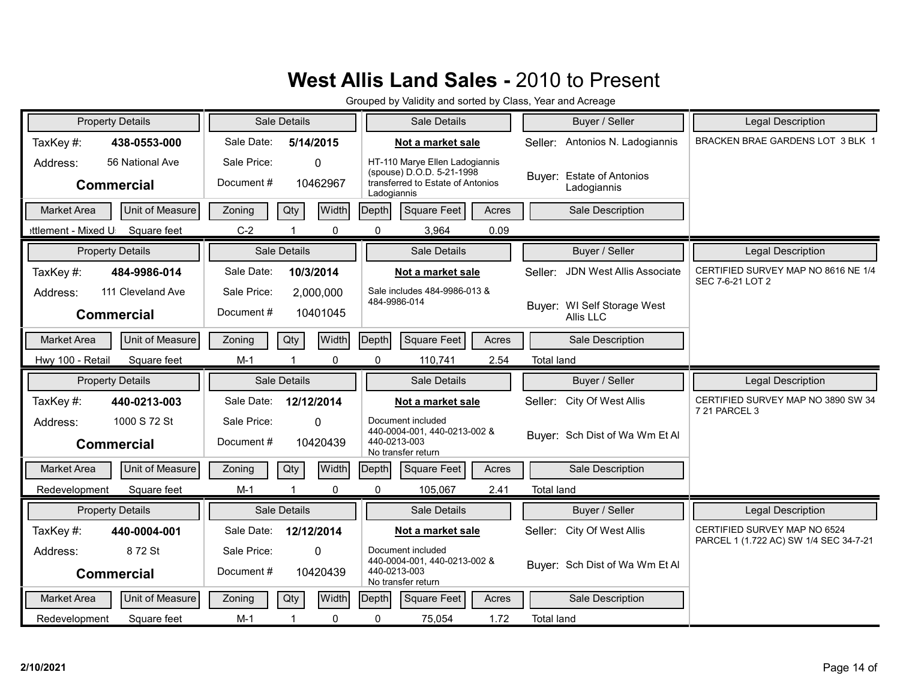# West Allis Land Sales - 2010 to Present

Grouped by Validity and sorted by Class, Year and Acreage

| Property Details | | Sale Details | | Sale Details | Buyer / Seller | Legal Description |
|---|---|---|---|---|---|---|
| TaxKey #: | **438-0553-000** | Sale Date: | **5/14/2015** | **Not a market sale** | Seller: Antonios N. Ladogiannis | BRACKEN BRAE GARDENS LOT 3 BLK 1 |
| Address: | 56 National Ave | Sale Price: | 0 | HT-110 Marye Ellen Ladogiannis (spouse) D.O.D. 5-21-1998 transferred to Estate of Antonios Ladogiannis | Buyer: Estate of Antonios Ladogiannis | |
| **Commercial** | | Document # | 10462967 | | | |

| Market Area | Unit of Measure | Zoning | Qty | Width | Depth | Square Feet | Acres | Sale Description |
|---|---|---|---|---|---|---|---|---|
| ttlement - Mixed U | Square feet | C-2 | 1 | 0 | 0 | 3,964 | 0.09 | |

| Property Details | | Sale Details | | Sale Details | Buyer / Seller | Legal Description |
|---|---|---|---|---|---|---|
| TaxKey #: | **484-9986-014** | Sale Date: | **10/3/2014** | **Not a market sale** | Seller: JDN West Allis Associate | CERTIFIED SURVEY MAP NO 8616 NE 1/4 SEC 7-6-21 LOT 2 |
| Address: | 111 Cleveland Ave | Sale Price: | 2,000,000 | Sale includes 484-9986-013 & 484-9986-014 | Buyer: WI Self Storage West Allis LLC | |
| **Commercial** | | Document # | 10401045 | | | |

| Market Area | Unit of Measure | Zoning | Qty | Width | Depth | Square Feet | Acres | Sale Description |
|---|---|---|---|---|---|---|---|---|
| Hwy 100 - Retail | Square feet | M-1 | 1 | 0 | 0 | 110,741 | 2.54 | Total land |

| Property Details | | Sale Details | | Sale Details | Buyer / Seller | Legal Description |
|---|---|---|---|---|---|---|
| TaxKey #: | **440-0213-003** | Sale Date: | **12/12/2014** | **Not a market sale** | Seller: City Of West Allis | CERTIFIED SURVEY MAP NO 3890 SW 34 7 21 PARCEL 3 |
| Address: | 1000 S 72 St | Sale Price: | 0 | Document included 440-0004-001, 440-0213-002 & 440-0213-003 No transfer return | Buyer: Sch Dist of Wa Wm Et Al | |
| **Commercial** | | Document # | 10420439 | | | |

| Market Area | Unit of Measure | Zoning | Qty | Width | Depth | Square Feet | Acres | Sale Description |
|---|---|---|---|---|---|---|---|---|
| Redevelopment | Square feet | M-1 | 1 | 0 | 0 | 105,067 | 2.41 | Total land |

| Property Details | | Sale Details | | Sale Details | Buyer / Seller | Legal Description |
|---|---|---|---|---|---|---|
| TaxKey #: | **440-0004-001** | Sale Date: | **12/12/2014** | **Not a market sale** | Seller: City Of West Allis | CERTIFIED SURVEY MAP NO 6524 PARCEL 1 (1.722 AC) SW 1/4 SEC 34-7-21 |
| Address: | 8 72 St | Sale Price: | 0 | Document included 440-0004-001, 440-0213-002 & 440-0213-003 No transfer return | Buyer: Sch Dist of Wa Wm Et Al | |
| **Commercial** | | Document # | 10420439 | | | |

| Market Area | Unit of Measure | Zoning | Qty | Width | Depth | Square Feet | Acres | Sale Description |
|---|---|---|---|---|---|---|---|---|
| Redevelopment | Square feet | M-1 | 1 | 0 | 0 | 75,054 | 1.72 | Total land |

2/10/2021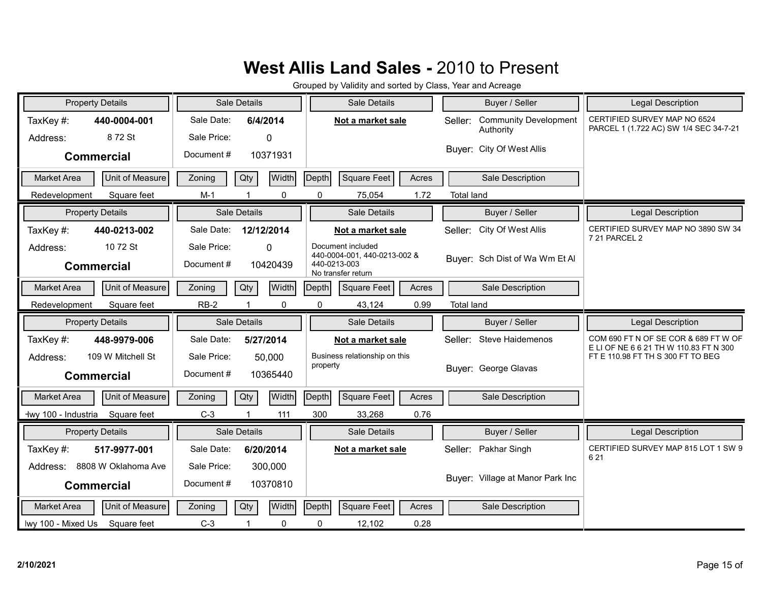# **West Allis Land Sales -** 2010 to Present

Grouped by Validity and sorted by Class, Year and Acreage

| Property Details | | Sale Details | | Sale Details | Buyer / Seller | Legal Description |
|---|---|---|---|---|---|---|
| TaxKey #: | **440-0004-001** | Sale Date: | **6/4/2014** | **Not a market sale** | Seller: Community Development Authority | CERTIFIED SURVEY MAP NO 6524 PARCEL 1 (1.722 AC) SW 1/4 SEC 34-7-21 |
| Address: | 8 72 St | Sale Price: | 0 | | Buyer: City Of West Allis | |
| **Commercial** | | Document # | 10371931 | | | |

| Market Area | Unit of Measure | Zoning | Qty | Width | Depth | Square Feet | Acres | Sale Description |
|---|---|---|---|---|---|---|---|---|
| Redevelopment | Square feet | M-1 | 1 | 0 | 0 | 75,054 | 1.72 | Total land |

| Property Details | | Sale Details | | Sale Details | Buyer / Seller | Legal Description |
|---|---|---|---|---|---|---|
| TaxKey #: | **440-0213-002** | Sale Date: | **12/12/2014** | **Not a market sale** | Seller: City Of West Allis | CERTIFIED SURVEY MAP NO 3890 SW 34 7 21 PARCEL 2 |
| Address: | 10 72 St | Sale Price: | 0 | Document included 440-0004-001, 440-0213-002 & 440-0213-003 No transfer return | Buyer: Sch Dist of Wa Wm Et Al | |
| **Commercial** | | Document # | 10420439 | | | |

| Market Area | Unit of Measure | Zoning | Qty | Width | Depth | Square Feet | Acres | Sale Description |
|---|---|---|---|---|---|---|---|---|
| Redevelopment | Square feet | RB-2 | 1 | 0 | 0 | 43,124 | 0.99 | Total land |

| Property Details | | Sale Details | | Sale Details | Buyer / Seller | Legal Description |
|---|---|---|---|---|---|---|
| TaxKey #: | **448-9979-006** | Sale Date: | **5/27/2014** | **Not a market sale** | Seller: Steve Haidemenos | COM 690 FT N OF SE COR & 689 FT W OF E LI OF NE 6 6 21 TH W 110.83 FT N 300 FT E 110.98 FT TH S 300 FT TO BEG |
| Address: | 109 W Mitchell St | Sale Price: | 50,000 | Business relationship on this property | Buyer: George Glavas | |
| **Commercial** | | Document # | 10365440 | | | |

| Market Area | Unit of Measure | Zoning | Qty | Width | Depth | Square Feet | Acres | Sale Description |
|---|---|---|---|---|---|---|---|---|
| Hwy 100 - Industria | Square feet | C-3 | 1 | 111 | 300 | 33,268 | 0.76 | |

| Property Details | | Sale Details | | Sale Details | Buyer / Seller | Legal Description |
|---|---|---|---|---|---|---|
| TaxKey #: | **517-9977-001** | Sale Date: | **6/20/2014** | **Not a market sale** | Seller: Pakhar Singh | CERTIFIED SURVEY MAP 815 LOT 1 SW 9 6 21 |
| Address: | 8808 W Oklahoma Ave | Sale Price: | 300,000 | | Buyer: Village at Manor Park Inc | |
| **Commercial** | | Document # | 10370810 | | | |

| Market Area | Unit of Measure | Zoning | Qty | Width | Depth | Square Feet | Acres | Sale Description |
|---|---|---|---|---|---|---|---|---|
| Hwy 100 - Mixed Us | Square feet | C-3 | 1 | 0 | 0 | 12,102 | 0.28 | |

2/10/2021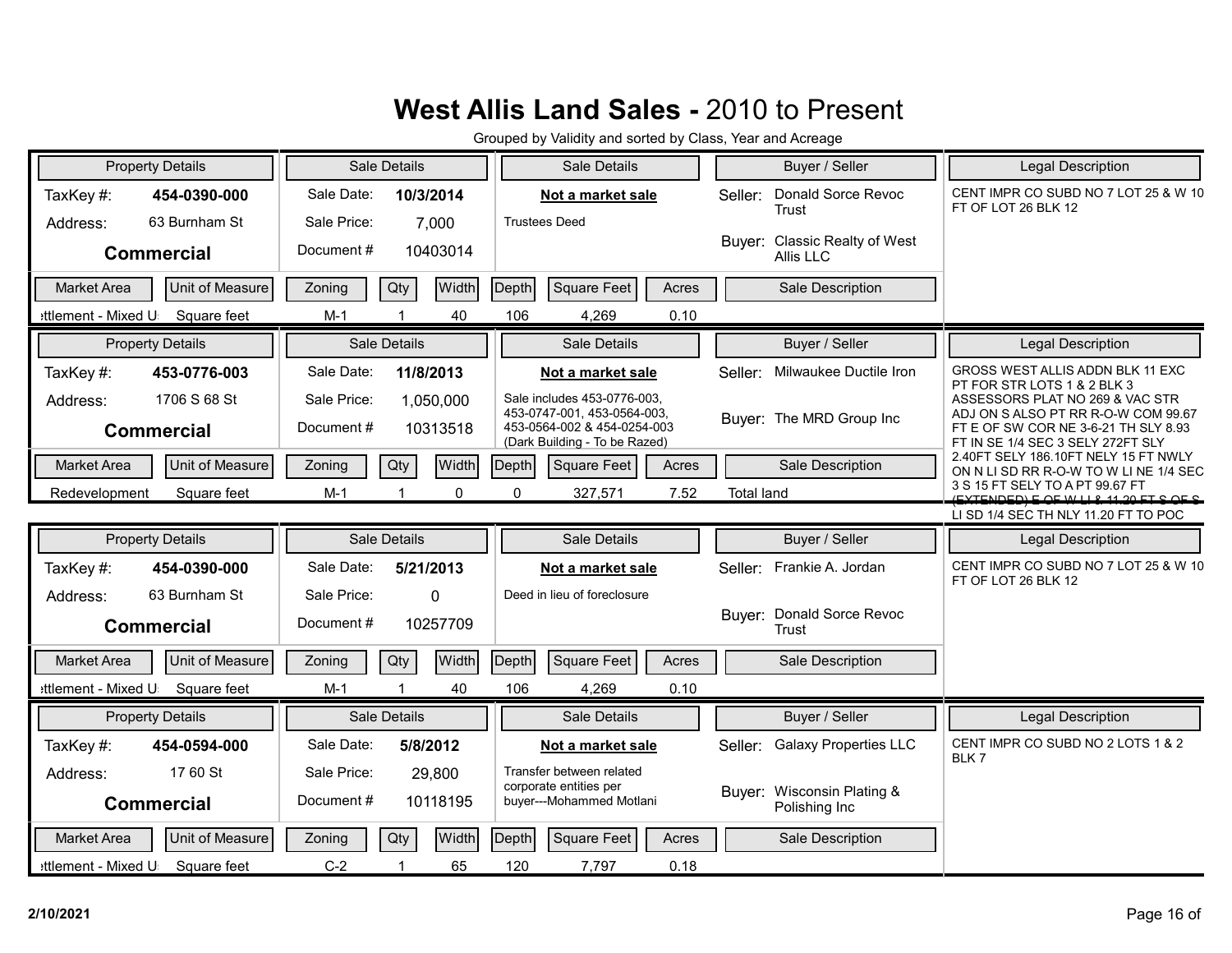# West Allis Land Sales - 2010 to Present

Grouped by Validity and sorted by Class, Year and Acreage

| Property Details | | Sale Details | | Sale Details | Buyer / Seller | Legal Description |
|---|---|---|---|---|---|---|
| TaxKey #: | 454-0390-000 | Sale Date: | 10/3/2014 | Not a market sale | Seller: Donald Sorce Revoc Trust | CENT IMPR CO SUBD NO 7 LOT 25 & W 10 FT OF LOT 26 BLK 12 |
| Address: | 63 Burnham St | Sale Price: | 7,000 | Trustees Deed | | |
| Commercial | | Document # | 10403014 | | Buyer: Classic Realty of West Allis LLC | |

| Market Area | Unit of Measure | Zoning | Qty | Width | Depth | Square Feet | Acres | Sale Description |
|---|---|---|---|---|---|---|---|---|
| Settlement - Mixed U | Square feet | M-1 | 1 | 40 | 106 | 4,269 | 0.10 | |

| Property Details | | Sale Details | | Sale Details | Buyer / Seller | Legal Description |
|---|---|---|---|---|---|---|
| TaxKey #: | 453-0776-003 | Sale Date: | 11/8/2013 | Not a market sale | Seller: Milwaukee Ductile Iron | GROSS WEST ALLIS ADDN BLK 11 EXC PT FOR STR LOTS 1 & 2 BLK 3 ASSESSORS PLAT NO 269 & VAC STR ADJ ON S ALSO PT RR R-O-W COM 99.67 FT E OF SW COR NE 3-6-21 TH SLY 8.93 FT IN SE 1/4 SEC 3 SELY 272FT SLY 2.40FT SELY 186.10FT NELY 15 FT NWLY ON N LI SD RR R-O-W TO W LI NE 1/4 SEC 3 S 15 FT SELY TO A PT 99.67 FT (EXTENDED) E OF W LI & 11.20 FT S OF S LI SD 1/4 SEC TH NLY 11.20 FT TO POC |
| Address: | 1706 S 68 St | Sale Price: | 1,050,000 | Sale includes 453-0776-003, 453-0747-001, 453-0564-003, 453-0564-002 & 454-0254-003 (Dark Building - To be Razed) | | |
| Commercial | | Document # | 10313518 | | Buyer: The MRD Group Inc | |

| Market Area | Unit of Measure | Zoning | Qty | Width | Depth | Square Feet | Acres | Sale Description |
|---|---|---|---|---|---|---|---|---|
| Redevelopment | Square feet | M-1 | 1 | 0 | 0 | 327,571 | 7.52 | Total land |

| Property Details | | Sale Details | | Sale Details | Buyer / Seller | Legal Description |
|---|---|---|---|---|---|---|
| TaxKey #: | 454-0390-000 | Sale Date: | 5/21/2013 | Not a market sale | Seller: Frankie A. Jordan | CENT IMPR CO SUBD NO 7 LOT 25 & W 10 FT OF LOT 26 BLK 12 |
| Address: | 63 Burnham St | Sale Price: | 0 | Deed in lieu of foreclosure | | |
| Commercial | | Document # | 10257709 | | Buyer: Donald Sorce Revoc Trust | |

| Market Area | Unit of Measure | Zoning | Qty | Width | Depth | Square Feet | Acres | Sale Description |
|---|---|---|---|---|---|---|---|---|
| Settlement - Mixed U | Square feet | M-1 | 1 | 40 | 106 | 4,269 | 0.10 | |

| Property Details | | Sale Details | | Sale Details | Buyer / Seller | Legal Description |
|---|---|---|---|---|---|---|
| TaxKey #: | 454-0594-000 | Sale Date: | 5/8/2012 | Not a market sale | Seller: Galaxy Properties LLC | CENT IMPR CO SUBD NO 2 LOTS 1 & 2 BLK 7 |
| Address: | 17 60 St | Sale Price: | 29,800 | Transfer between related corporate entities per buyer---Mohammed Motlani | | |
| Commercial | | Document # | 10118195 | | Buyer: Wisconsin Plating & Polishing Inc | |

| Market Area | Unit of Measure | Zoning | Qty | Width | Depth | Square Feet | Acres | Sale Description |
|---|---|---|---|---|---|---|---|---|
| Settlement - Mixed U | Square feet | C-2 | 1 | 65 | 120 | 7,797 | 0.18 | |

2/10/2021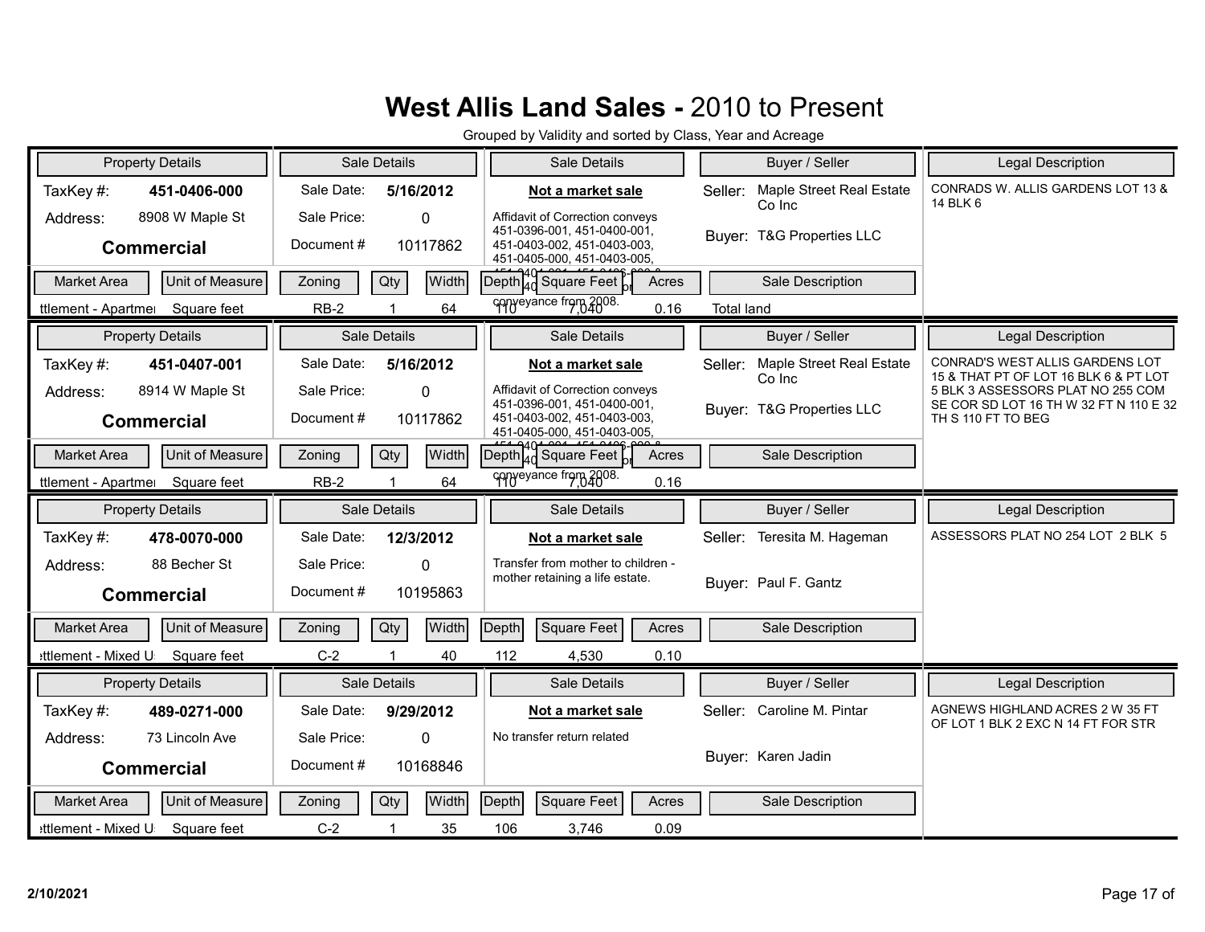# West Allis Land Sales - 2010 to Present

Grouped by Validity and sorted by Class, Year and Acreage

| Property Details | | Sale Details | | Sale Details | Buyer / Seller | Legal Description |
|---|---|---|---|---|---|---|
| TaxKey #: | 451-0406-000 | Sale Date: | 5/16/2012 | **Not a market sale** | Seller: Maple Street Real Estate Co Inc | CONRADS W. ALLIS GARDENS LOT 13 & 14 BLK 6 |
| Address: | 8908 W Maple St | Sale Price: | 0 | Affidavit of Correction conveys 451-0396-001, 451-0400-001, 451-0403-002, 451-0403-003, 451-0405-000, 451-0403-005, 451-0401-001, 451-0406-000 & ... conveyance from 2008. | Buyer: T&G Properties LLC | |
| **Commercial** | | Document # | 10117862 | | | |

| Market Area | Unit of Measure | Zoning | Qty | Width | Depth | Square Feet | Acres | Sale Description |
|---|---|---|---|---|---|---|---|---|
| ttlement - Apartme | Square feet | RB-2 | 1 | 64 | 110 | 7,040 | 0.16 | Total land |

| Property Details | | Sale Details | | Sale Details | Buyer / Seller | Legal Description |
|---|---|---|---|---|---|---|
| TaxKey #: | 451-0407-001 | Sale Date: | 5/16/2012 | **Not a market sale** | Seller: Maple Street Real Estate Co Inc | CONRAD'S WEST ALLIS GARDENS LOT 15 & THAT PT OF LOT 16 BLK 6 & PT LOT 5 BLK 3 ASSESSORS PLAT NO 255 COM SE COR SD LOT 16 TH W 32 FT N 110 E 32 TH S 110 FT TO BEG |
| Address: | 8914 W Maple St | Sale Price: | 0 | Affidavit of Correction conveys 451-0396-001, 451-0400-001, 451-0403-002, 451-0403-003, 451-0405-000, 451-0403-005, 451-0401-001, 451-0406-000 & ... conveyance from 2008. | Buyer: T&G Properties LLC | |
| **Commercial** | | Document # | 10117862 | | | |

| Market Area | Unit of Measure | Zoning | Qty | Width | Depth | Square Feet | Acres | Sale Description |
|---|---|---|---|---|---|---|---|---|
| ttlement - Apartme | Square feet | RB-2 | 1 | 64 | 110 | 7,040 | 0.16 | |

| Property Details | | Sale Details | | Sale Details | Buyer / Seller | Legal Description |
|---|---|---|---|---|---|---|
| TaxKey #: | 478-0070-000 | Sale Date: | 12/3/2012 | **Not a market sale** | Seller: Teresita M. Hageman | ASSESSORS PLAT NO 254 LOT 2 BLK 5 |
| Address: | 88 Becher St | Sale Price: | 0 | Transfer from mother to children - mother retaining a life estate. | Buyer: Paul F. Gantz | |
| **Commercial** | | Document # | 10195863 | | | |

| Market Area | Unit of Measure | Zoning | Qty | Width | Depth | Square Feet | Acres | Sale Description |
|---|---|---|---|---|---|---|---|---|
| ttlement - Mixed U | Square feet | C-2 | 1 | 40 | 112 | 4,530 | 0.10 | |

| Property Details | | Sale Details | | Sale Details | Buyer / Seller | Legal Description |
|---|---|---|---|---|---|---|
| TaxKey #: | 489-0271-000 | Sale Date: | 9/29/2012 | **Not a market sale** | Seller: Caroline M. Pintar | AGNEWS HIGHLAND ACRES 2 W 35 FT OF LOT 1 BLK 2 EXC N 14 FT FOR STR |
| Address: | 73 Lincoln Ave | Sale Price: | 0 | No transfer return related | Buyer: Karen Jadin | |
| **Commercial** | | Document # | 10168846 | | | |

| Market Area | Unit of Measure | Zoning | Qty | Width | Depth | Square Feet | Acres | Sale Description |
|---|---|---|---|---|---|---|---|---|
| ttlement - Mixed U | Square feet | C-2 | 1 | 35 | 106 | 3,746 | 0.09 | |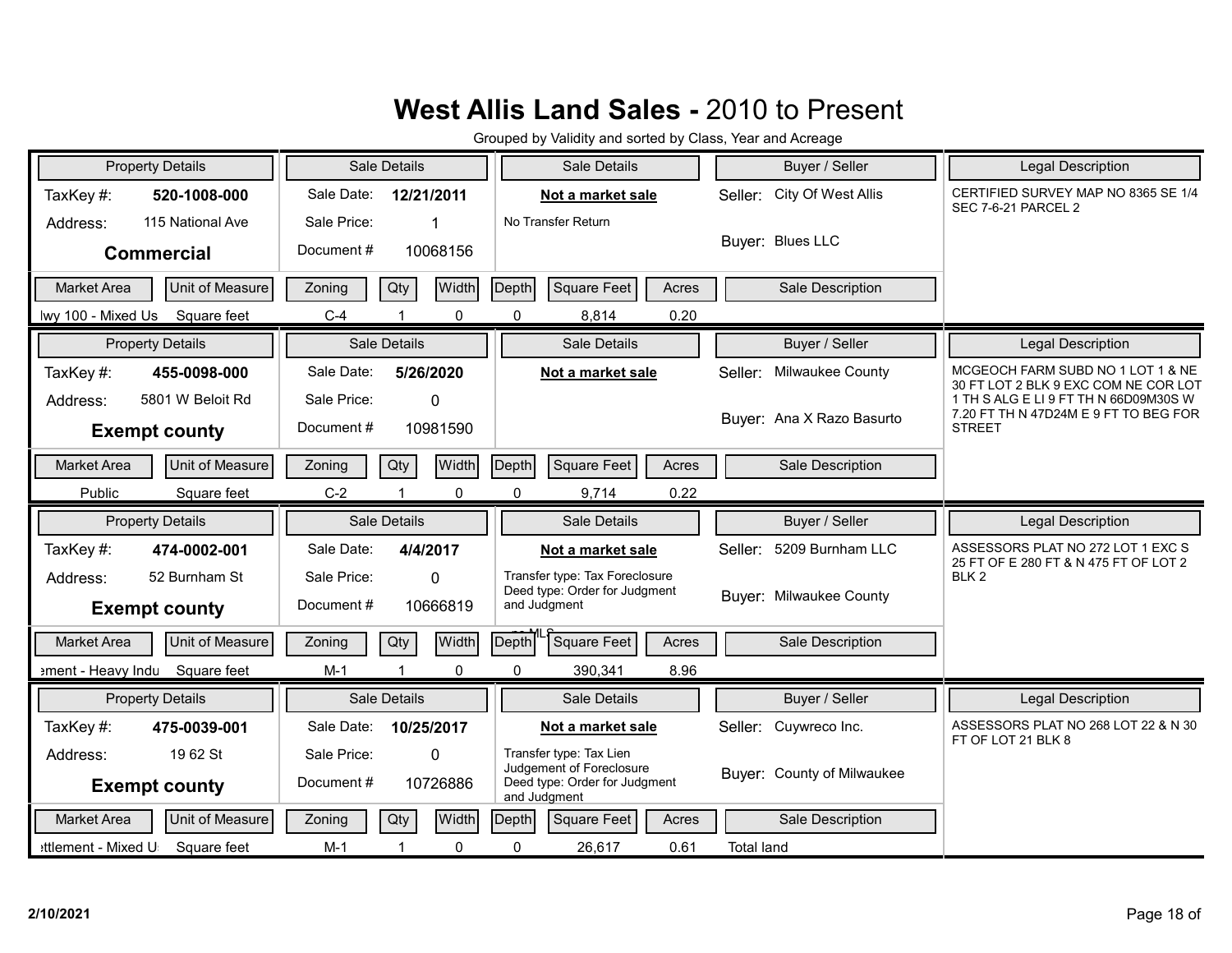# West Allis Land Sales - 2010 to Present

Grouped by Validity and sorted by Class, Year and Acreage

| Property Details | | Sale Details | | Sale Details | Buyer / Seller | Legal Description |
|---|---|---|---|---|---|---|
| TaxKey #: | 520-1008-000 | Sale Date: | 12/21/2011 | **Not a market sale** | Seller: City Of West Allis | CERTIFIED SURVEY MAP NO 8365 SE 1/4 SEC 7-6-21 PARCEL 2 |
| Address: | 115 National Ave | Sale Price: | 1 | No Transfer Return | | |
| **Commercial** | | Document # | 10068156 | | Buyer: Blues LLC | |

| Market Area | Unit of Measure | Zoning | Qty | Width | Depth | Square Feet | Acres | Sale Description |
|---|---|---|---|---|---|---|---|---|
| lwy 100 - Mixed Us | Square feet | C-4 | 1 | 0 | 0 | 8,814 | 0.20 | |

| Property Details | | Sale Details | | Sale Details | Buyer / Seller | Legal Description |
|---|---|---|---|---|---|---|
| TaxKey #: | 455-0098-000 | Sale Date: | 5/26/2020 | **Not a market sale** | Seller: Milwaukee County | MCGEOCH FARM SUBD NO 1 LOT 1 & NE 30 FT LOT 2 BLK 9 EXC COM NE COR LOT 1 TH S ALG E LI 9 FT TH N 66D09M30S W 7.20 FT TH N 47D24M E 9 FT TO BEG FOR STREET |
| Address: | 5801 W Beloit Rd | Sale Price: | 0 | | | |
| **Exempt county** | | Document # | 10981590 | | Buyer: Ana X Razo Basurto | |

| Market Area | Unit of Measure | Zoning | Qty | Width | Depth | Square Feet | Acres | Sale Description |
|---|---|---|---|---|---|---|---|---|
| Public | Square feet | C-2 | 1 | 0 | 0 | 9,714 | 0.22 | |

| Property Details | | Sale Details | | Sale Details | Buyer / Seller | Legal Description |
|---|---|---|---|---|---|---|
| TaxKey #: | 474-0002-001 | Sale Date: | 4/4/2017 | **Not a market sale** | Seller: 5209 Burnham LLC | ASSESSORS PLAT NO 272 LOT 1 EXC S 25 FT OF E 280 FT & N 475 FT OF LOT 2 BLK 2 |
| Address: | 52 Burnham St | Sale Price: | 0 | Transfer type: Tax Foreclosure Deed type: Order for Judgment and Judgment | | |
| **Exempt county** | | Document # | 10666819 | no MLS | Buyer: Milwaukee County | |

| Market Area | Unit of Measure | Zoning | Qty | Width | Depth | Square Feet | Acres | Sale Description |
|---|---|---|---|---|---|---|---|---|
| ement - Heavy Indu | Square feet | M-1 | 1 | 0 | 0 | 390,341 | 8.96 | |

| Property Details | | Sale Details | | Sale Details | Buyer / Seller | Legal Description |
|---|---|---|---|---|---|---|
| TaxKey #: | 475-0039-001 | Sale Date: | 10/25/2017 | **Not a market sale** | Seller: Cuywreco Inc. | ASSESSORS PLAT NO 268 LOT 22 & N 30 FT OF LOT 21 BLK 8 |
| Address: | 19 62 St | Sale Price: | 0 | Transfer type: Tax Lien Judgement of Foreclosure Deed type: Order for Judgment and Judgment | | |
| **Exempt county** | | Document # | 10726886 | | Buyer: County of Milwaukee | |

| Market Area | Unit of Measure | Zoning | Qty | Width | Depth | Square Feet | Acres | Sale Description |
|---|---|---|---|---|---|---|---|---|
| ettlement - Mixed U | Square feet | M-1 | 1 | 0 | 0 | 26,617 | 0.61 | Total land |

2/10/2021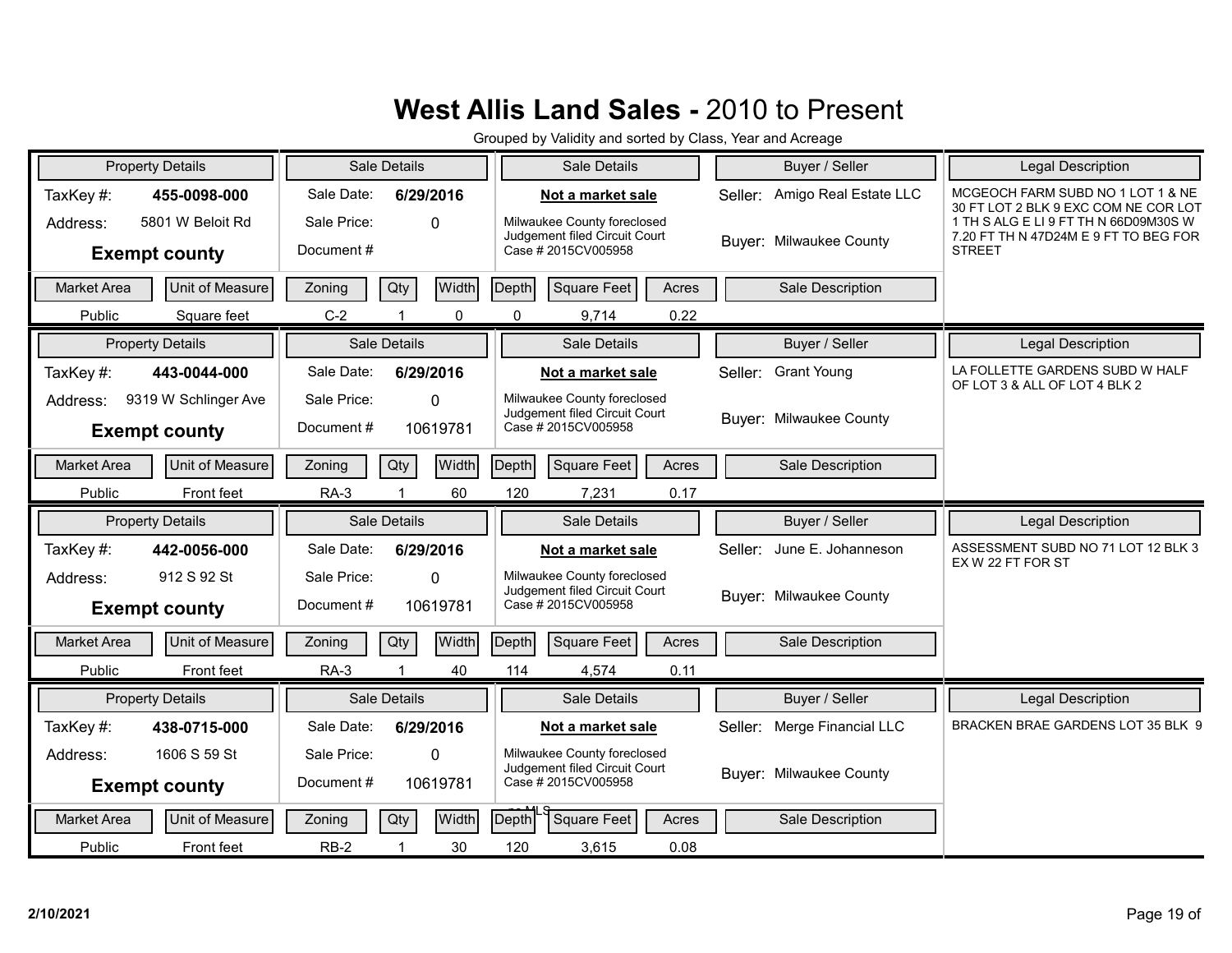# **West Allis Land Sales -** 2010 to Present

Grouped by Validity and sorted by Class, Year and Acreage

| Property Details | | Sale Details | | Sale Details | Buyer / Seller | Legal Description |
|---|---|---|---|---|---|---|
| TaxKey #: | 455-0098-000 | Sale Date: | 6/29/2016 | Not a market sale | Seller: Amigo Real Estate LLC | MCGEOCH FARM SUBD NO 1 LOT 1 & NE 30 FT LOT 2 BLK 9 EXC COM NE COR LOT 1 TH S ALG E LI 9 FT TH N 66D09M30S W 7.20 FT TH N 47D24M E 9 FT TO BEG FOR STREET |
| Address: | 5801 W Beloit Rd | Sale Price: | 0 | Milwaukee County foreclosed Judgement filed Circuit Court Case # 2015CV005958 | Buyer: Milwaukee County | |
| **Exempt county** | | Document # | | | | |

| Market Area | Unit of Measure | Zoning | Qty | Width | Depth | Square Feet | Acres | Sale Description |
|---|---|---|---|---|---|---|---|---|
| Public | Square feet | C-2 | 1 | 0 | 0 | 9,714 | 0.22 | |

| Property Details | | Sale Details | | Sale Details | Buyer / Seller | Legal Description |
|---|---|---|---|---|---|---|
| TaxKey #: | 443-0044-000 | Sale Date: | 6/29/2016 | Not a market sale | Seller: Grant Young | LA FOLLETTE GARDENS SUBD W HALF OF LOT 3 & ALL OF LOT 4 BLK 2 |
| Address: | 9319 W Schlinger Ave | Sale Price: | 0 | Milwaukee County foreclosed Judgement filed Circuit Court Case # 2015CV005958 | Buyer: Milwaukee County | |
| **Exempt county** | | Document # | 10619781 | | | |

| Market Area | Unit of Measure | Zoning | Qty | Width | Depth | Square Feet | Acres | Sale Description |
|---|---|---|---|---|---|---|---|---|
| Public | Front feet | RA-3 | 1 | 60 | 120 | 7,231 | 0.17 | |

| Property Details | | Sale Details | | Sale Details | Buyer / Seller | Legal Description |
|---|---|---|---|---|---|---|
| TaxKey #: | 442-0056-000 | Sale Date: | 6/29/2016 | Not a market sale | Seller: June E. Johanneson | ASSESSMENT SUBD NO 71 LOT 12 BLK 3 EX W 22 FT FOR ST |
| Address: | 912 S 92 St | Sale Price: | 0 | Milwaukee County foreclosed Judgement filed Circuit Court Case # 2015CV005958 | Buyer: Milwaukee County | |
| **Exempt county** | | Document # | 10619781 | | | |

| Market Area | Unit of Measure | Zoning | Qty | Width | Depth | Square Feet | Acres | Sale Description |
|---|---|---|---|---|---|---|---|---|
| Public | Front feet | RA-3 | 1 | 40 | 114 | 4,574 | 0.11 | |

| Property Details | | Sale Details | | Sale Details | Buyer / Seller | Legal Description |
|---|---|---|---|---|---|---|
| TaxKey #: | 438-0715-000 | Sale Date: | 6/29/2016 | Not a market sale | Seller: Merge Financial LLC | BRACKEN BRAE GARDENS LOT 35 BLK 9 |
| Address: | 1606 S 59 St | Sale Price: | 0 | Milwaukee County foreclosed Judgement filed Circuit Court Case # 2015CV005958 | Buyer: Milwaukee County | |
| **Exempt county** | | Document # | 10619781 | | | |

| Market Area | Unit of Measure | Zoning | Qty | Width | Depth | Square Feet | Acres | Sale Description |
|---|---|---|---|---|---|---|---|---|
| Public | Front feet | RB-2 | 1 | 30 | 120 | 3,615 | 0.08 | |

2/10/2021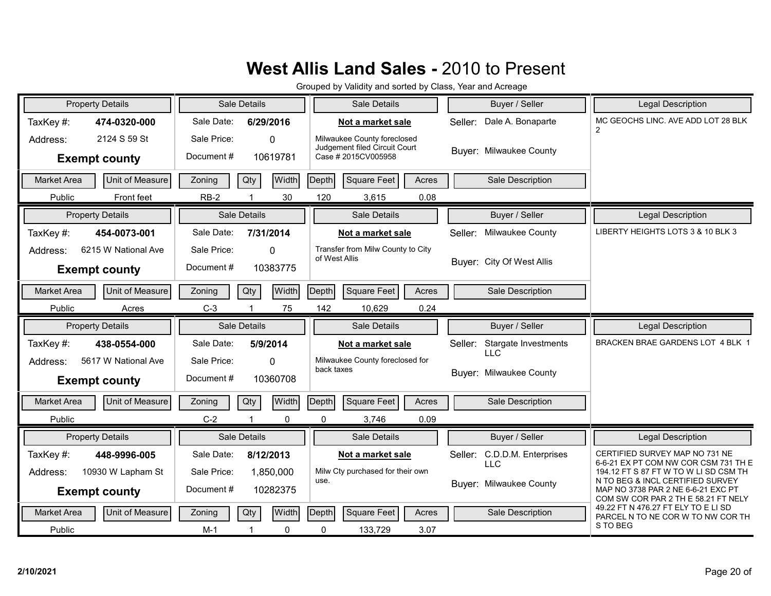# West Allis Land Sales - 2010 to Present

Grouped by Validity and sorted by Class, Year and Acreage

| Property Details | | Sale Details | | Sale Details | Buyer / Seller | Legal Description |
|---|---|---|---|---|---|---|
| TaxKey #: | **474-0320-000** | Sale Date: | **6/29/2016** | **Not a market sale** | Seller: Dale A. Bonaparte | MC GEOCHS LINC. AVE ADD LOT 28 BLK 2 |
| Address: | 2124 S 59 St | Sale Price: | 0 | Milwaukee County foreclosed Judgement filed Circuit Court Case # 2015CV005958 | Buyer: Milwaukee County | |
| **Exempt county** | | Document # | 10619781 | | | |

| Market Area | Unit of Measure | Zoning | Qty | Width | Depth | Square Feet | Acres | Sale Description |
|---|---|---|---|---|---|---|---|---|
| Public | Front feet | RB-2 | 1 | 30 | 120 | 3,615 | 0.08 | |

| Property Details | | Sale Details | | Sale Details | Buyer / Seller | Legal Description |
|---|---|---|---|---|---|---|
| TaxKey #: | **454-0073-001** | Sale Date: | **7/31/2014** | **Not a market sale** | Seller: Milwaukee County | LIBERTY HEIGHTS LOTS 3 & 10 BLK 3 |
| Address: | 6215 W National Ave | Sale Price: | 0 | Transfer from Milw County to City of West Allis | Buyer: City Of West Allis | |
| **Exempt county** | | Document # | 10383775 | | | |

| Market Area | Unit of Measure | Zoning | Qty | Width | Depth | Square Feet | Acres | Sale Description |
|---|---|---|---|---|---|---|---|---|
| Public | Acres | C-3 | 1 | 75 | 142 | 10,629 | 0.24 | |

| Property Details | | Sale Details | | Sale Details | Buyer / Seller | Legal Description |
|---|---|---|---|---|---|---|
| TaxKey #: | **438-0554-000** | Sale Date: | **5/9/2014** | **Not a market sale** | Seller: Stargate Investments LLC | BRACKEN BRAE GARDENS LOT 4 BLK 1 |
| Address: | 5617 W National Ave | Sale Price: | 0 | Milwaukee County foreclosed for back taxes | Buyer: Milwaukee County | |
| **Exempt county** | | Document # | 10360708 | | | |

| Market Area | Unit of Measure | Zoning | Qty | Width | Depth | Square Feet | Acres | Sale Description |
|---|---|---|---|---|---|---|---|---|
| Public | | C-2 | 1 | 0 | 0 | 3,746 | 0.09 | |

| Property Details | | Sale Details | | Sale Details | Buyer / Seller | Legal Description |
|---|---|---|---|---|---|---|
| TaxKey #: | **448-9996-005** | Sale Date: | **8/12/2013** | **Not a market sale** | Seller: C.D.D.M. Enterprises LLC | CERTIFIED SURVEY MAP NO 731 NE 6-6-21 EX PT COM NW COR CSM 731 TH E 194.12 FT S 87 FT W TO W LI SD CSM TH N TO BEG & INCL CERTIFIED SURVEY MAP NO 3738 PAR 2 NE 6-6-21 EXC PT COM SW COR PAR 2 TH E 58.21 FT NELY 49.22 FT N 476.27 FT ELY TO E LI SD PARCEL N TO NE COR W TO NW COR TH S TO BEG |
| Address: | 10930 W Lapham St | Sale Price: | 1,850,000 | Milw Cty purchased for their own use. | Buyer: Milwaukee County | |
| **Exempt county** | | Document # | 10282375 | | | |

| Market Area | Unit of Measure | Zoning | Qty | Width | Depth | Square Feet | Acres | Sale Description |
|---|---|---|---|---|---|---|---|---|
| Public | | M-1 | 1 | 0 | 0 | 133,729 | 3.07 | |

2/10/2021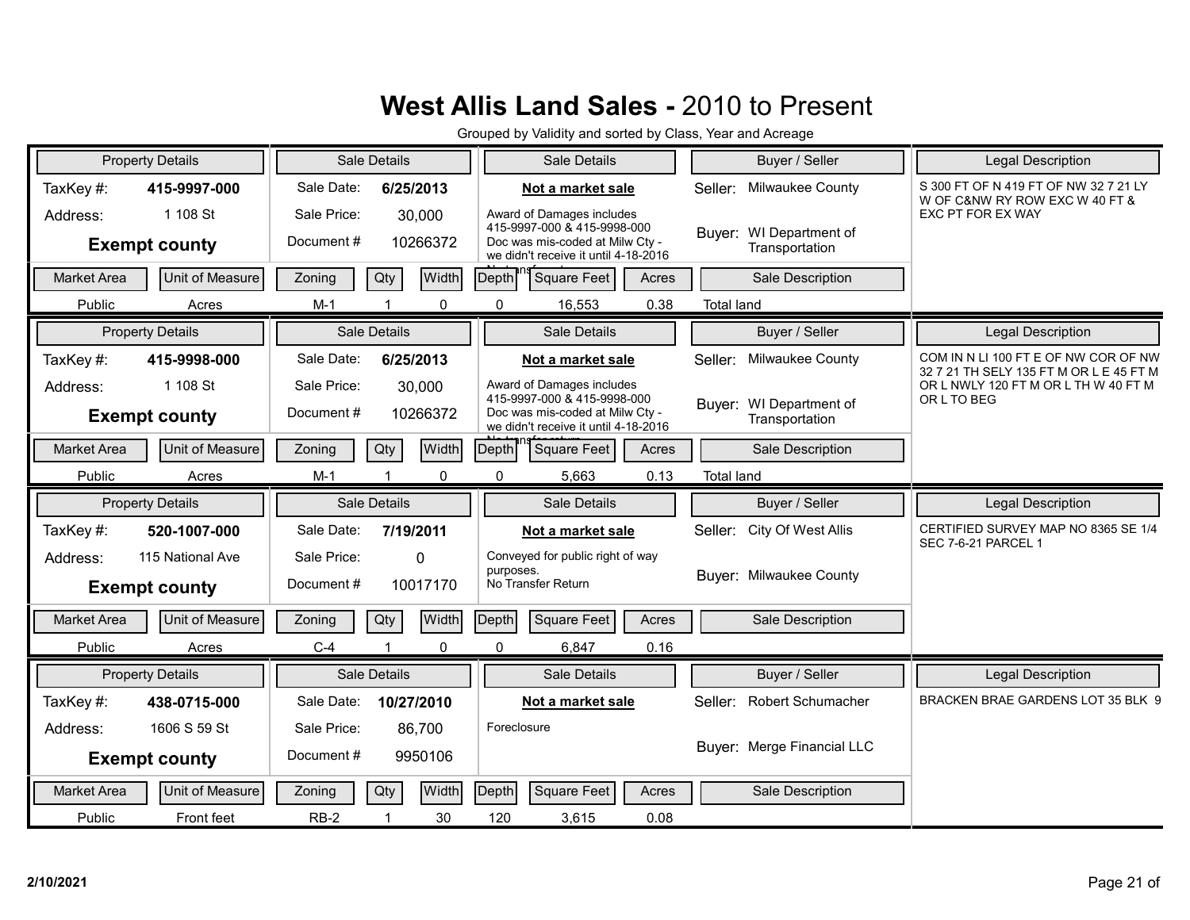# West Allis Land Sales - 2010 to Present

Grouped by Validity and sorted by Class, Year and Acreage

| Property Details | | Sale Details | | Sale Details | Buyer / Seller | Legal Description |
|---|---|---|---|---|---|---|
| TaxKey #: | 415-9997-000 | Sale Date: | 6/25/2013 | **Not a market sale** | Seller: Milwaukee County | S 300 FT OF N 419 FT OF NW 32 7 21 LY W OF C&NW RY ROW EXC W 40 FT & EXC PT FOR EX WAY |
| Address: | 1 108 St | Sale Price: | 30,000 | Award of Damages includes 415-9997-000 & 415-9998-000 Doc was mis-coded at Milw Cty - we didn't receive it until 4-18-2016 No transfer return | Buyer: WI Department of Transportation | |
| **Exempt county** | | Document # | 10266372 | | | |

| Market Area | Unit of Measure | Zoning | Qty | Width | Depth | Square Feet | Acres | Sale Description |
|---|---|---|---|---|---|---|---|---|
| Public | Acres | M-1 | 1 | 0 | 0 | 16,553 | 0.38 | Total land |

| Property Details | | Sale Details | | Sale Details | Buyer / Seller | Legal Description |
|---|---|---|---|---|---|---|
| TaxKey #: | 415-9998-000 | Sale Date: | 6/25/2013 | **Not a market sale** | Seller: Milwaukee County | COM IN N LI 100 FT E OF NW COR OF NW 32 7 21 TH SELY 135 FT M OR L E 45 FT M OR L NWLY 120 FT M OR L TH W 40 FT M OR L TO BEG |
| Address: | 1 108 St | Sale Price: | 30,000 | Award of Damages includes 415-9997-000 & 415-9998-000 Doc was mis-coded at Milw Cty - we didn't receive it until 4-18-2016 No transfer return | Buyer: WI Department of Transportation | |
| **Exempt county** | | Document # | 10266372 | | | |

| Market Area | Unit of Measure | Zoning | Qty | Width | Depth | Square Feet | Acres | Sale Description |
|---|---|---|---|---|---|---|---|---|
| Public | Acres | M-1 | 1 | 0 | 0 | 5,663 | 0.13 | Total land |

| Property Details | | Sale Details | | Sale Details | Buyer / Seller | Legal Description |
|---|---|---|---|---|---|---|
| TaxKey #: | 520-1007-000 | Sale Date: | 7/19/2011 | **Not a market sale** | Seller: City Of West Allis | CERTIFIED SURVEY MAP NO 8365 SE 1/4 SEC 7-6-21 PARCEL 1 |
| Address: | 115 National Ave | Sale Price: | 0 | Conveyed for public right of way purposes. No Transfer Return | Buyer: Milwaukee County | |
| **Exempt county** | | Document # | 10017170 | | | |

| Market Area | Unit of Measure | Zoning | Qty | Width | Depth | Square Feet | Acres | Sale Description |
|---|---|---|---|---|---|---|---|---|
| Public | Acres | C-4 | 1 | 0 | 0 | 6,847 | 0.16 | |

| Property Details | | Sale Details | | Sale Details | Buyer / Seller | Legal Description |
|---|---|---|---|---|---|---|
| TaxKey #: | 438-0715-000 | Sale Date: | 10/27/2010 | **Not a market sale** | Seller: Robert Schumacher | BRACKEN BRAE GARDENS LOT 35 BLK 9 |
| Address: | 1606 S 59 St | Sale Price: | 86,700 | Foreclosure | Buyer: Merge Financial LLC | |
| **Exempt county** | | Document # | 9950106 | | | |

| Market Area | Unit of Measure | Zoning | Qty | Width | Depth | Square Feet | Acres | Sale Description |
|---|---|---|---|---|---|---|---|---|
| Public | Front feet | RB-2 | 1 | 30 | 120 | 3,615 | 0.08 | |

2/10/2021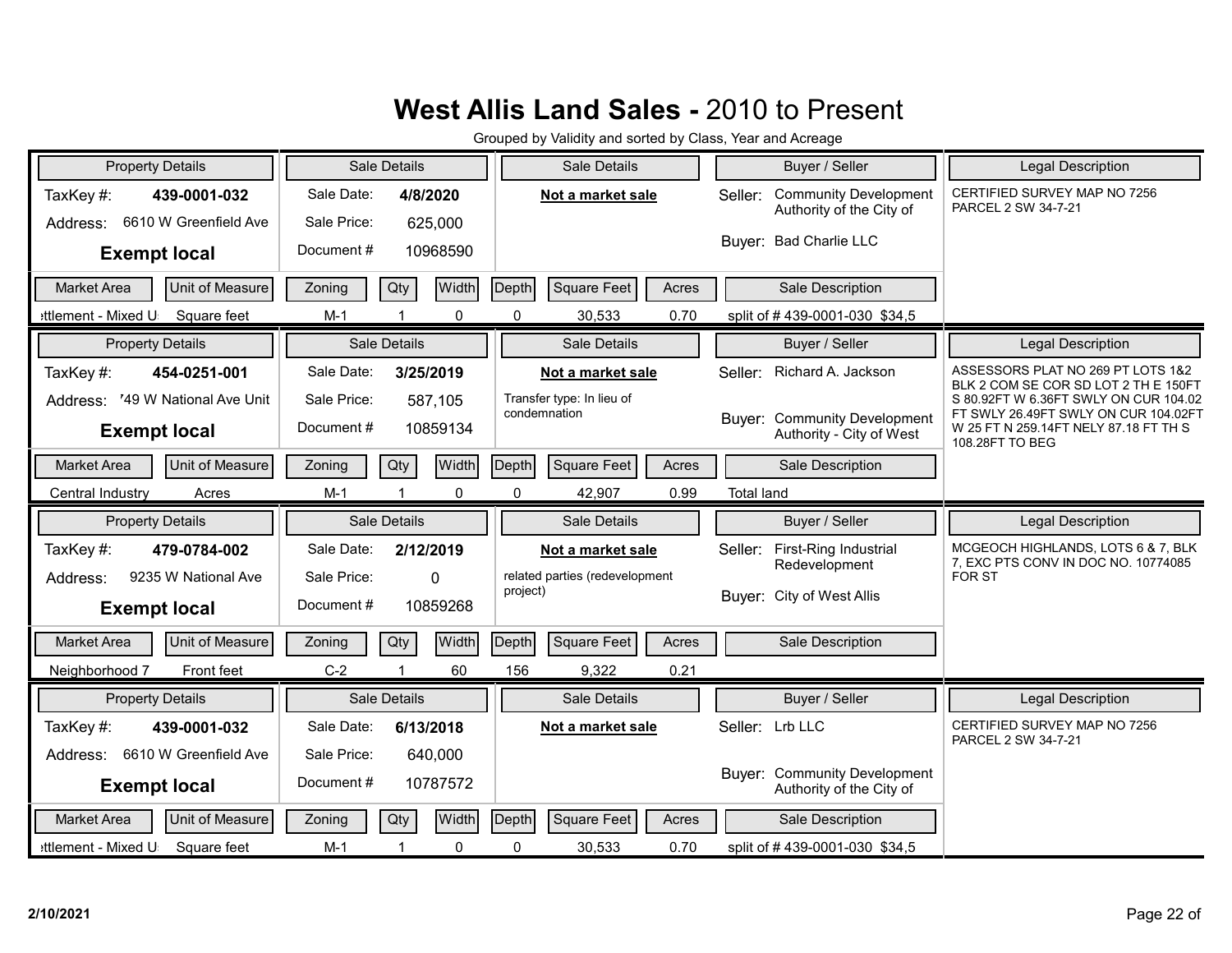# West Allis Land Sales - 2010 to Present

Grouped by Validity and sorted by Class, Year and Acreage

| Property Details | | Sale Details | | Sale Details | Buyer / Seller | Legal Description |
|---|---|---|---|---|---|---|
| TaxKey #: | 439-0001-032 | Sale Date: | 4/8/2020 | **Not a market sale** | Seller: Community Development Authority of the City of | CERTIFIED SURVEY MAP NO 7256 PARCEL 2 SW 34-7-21 |
| Address: | 6610 W Greenfield Ave | Sale Price: | 625,000 | | Buyer: Bad Charlie LLC | |
| **Exempt local** | | Document # | 10968590 | | | |

| Market Area | Unit of Measure | Zoning | Qty | Width | Depth | Square Feet | Acres | Sale Description |
|---|---|---|---|---|---|---|---|---|
| ettlement - Mixed U | Square feet | M-1 | 1 | 0 | 0 | 30,533 | 0.70 | split of # 439-0001-030 $34,5 |

| Property Details | | Sale Details | | Sale Details | Buyer / Seller | Legal Description |
|---|---|---|---|---|---|---|
| TaxKey #: | 454-0251-001 | Sale Date: | 3/25/2019 | **Not a market sale** | Seller: Richard A. Jackson | ASSESSORS PLAT NO 269 PT LOTS 1&2 BLK 2 COM SE COR SD LOT 2 TH E 150FT S 80.92FT W 6.36FT SWLY ON CUR 104.02 FT SWLY 26.49FT SWLY ON CUR 104.02FT W 25 FT N 259.14FT NELY 87.18 FT TH S 108.28FT TO BEG |
| Address: | '49 W National Ave Unit | Sale Price: | 587,105 | Transfer type: In lieu of condemnation | Buyer: Community Development Authority - City of West | |
| **Exempt local** | | Document # | 10859134 | | | |

| Market Area | Unit of Measure | Zoning | Qty | Width | Depth | Square Feet | Acres | Sale Description |
|---|---|---|---|---|---|---|---|---|
| Central Industry | Acres | M-1 | 1 | 0 | 0 | 42,907 | 0.99 | Total land |

| Property Details | | Sale Details | | Sale Details | Buyer / Seller | Legal Description |
|---|---|---|---|---|---|---|
| TaxKey #: | 479-0784-002 | Sale Date: | 2/12/2019 | **Not a market sale** | Seller: First-Ring Industrial Redevelopment | MCGEOCH HIGHLANDS, LOTS 6 & 7, BLK 7, EXC PTS CONV IN DOC NO. 10774085 FOR ST |
| Address: | 9235 W National Ave | Sale Price: | 0 | related parties (redevelopment project) | Buyer: City of West Allis | |
| **Exempt local** | | Document # | 10859268 | | | |

| Market Area | Unit of Measure | Zoning | Qty | Width | Depth | Square Feet | Acres | Sale Description |
|---|---|---|---|---|---|---|---|---|
| Neighborhood 7 | Front feet | C-2 | 1 | 60 | 156 | 9,322 | 0.21 | |

| Property Details | | Sale Details | | Sale Details | Buyer / Seller | Legal Description |
|---|---|---|---|---|---|---|
| TaxKey #: | 439-0001-032 | Sale Date: | 6/13/2018 | **Not a market sale** | Seller: Lrb LLC | CERTIFIED SURVEY MAP NO 7256 PARCEL 2 SW 34-7-21 |
| Address: | 6610 W Greenfield Ave | Sale Price: | 640,000 | | Buyer: Community Development Authority of the City of | |
| **Exempt local** | | Document # | 10787572 | | | |

| Market Area | Unit of Measure | Zoning | Qty | Width | Depth | Square Feet | Acres | Sale Description |
|---|---|---|---|---|---|---|---|---|
| ettlement - Mixed U | Square feet | M-1 | 1 | 0 | 0 | 30,533 | 0.70 | split of # 439-0001-030 $34,5 |

2/10/2021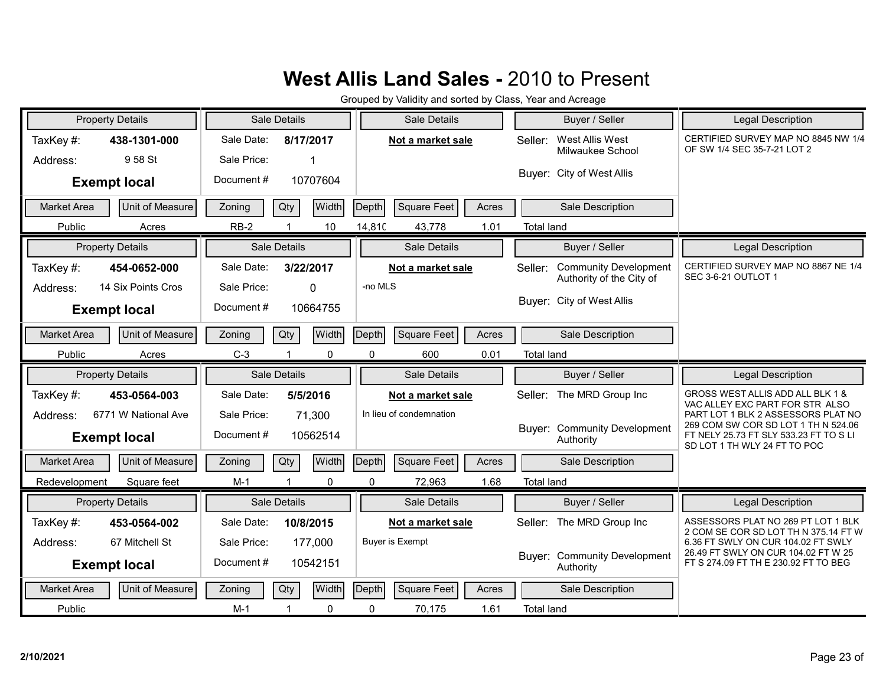# West Allis Land Sales - 2010 to Present

Grouped by Validity and sorted by Class, Year and Acreage

| Property Details | | Sale Details | | Sale Details | Buyer / Seller | Legal Description |
|---|---|---|---|---|---|---|
| TaxKey #: | **438-1301-000** | Sale Date: | **8/17/2017** | **Not a market sale** | Seller: West Allis West Milwaukee School | CERTIFIED SURVEY MAP NO 8845 NW 1/4 OF SW 1/4 SEC 35-7-21 LOT 2 |
| Address: | 9 58 St | Sale Price: | 1 | | | |
| **Exempt local** | | Document # | 10707604 | | Buyer: City of West Allis | |

| Market Area | Unit of Measure | Zoning | Qty | Width | Depth | Square Feet | Acres | Sale Description |
|---|---|---|---|---|---|---|---|---|
| Public | Acres | RB-2 | 1 | 10 | 14,81( | 43,778 | 1.01 | Total land |

| Property Details | | Sale Details | | Sale Details | Buyer / Seller | Legal Description |
|---|---|---|---|---|---|---|
| TaxKey #: | **454-0652-000** | Sale Date: | **3/22/2017** | **Not a market sale** | Seller: Community Development Authority of the City of | CERTIFIED SURVEY MAP NO 8867 NE 1/4 SEC 3-6-21 OUTLOT 1 |
| Address: | 14 Six Points Cros | Sale Price: | 0 | -no MLS | | |
| **Exempt local** | | Document # | 10664755 | | Buyer: City of West Allis | |

| Market Area | Unit of Measure | Zoning | Qty | Width | Depth | Square Feet | Acres | Sale Description |
|---|---|---|---|---|---|---|---|---|
| Public | Acres | C-3 | 1 | 0 | 0 | 600 | 0.01 | Total land |

| Property Details | | Sale Details | | Sale Details | Buyer / Seller | Legal Description |
|---|---|---|---|---|---|---|
| TaxKey #: | **453-0564-003** | Sale Date: | **5/5/2016** | **Not a market sale** | Seller: The MRD Group Inc | GROSS WEST ALLIS ADD ALL BLK 1 & VAC ALLEY EXC PART FOR STR ALSO PART LOT 1 BLK 2 ASSESSORS PLAT NO 269 COM SW COR SD LOT 1 TH N 524.06 FT NELY 25.73 FT SLY 533.23 FT TO S LI SD LOT 1 TH WLY 24 FT TO POC |
| Address: | 6771 W National Ave | Sale Price: | 71,300 | In lieu of condemnation | | |
| **Exempt local** | | Document # | 10562514 | | Buyer: Community Development Authority | |

| Market Area | Unit of Measure | Zoning | Qty | Width | Depth | Square Feet | Acres | Sale Description |
|---|---|---|---|---|---|---|---|---|
| Redevelopment | Square feet | M-1 | 1 | 0 | 0 | 72,963 | 1.68 | Total land |

| Property Details | | Sale Details | | Sale Details | Buyer / Seller | Legal Description |
|---|---|---|---|---|---|---|
| TaxKey #: | **453-0564-002** | Sale Date: | **10/8/2015** | **Not a market sale** | Seller: The MRD Group Inc | ASSESSORS PLAT NO 269 PT LOT 1 BLK 2 COM SE COR SD LOT TH N 375.14 FT W 6.36 FT SWLY ON CUR 104.02 FT SWLY 26.49 FT SWLY ON CUR 104.02 FT W 25 FT S 274.09 FT TH E 230.92 FT TO BEG |
| Address: | 67 Mitchell St | Sale Price: | 177,000 | Buyer is Exempt | | |
| **Exempt local** | | Document # | 10542151 | | Buyer: Community Development Authority | |

| Market Area | Unit of Measure | Zoning | Qty | Width | Depth | Square Feet | Acres | Sale Description |
|---|---|---|---|---|---|---|---|---|
| Public | | M-1 | 1 | 0 | 0 | 70,175 | 1.61 | Total land |

2/10/2021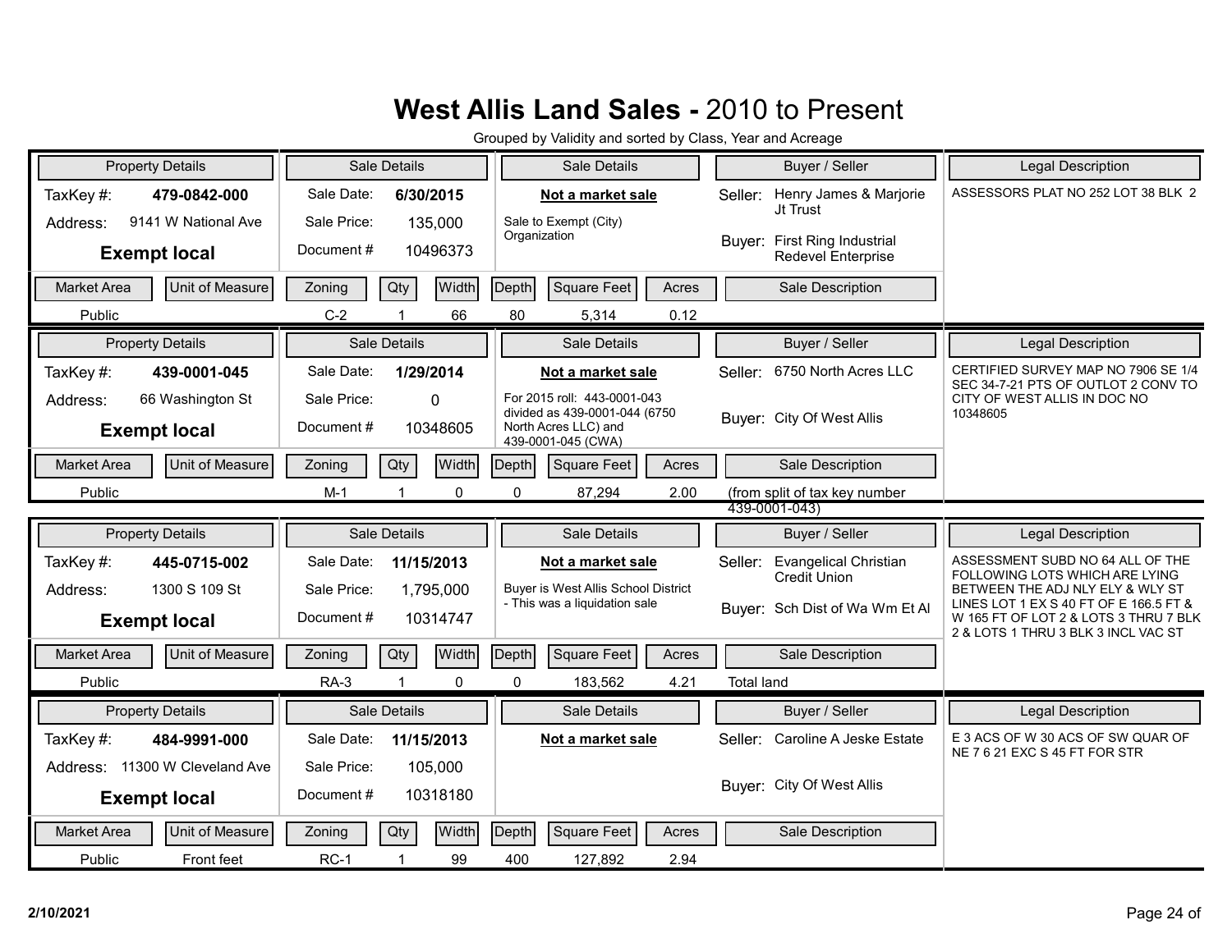# West Allis Land Sales - 2010 to Present

Grouped by Validity and sorted by Class, Year and Acreage

| Property Details | | Sale Details | | Sale Details | Buyer / Seller | Legal Description |
|---|---|---|---|---|---|---|
| TaxKey #: | **479-0842-000** | Sale Date: | **6/30/2015** | **Not a market sale** | Seller: Henry James & Marjorie Jt Trust | ASSESSORS PLAT NO 252 LOT 38 BLK 2 |
| Address: | 9141 W National Ave | Sale Price: | 135,000 | Sale to Exempt (City) Organization | Buyer: First Ring Industrial Redevel Enterprise | |
| **Exempt local** | | Document # | 10496373 | | | |

| Market Area | Unit of Measure | Zoning | Qty | Width | Depth | Square Feet | Acres | Sale Description |
|---|---|---|---|---|---|---|---|---|
| Public | | C-2 | 1 | 66 | 80 | 5,314 | 0.12 | |

| Property Details | | Sale Details | | Sale Details | Buyer / Seller | Legal Description |
|---|---|---|---|---|---|---|
| TaxKey #: | **439-0001-045** | Sale Date: | **1/29/2014** | **Not a market sale** | Seller: 6750 North Acres LLC | CERTIFIED SURVEY MAP NO 7906 SE 1/4 SEC 34-7-21 PTS OF OUTLOT 2 CONV TO CITY OF WEST ALLIS IN DOC NO 10348605 |
| Address: | 66 Washington St | Sale Price: | 0 | For 2015 roll: 443-0001-043 divided as 439-0001-044 (6750 North Acres LLC) and 439-0001-045 (CWA) | Buyer: City Of West Allis | |
| **Exempt local** | | Document # | 10348605 | | | |

| Market Area | Unit of Measure | Zoning | Qty | Width | Depth | Square Feet | Acres | Sale Description |
|---|---|---|---|---|---|---|---|---|
| Public | | M-1 | 1 | 0 | 0 | 87,294 | 2.00 | (from split of tax key number 439-0001-043) |

| Property Details | | Sale Details | | Sale Details | Buyer / Seller | Legal Description |
|---|---|---|---|---|---|---|
| TaxKey #: | **445-0715-002** | Sale Date: | **11/15/2013** | **Not a market sale** | Seller: Evangelical Christian Credit Union | ASSESSMENT SUBD NO 64 ALL OF THE FOLLOWING LOTS WHICH ARE LYING BETWEEN THE ADJ NLY ELY & WLY ST LINES LOT 1 EX S 40 FT OF E 166.5 FT & W 165 FT OF LOT 2 & LOTS 3 THRU 7 BLK 2 & LOTS 1 THRU 3 BLK 3 INCL VAC ST |
| Address: | 1300 S 109 St | Sale Price: | 1,795,000 | Buyer is West Allis School District - This was a liquidation sale | Buyer: Sch Dist of Wa Wm Et Al | |
| **Exempt local** | | Document # | 10314747 | | | |

| Market Area | Unit of Measure | Zoning | Qty | Width | Depth | Square Feet | Acres | Sale Description |
|---|---|---|---|---|---|---|---|---|
| Public | | RA-3 | 1 | 0 | 0 | 183,562 | 4.21 | Total land |

| Property Details | | Sale Details | | Sale Details | Buyer / Seller | Legal Description |
|---|---|---|---|---|---|---|
| TaxKey #: | **484-9991-000** | Sale Date: | **11/15/2013** | **Not a market sale** | Seller: Caroline A Jeske Estate | E 3 ACS OF W 30 ACS OF SW QUAR OF NE 7 6 21 EXC S 45 FT FOR STR |
| Address: | 11300 W Cleveland Ave | Sale Price: | 105,000 | | Buyer: City Of West Allis | |
| **Exempt local** | | Document # | 10318180 | | | |

| Market Area | Unit of Measure | Zoning | Qty | Width | Depth | Square Feet | Acres | Sale Description |
|---|---|---|---|---|---|---|---|---|
| Public | Front feet | RC-1 | 1 | 99 | 400 | 127,892 | 2.94 | |

2/10/2021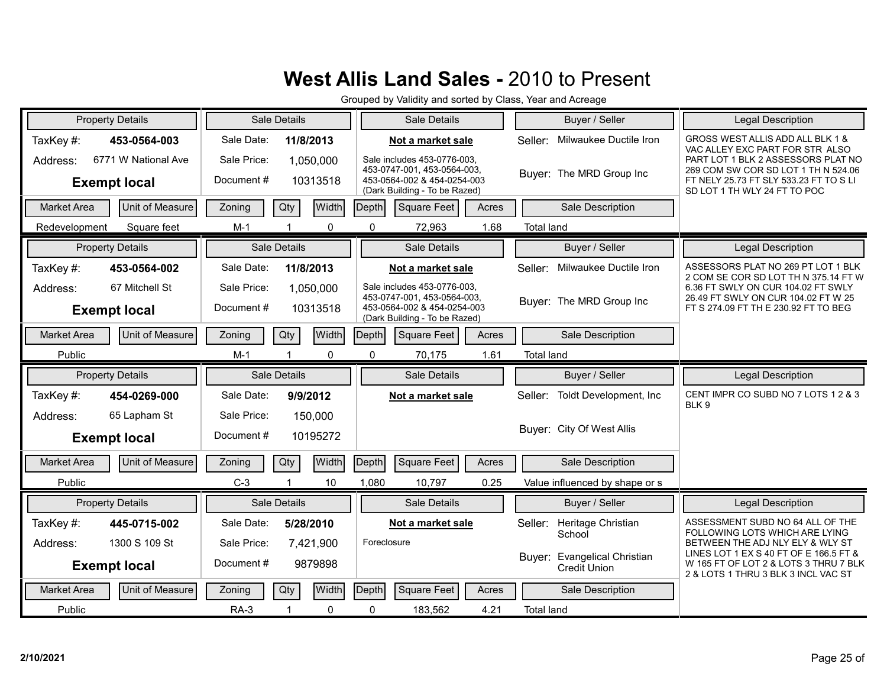# West Allis Land Sales - 2010 to Present

Grouped by Validity and sorted by Class, Year and Acreage

| Property Details | | Sale Details | | Sale Details | Buyer / Seller | Legal Description |
|---|---|---|---|---|---|---|
| TaxKey #: | 453-0564-003 | Sale Date: | 11/8/2013 | **Not a market sale** | Seller: Milwaukee Ductile Iron | GROSS WEST ALLIS ADD ALL BLK 1 & VAC ALLEY EXC PART FOR STR ALSO PART LOT 1 BLK 2 ASSESSORS PLAT NO 269 COM SW COR SD LOT 1 TH N 524.06 FT NELY 25.73 FT SLY 533.23 FT TO S LI SD LOT 1 TH WLY 24 FT TO POC |
| Address: | 6771 W National Ave | Sale Price: | 1,050,000 | Sale includes 453-0776-003, 453-0747-001, 453-0564-003, 453-0564-002 & 454-0254-003 (Dark Building - To be Razed) | Buyer: The MRD Group Inc | |
| **Exempt local** | | Document # | 10313518 | | | |

| Market Area | Unit of Measure | Zoning | Qty | Width | Depth | Square Feet | Acres | Sale Description |
|---|---|---|---|---|---|---|---|---|
| Redevelopment | Square feet | M-1 | 1 | 0 | 0 | 72,963 | 1.68 | Total land |

| Property Details | | Sale Details | | Sale Details | Buyer / Seller | Legal Description |
|---|---|---|---|---|---|---|
| TaxKey #: | 453-0564-002 | Sale Date: | 11/8/2013 | **Not a market sale** | Seller: Milwaukee Ductile Iron | ASSESSORS PLAT NO 269 PT LOT 1 BLK 2 COM SE COR SD LOT TH N 375.14 FT W 6.36 FT SWLY ON CUR 104.02 FT SWLY 26.49 FT SWLY ON CUR 104.02 FT W 25 FT S 274.09 FT TH E 230.92 FT TO BEG |
| Address: | 67 Mitchell St | Sale Price: | 1,050,000 | Sale includes 453-0776-003, 453-0747-001, 453-0564-003, 453-0564-002 & 454-0254-003 (Dark Building - To be Razed) | Buyer: The MRD Group Inc | |
| **Exempt local** | | Document # | 10313518 | | | |

| Market Area | Unit of Measure | Zoning | Qty | Width | Depth | Square Feet | Acres | Sale Description |
|---|---|---|---|---|---|---|---|---|
| Public | | M-1 | 1 | 0 | 0 | 70,175 | 1.61 | Total land |

| Property Details | | Sale Details | | Sale Details | Buyer / Seller | Legal Description |
|---|---|---|---|---|---|---|
| TaxKey #: | 454-0269-000 | Sale Date: | 9/9/2012 | **Not a market sale** | Seller: Toldt Development, Inc | CENT IMPR CO SUBD NO 7 LOTS 1 2 & 3 BLK 9 |
| Address: | 65 Lapham St | Sale Price: | 150,000 | | Buyer: City Of West Allis | |
| **Exempt local** | | Document # | 10195272 | | | |

| Market Area | Unit of Measure | Zoning | Qty | Width | Depth | Square Feet | Acres | Sale Description |
|---|---|---|---|---|---|---|---|---|
| Public | | C-3 | 1 | 10 | 1,080 | 10,797 | 0.25 | Value influenced by shape or s |

| Property Details | | Sale Details | | Sale Details | Buyer / Seller | Legal Description |
|---|---|---|---|---|---|---|
| TaxKey #: | 445-0715-002 | Sale Date: | 5/28/2010 | **Not a market sale** | Seller: Heritage Christian School | ASSESSMENT SUBD NO 64 ALL OF THE FOLLOWING LOTS WHICH ARE LYING BETWEEN THE ADJ NLY ELY & WLY ST LINES LOT 1 EX S 40 FT OF E 166.5 FT & W 165 FT OF LOT 2 & LOTS 3 THRU 7 BLK 2 & LOTS 1 THRU 3 BLK 3 INCL VAC ST |
| Address: | 1300 S 109 St | Sale Price: | 7,421,900 | Foreclosure | Buyer: Evangelical Christian Credit Union | |
| **Exempt local** | | Document # | 9879898 | | | |

| Market Area | Unit of Measure | Zoning | Qty | Width | Depth | Square Feet | Acres | Sale Description |
|---|---|---|---|---|---|---|---|---|
| Public | | RA-3 | 1 | 0 | 0 | 183,562 | 4.21 | Total land |

2/10/2021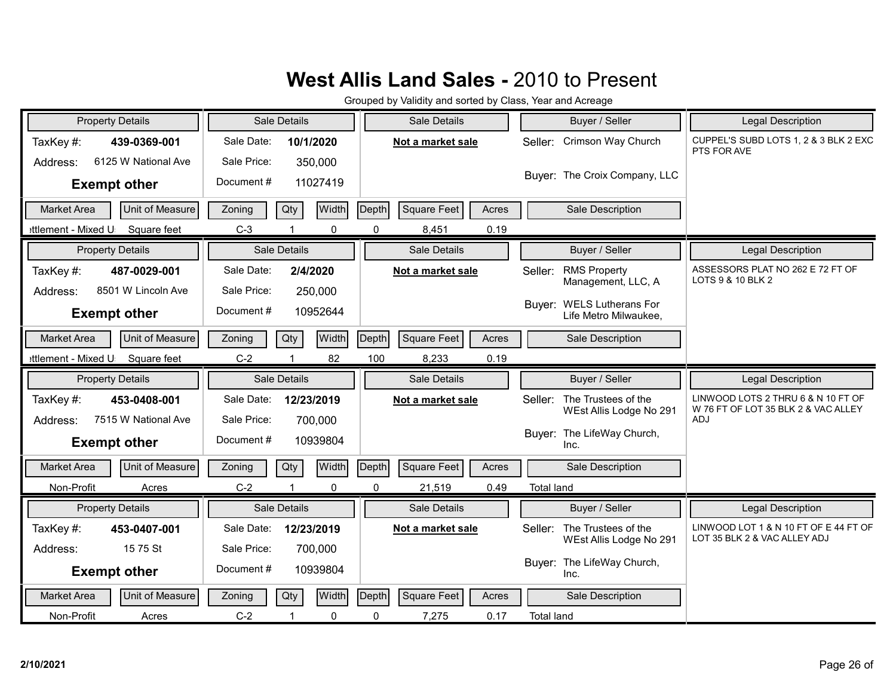# West Allis Land Sales - 2010 to Present

Grouped by Validity and sorted by Class, Year and Acreage

| Property Details | | Sale Details | | Sale Details | Buyer / Seller | | Legal Description |
|---|---|---|---|---|---|---|---|
| TaxKey #: | 439-0369-001 | Sale Date: | 10/1/2020 | **Not a market sale** | Seller: | Crimson Way Church | CUPPEL'S SUBD LOTS 1, 2 & 3 BLK 2 EXC PTS FOR AVE |
| Address: | 6125 W National Ave | Sale Price: | 350,000 | | | | |
| **Exempt other** | | Document # | 11027419 | | Buyer: | The Croix Company, LLC | |

| Market Area | Unit of Measure | Zoning | Qty | Width | Depth | Square Feet | Acres | Sale Description |
|---|---|---|---|---|---|---|---|---|
| ettlement - Mixed U | Square feet | C-3 | 1 | 0 | 0 | 8,451 | 0.19 | |

| Property Details | | Sale Details | | Sale Details | Buyer / Seller | | Legal Description |
|---|---|---|---|---|---|---|---|
| TaxKey #: | 487-0029-001 | Sale Date: | 2/4/2020 | **Not a market sale** | Seller: | RMS Property Management, LLC, A | ASSESSORS PLAT NO 262 E 72 FT OF LOTS 9 & 10 BLK 2 |
| Address: | 8501 W Lincoln Ave | Sale Price: | 250,000 | | | | |
| **Exempt other** | | Document # | 10952644 | | Buyer: | WELS Lutherans For Life Metro Milwaukee, | |

| Market Area | Unit of Measure | Zoning | Qty | Width | Depth | Square Feet | Acres | Sale Description |
|---|---|---|---|---|---|---|---|---|
| ettlement - Mixed U | Square feet | C-2 | 1 | 82 | 100 | 8,233 | 0.19 | |

| Property Details | | Sale Details | | Sale Details | Buyer / Seller | | Legal Description |
|---|---|---|---|---|---|---|---|
| TaxKey #: | 453-0408-001 | Sale Date: | 12/23/2019 | **Not a market sale** | Seller: | The Trustees of the WEst Allis Lodge No 291 | LINWOOD LOTS 2 THRU 6 & N 10 FT OF W 76 FT OF LOT 35 BLK 2 & VAC ALLEY ADJ |
| Address: | 7515 W National Ave | Sale Price: | 700,000 | | | | |
| **Exempt other** | | Document # | 10939804 | | Buyer: | The LifeWay Church, Inc. | |

| Market Area | Unit of Measure | Zoning | Qty | Width | Depth | Square Feet | Acres | Sale Description |
|---|---|---|---|---|---|---|---|---|
| Non-Profit | Acres | C-2 | 1 | 0 | 0 | 21,519 | 0.49 | Total land |

| Property Details | | Sale Details | | Sale Details | Buyer / Seller | | Legal Description |
|---|---|---|---|---|---|---|---|
| TaxKey #: | 453-0407-001 | Sale Date: | 12/23/2019 | **Not a market sale** | Seller: | The Trustees of the WEst Allis Lodge No 291 | LINWOOD LOT 1 & N 10 FT OF E 44 FT OF LOT 35 BLK 2 & VAC ALLEY ADJ |
| Address: | 15 75 St | Sale Price: | 700,000 | | | | |
| **Exempt other** | | Document # | 10939804 | | Buyer: | The LifeWay Church, Inc. | |

| Market Area | Unit of Measure | Zoning | Qty | Width | Depth | Square Feet | Acres | Sale Description |
|---|---|---|---|---|---|---|---|---|
| Non-Profit | Acres | C-2 | 1 | 0 | 0 | 7,275 | 0.17 | Total land |

2/10/2021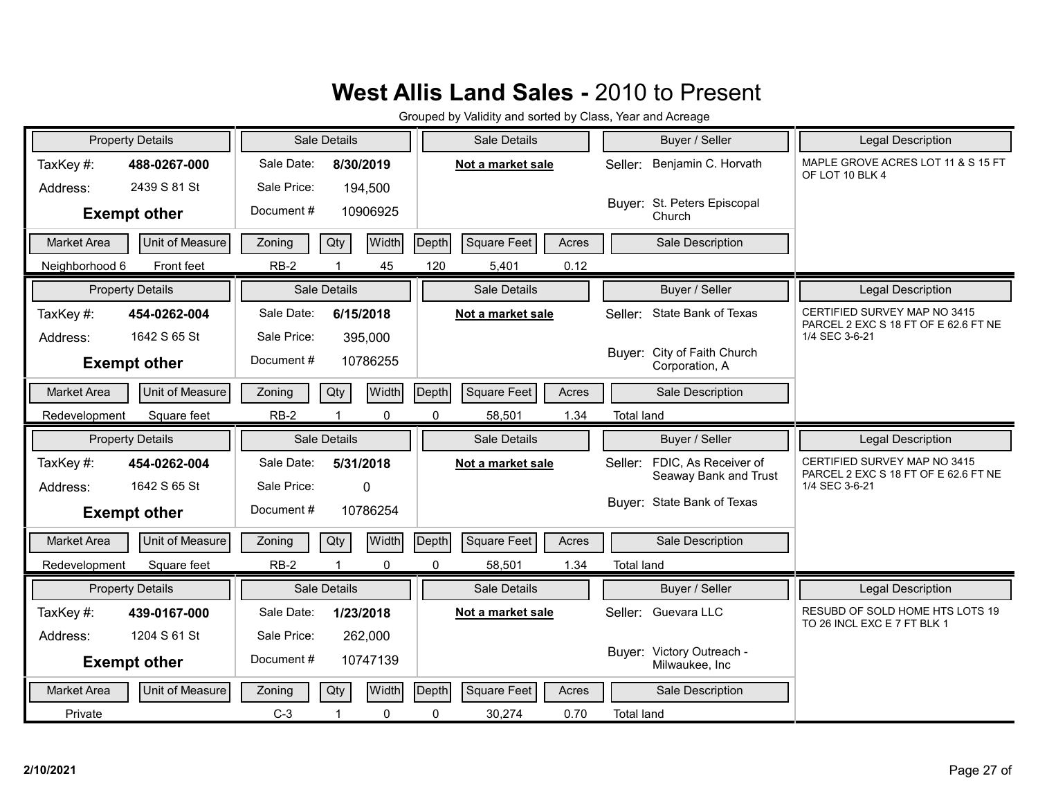# West Allis Land Sales - 2010 to Present

Grouped by Validity and sorted by Class, Year and Acreage

| Property Details | | Sale Details | | Sale Details | Buyer / Seller | | Legal Description |
|---|---|---|---|---|---|---|---|
| TaxKey #: | 488-0267-000 | Sale Date: | 8/30/2019 | **Not a market sale** | Seller: | Benjamin C. Horvath | MAPLE GROVE ACRES LOT 11 & S 15 FT OF LOT 10 BLK 4 |
| Address: | 2439 S 81 St | Sale Price: | 194,500 | | | | |
| **Exempt other** | | Document # | 10906925 | | Buyer: | St. Peters Episcopal Church | |

| Market Area | Unit of Measure | Zoning | Qty | Width | Depth | Square Feet | Acres | Sale Description |
|---|---|---|---|---|---|---|---|---|
| Neighborhood 6 | Front feet | RB-2 | 1 | 45 | 120 | 5,401 | 0.12 | |

| Property Details | | Sale Details | | Sale Details | Buyer / Seller | | Legal Description |
|---|---|---|---|---|---|---|---|
| TaxKey #: | 454-0262-004 | Sale Date: | 6/15/2018 | **Not a market sale** | Seller: | State Bank of Texas | CERTIFIED SURVEY MAP NO 3415 PARCEL 2 EXC S 18 FT OF E 62.6 FT NE 1/4 SEC 3-6-21 |
| Address: | 1642 S 65 St | Sale Price: | 395,000 | | | | |
| **Exempt other** | | Document # | 10786255 | | Buyer: | City of Faith Church Corporation, A | |

| Market Area | Unit of Measure | Zoning | Qty | Width | Depth | Square Feet | Acres | Sale Description |
|---|---|---|---|---|---|---|---|---|
| Redevelopment | Square feet | RB-2 | 1 | 0 | 0 | 58,501 | 1.34 | Total land |

| Property Details | | Sale Details | | Sale Details | Buyer / Seller | | Legal Description |
|---|---|---|---|---|---|---|---|
| TaxKey #: | 454-0262-004 | Sale Date: | 5/31/2018 | **Not a market sale** | Seller: | FDIC, As Receiver of Seaway Bank and Trust | CERTIFIED SURVEY MAP NO 3415 PARCEL 2 EXC S 18 FT OF E 62.6 FT NE 1/4 SEC 3-6-21 |
| Address: | 1642 S 65 St | Sale Price: | 0 | | | | |
| **Exempt other** | | Document # | 10786254 | | Buyer: | State Bank of Texas | |

| Market Area | Unit of Measure | Zoning | Qty | Width | Depth | Square Feet | Acres | Sale Description |
|---|---|---|---|---|---|---|---|---|
| Redevelopment | Square feet | RB-2 | 1 | 0 | 0 | 58,501 | 1.34 | Total land |

| Property Details | | Sale Details | | Sale Details | Buyer / Seller | | Legal Description |
|---|---|---|---|---|---|---|---|
| TaxKey #: | 439-0167-000 | Sale Date: | 1/23/2018 | **Not a market sale** | Seller: | Guevara LLC | RESUBD OF SOLD HOME HTS LOTS 19 TO 26 INCL EXC E 7 FT BLK 1 |
| Address: | 1204 S 61 St | Sale Price: | 262,000 | | | | |
| **Exempt other** | | Document # | 10747139 | | Buyer: | Victory Outreach - Milwaukee, Inc | |

| Market Area | Unit of Measure | Zoning | Qty | Width | Depth | Square Feet | Acres | Sale Description |
|---|---|---|---|---|---|---|---|---|
| Private | | C-3 | 1 | 0 | 0 | 30,274 | 0.70 | Total land |

2/10/2021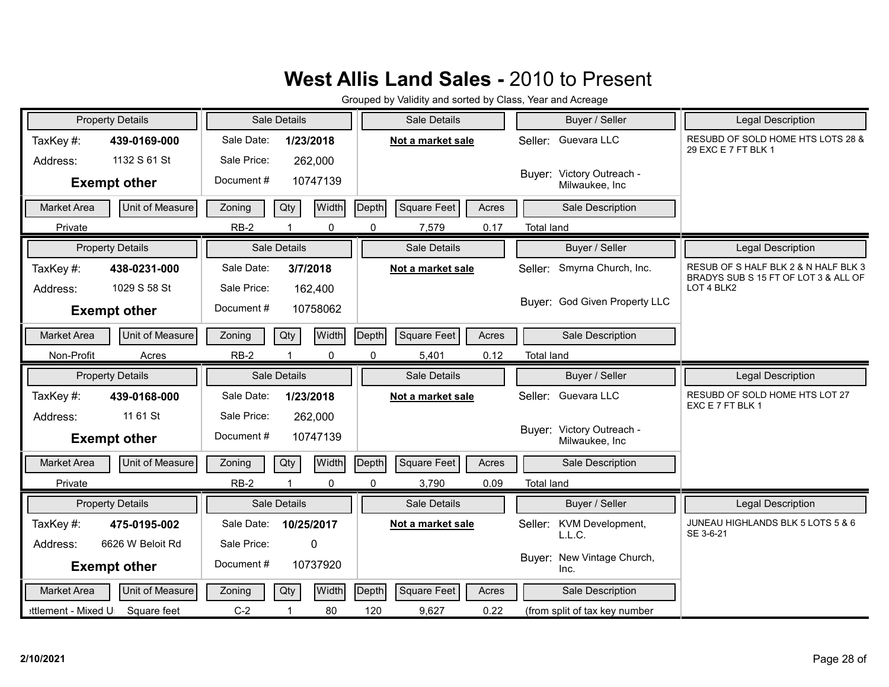# West Allis Land Sales - 2010 to Present

Grouped by Validity and sorted by Class, Year and Acreage

| Property Details | | Sale Details | | Sale Details | Buyer / Seller | | Legal Description |
|---|---|---|---|---|---|---|---|
| TaxKey #: | 439-0169-000 | Sale Date: | 1/23/2018 | **Not a market sale** | Seller: | Guevara LLC | RESUBD OF SOLD HOME HTS LOTS 28 & 29 EXC E 7 FT BLK 1 |
| Address: | 1132 S 61 St | Sale Price: | 262,000 | | | | |
| **Exempt other** | | Document # | 10747139 | | Buyer: | Victory Outreach - Milwaukee, Inc | |

| Market Area | Unit of Measure | Zoning | Qty | Width | Depth | Square Feet | Acres | Sale Description |
|---|---|---|---|---|---|---|---|---|
| Private | | RB-2 | 1 | 0 | 0 | 7,579 | 0.17 | Total land |

| Property Details | | Sale Details | | Sale Details | Buyer / Seller | | Legal Description |
|---|---|---|---|---|---|---|---|
| TaxKey #: | 438-0231-000 | Sale Date: | 3/7/2018 | **Not a market sale** | Seller: | Smyrna Church, Inc. | RESUB OF S HALF BLK 2 & N HALF BLK 3 BRADYS SUB S 15 FT OF LOT 3 & ALL OF LOT 4 BLK2 |
| Address: | 1029 S 58 St | Sale Price: | 162,400 | | | | |
| **Exempt other** | | Document # | 10758062 | | Buyer: | God Given Property LLC | |

| Market Area | Unit of Measure | Zoning | Qty | Width | Depth | Square Feet | Acres | Sale Description |
|---|---|---|---|---|---|---|---|---|
| Non-Profit | Acres | RB-2 | 1 | 0 | 0 | 5,401 | 0.12 | Total land |

| Property Details | | Sale Details | | Sale Details | Buyer / Seller | | Legal Description |
|---|---|---|---|---|---|---|---|
| TaxKey #: | 439-0168-000 | Sale Date: | 1/23/2018 | **Not a market sale** | Seller: | Guevara LLC | RESUBD OF SOLD HOME HTS LOT 27 EXC E 7 FT BLK 1 |
| Address: | 11 61 St | Sale Price: | 262,000 | | | | |
| **Exempt other** | | Document # | 10747139 | | Buyer: | Victory Outreach - Milwaukee, Inc | |

| Market Area | Unit of Measure | Zoning | Qty | Width | Depth | Square Feet | Acres | Sale Description |
|---|---|---|---|---|---|---|---|---|
| Private | | RB-2 | 1 | 0 | 0 | 3,790 | 0.09 | Total land |

| Property Details | | Sale Details | | Sale Details | Buyer / Seller | | Legal Description |
|---|---|---|---|---|---|---|---|
| TaxKey #: | 475-0195-002 | Sale Date: | 10/25/2017 | **Not a market sale** | Seller: | KVM Development, L.L.C. | JUNEAU HIGHLANDS BLK 5 LOTS 5 & 6 SE 3-6-21 |
| Address: | 6626 W Beloit Rd | Sale Price: | 0 | | | | |
| **Exempt other** | | Document # | 10737920 | | Buyer: | New Vintage Church, Inc. | |

| Market Area | Unit of Measure | Zoning | Qty | Width | Depth | Square Feet | Acres | Sale Description |
|---|---|---|---|---|---|---|---|---|
| ettlement - Mixed U | Square feet | C-2 | 1 | 80 | 120 | 9,627 | 0.22 | (from split of tax key number |

2/10/2021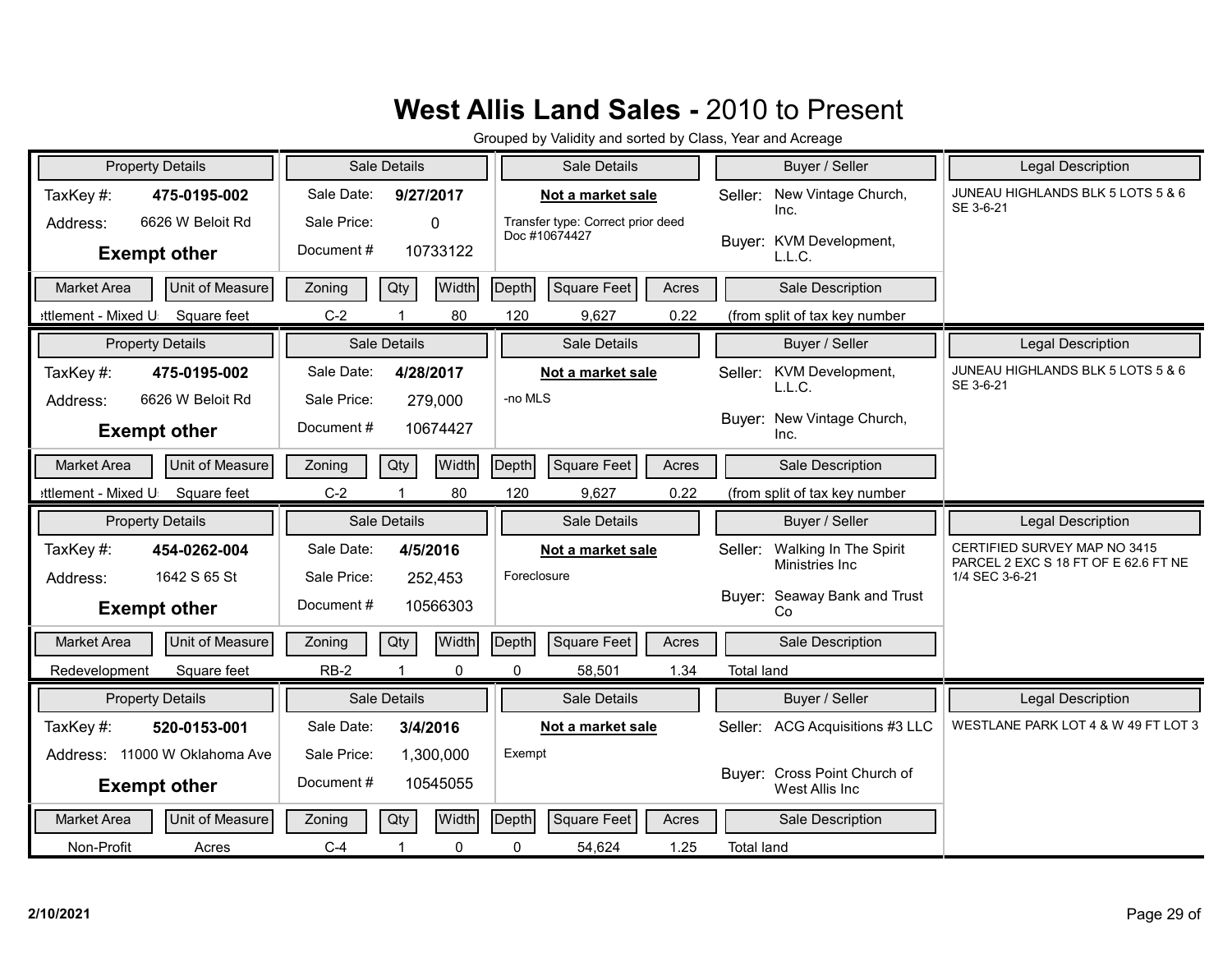# West Allis Land Sales - 2010 to Present

Grouped by Validity and sorted by Class, Year and Acreage

| Property Details | | Sale Details | | Sale Details | Buyer / Seller | Legal Description |
|---|---|---|---|---|---|---|
| TaxKey #: | **475-0195-002** | Sale Date: | **9/27/2017** | **Not a market sale** | Seller: New Vintage Church, Inc. | JUNEAU HIGHLANDS BLK 5 LOTS 5 & 6 SE 3-6-21 |
| Address: | 6626 W Beloit Rd | Sale Price: | 0 | Transfer type: Correct prior deed Doc #10674427 | Buyer: KVM Development, L.L.C. | |
| **Exempt other** | | Document # | 10733122 | | | |

| Market Area | Unit of Measure | Zoning | Qty | Width | Depth | Square Feet | Acres | Sale Description |
|---|---|---|---|---|---|---|---|---|
| ettlement - Mixed U | Square feet | C-2 | 1 | 80 | 120 | 9,627 | 0.22 | (from split of tax key number |

| Property Details | | Sale Details | | Sale Details | Buyer / Seller | Legal Description |
|---|---|---|---|---|---|---|
| TaxKey #: | **475-0195-002** | Sale Date: | **4/28/2017** | **Not a market sale** | Seller: KVM Development, L.L.C. | JUNEAU HIGHLANDS BLK 5 LOTS 5 & 6 SE 3-6-21 |
| Address: | 6626 W Beloit Rd | Sale Price: | 279,000 | -no MLS | Buyer: New Vintage Church, Inc. | |
| **Exempt other** | | Document # | 10674427 | | | |

| Market Area | Unit of Measure | Zoning | Qty | Width | Depth | Square Feet | Acres | Sale Description |
|---|---|---|---|---|---|---|---|---|
| ettlement - Mixed U | Square feet | C-2 | 1 | 80 | 120 | 9,627 | 0.22 | (from split of tax key number |

| Property Details | | Sale Details | | Sale Details | Buyer / Seller | Legal Description |
|---|---|---|---|---|---|---|
| TaxKey #: | **454-0262-004** | Sale Date: | **4/5/2016** | **Not a market sale** | Seller: Walking In The Spirit Ministries Inc | CERTIFIED SURVEY MAP NO 3415 PARCEL 2 EXC S 18 FT OF E 62.6 FT NE 1/4 SEC 3-6-21 |
| Address: | 1642 S 65 St | Sale Price: | 252,453 | Foreclosure | Buyer: Seaway Bank and Trust Co | |
| **Exempt other** | | Document # | 10566303 | | | |

| Market Area | Unit of Measure | Zoning | Qty | Width | Depth | Square Feet | Acres | Sale Description |
|---|---|---|---|---|---|---|---|---|
| Redevelopment | Square feet | RB-2 | 1 | 0 | 0 | 58,501 | 1.34 | Total land |

| Property Details | | Sale Details | | Sale Details | Buyer / Seller | Legal Description |
|---|---|---|---|---|---|---|
| TaxKey #: | **520-0153-001** | Sale Date: | **3/4/2016** | **Not a market sale** | Seller: ACG Acquisitions #3 LLC | WESTLANE PARK LOT 4 & W 49 FT LOT 3 |
| Address: | 11000 W Oklahoma Ave | Sale Price: | 1,300,000 | Exempt | Buyer: Cross Point Church of West Allis Inc | |
| **Exempt other** | | Document # | 10545055 | | | |

| Market Area | Unit of Measure | Zoning | Qty | Width | Depth | Square Feet | Acres | Sale Description |
|---|---|---|---|---|---|---|---|---|
| Non-Profit | Acres | C-4 | 1 | 0 | 0 | 54,624 | 1.25 | Total land |

2/10/2021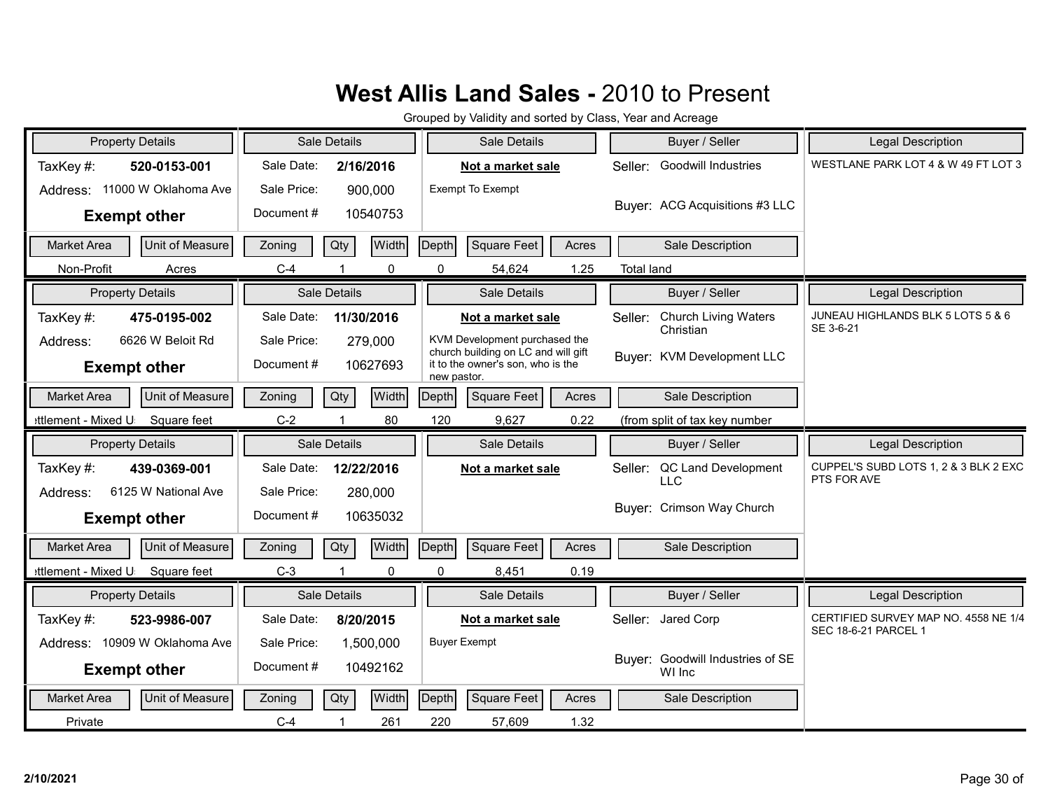# West Allis Land Sales - 2010 to Present

Grouped by Validity and sorted by Class, Year and Acreage

| Property Details | | Sale Details | | Sale Details | Buyer / Seller | Legal Description |
|---|---|---|---|---|---|---|
| TaxKey #: **520-0153-001** | | Sale Date: **2/16/2016** | | **Not a market sale** | Seller: Goodwill Industries | WESTLANE PARK LOT 4 & W 49 FT LOT 3 |
| Address: 11000 W Oklahoma Ave | | Sale Price: 900,000 | | Exempt To Exempt | Buyer: ACG Acquisitions #3 LLC | |
| **Exempt other** | | Document # 10540753 | | | | |

| Market Area | Unit of Measure | Zoning | Qty | Width | Depth | Square Feet | Acres | Sale Description |
|---|---|---|---|---|---|---|---|---|
| Non-Profit | Acres | C-4 | 1 | 0 | 0 | 54,624 | 1.25 | Total land |

| Property Details | | Sale Details | | Sale Details | Buyer / Seller | Legal Description |
|---|---|---|---|---|---|---|
| TaxKey #: **475-0195-002** | | Sale Date: **11/30/2016** | | **Not a market sale** | Seller: Church Living Waters Christian | JUNEAU HIGHLANDS BLK 5 LOTS 5 & 6 SE 3-6-21 |
| Address: 6626 W Beloit Rd | | Sale Price: 279,000 | | KVM Development purchased the church building on LC and will gift it to the owner's son, who is the new pastor. | Buyer: KVM Development LLC | |
| **Exempt other** | | Document # 10627693 | | | | |

| Market Area | Unit of Measure | Zoning | Qty | Width | Depth | Square Feet | Acres | Sale Description |
|---|---|---|---|---|---|---|---|---|
| ettlement - Mixed U | Square feet | C-2 | 1 | 80 | 120 | 9,627 | 0.22 | (from split of tax key number |

| Property Details | | Sale Details | | Sale Details | Buyer / Seller | Legal Description |
|---|---|---|---|---|---|---|
| TaxKey #: **439-0369-001** | | Sale Date: **12/22/2016** | | **Not a market sale** | Seller: QC Land Development LLC | CUPPEL'S SUBD LOTS 1, 2 & 3 BLK 2 EXC PTS FOR AVE |
| Address: 6125 W National Ave | | Sale Price: 280,000 | | | Buyer: Crimson Way Church | |
| **Exempt other** | | Document # 10635032 | | | | |

| Market Area | Unit of Measure | Zoning | Qty | Width | Depth | Square Feet | Acres | Sale Description |
|---|---|---|---|---|---|---|---|---|
| ettlement - Mixed U | Square feet | C-3 | 1 | 0 | 0 | 8,451 | 0.19 | |

| Property Details | | Sale Details | | Sale Details | Buyer / Seller | Legal Description |
|---|---|---|---|---|---|---|
| TaxKey #: **523-9986-007** | | Sale Date: **8/20/2015** | | **Not a market sale** | Seller: Jared Corp | CERTIFIED SURVEY MAP NO. 4558 NE 1/4 SEC 18-6-21 PARCEL 1 |
| Address: 10909 W Oklahoma Ave | | Sale Price: 1,500,000 | | Buyer Exempt | Buyer: Goodwill Industries of SE WI Inc | |
| **Exempt other** | | Document # 10492162 | | | | |

| Market Area | Unit of Measure | Zoning | Qty | Width | Depth | Square Feet | Acres | Sale Description |
|---|---|---|---|---|---|---|---|---|
| Private | | C-4 | 1 | 261 | 220 | 57,609 | 1.32 | |

**2/10/2021**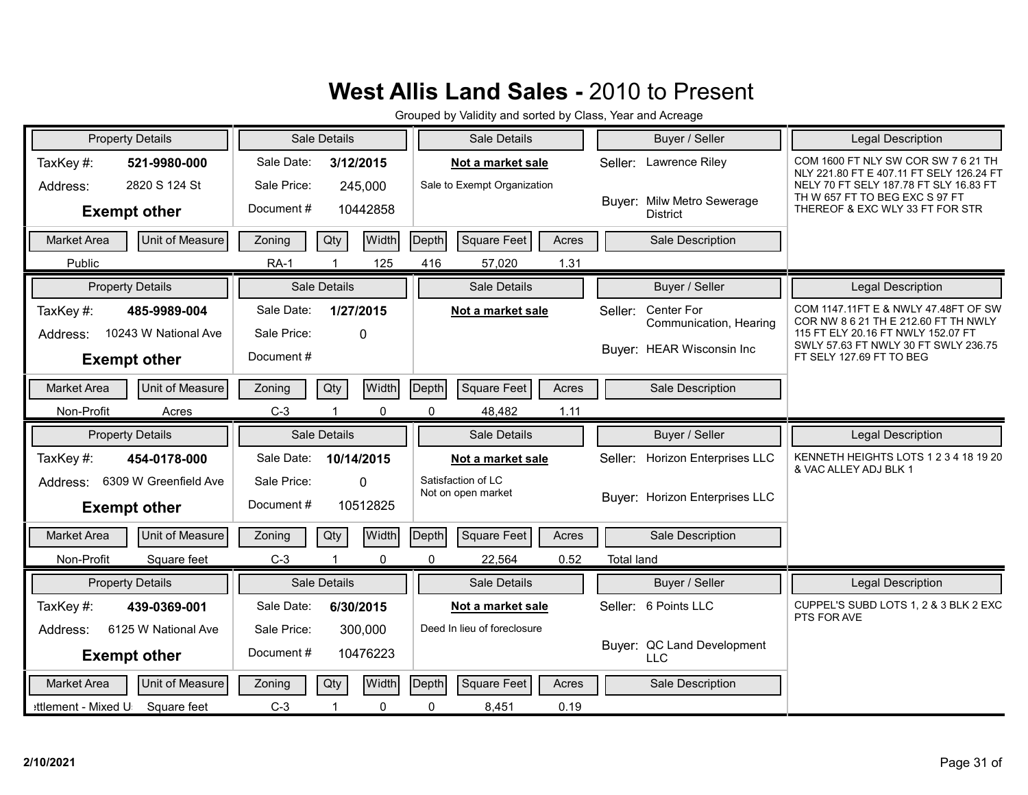# West Allis Land Sales - 2010 to Present

Grouped by Validity and sorted by Class, Year and Acreage

| Property Details | | Sale Details | | Sale Details | Buyer / Seller | | Legal Description |
|---|---|---|---|---|---|---|---|
| TaxKey #: | 521-9980-000 | Sale Date: | 3/12/2015 | **Not a market sale** | Seller: | Lawrence Riley | COM 1600 FT NLY SW COR SW 7 6 21 TH NLY 221.80 FT E 407.11 FT SELY 126.24 FT NELY 70 FT SELY 187.78 FT SLY 16.83 FT TH W 657 FT TO BEG EXC S 97 FT THEREOF & EXC WLY 33 FT FOR STR |
| Address: | 2820 S 124 St | Sale Price: | 245,000 | Sale to Exempt Organization | | | |
| **Exempt other** | | Document # | 10442858 | | Buyer: | Milw Metro Sewerage District | |

| Market Area | Unit of Measure | Zoning | Qty | Width | Depth | Square Feet | Acres | Sale Description |
|---|---|---|---|---|---|---|---|---|
| Public | | RA-1 | 1 | 125 | 416 | 57,020 | 1.31 | |

| Property Details | | Sale Details | | Sale Details | Buyer / Seller | | Legal Description |
|---|---|---|---|---|---|---|---|
| TaxKey #: | 485-9989-004 | Sale Date: | 1/27/2015 | **Not a market sale** | Seller: | Center For Communication, Hearing | COM 1147.11FT E & NWLY 47.48FT OF SW COR NW 8 6 21 TH E 212.60 FT TH NWLY 115 FT ELY 20.16 FT NWLY 152.07 FT SWLY 57.63 FT NWLY 30 FT SWLY 236.75 FT SELY 127.69 FT TO BEG |
| Address: | 10243 W National Ave | Sale Price: | 0 | | | | |
| **Exempt other** | | Document # | | | Buyer: | HEAR Wisconsin Inc | |

| Market Area | Unit of Measure | Zoning | Qty | Width | Depth | Square Feet | Acres | Sale Description |
|---|---|---|---|---|---|---|---|---|
| Non-Profit | Acres | C-3 | 1 | 0 | 0 | 48,482 | 1.11 | |

| Property Details | | Sale Details | | Sale Details | Buyer / Seller | | Legal Description |
|---|---|---|---|---|---|---|---|
| TaxKey #: | 454-0178-000 | Sale Date: | 10/14/2015 | **Not a market sale** | Seller: | Horizon Enterprises LLC | KENNETH HEIGHTS LOTS 1 2 3 4 18 19 20 & VAC ALLEY ADJ BLK 1 |
| Address: | 6309 W Greenfield Ave | Sale Price: | 0 | Satisfaction of LC<br>Not on open market | | | |
| **Exempt other** | | Document # | 10512825 | | Buyer: | Horizon Enterprises LLC | |

| Market Area | Unit of Measure | Zoning | Qty | Width | Depth | Square Feet | Acres | Sale Description |
|---|---|---|---|---|---|---|---|---|
| Non-Profit | Square feet | C-3 | 1 | 0 | 0 | 22,564 | 0.52 | Total land |

| Property Details | | Sale Details | | Sale Details | Buyer / Seller | | Legal Description |
|---|---|---|---|---|---|---|---|
| TaxKey #: | 439-0369-001 | Sale Date: | 6/30/2015 | **Not a market sale** | Seller: | 6 Points LLC | CUPPEL'S SUBD LOTS 1, 2 & 3 BLK 2 EXC PTS FOR AVE |
| Address: | 6125 W National Ave | Sale Price: | 300,000 | Deed In lieu of foreclosure | | | |
| **Exempt other** | | Document # | 10476223 | | Buyer: | QC Land Development LLC | |

| Market Area | Unit of Measure | Zoning | Qty | Width | Depth | Square Feet | Acres | Sale Description |
|---|---|---|---|---|---|---|---|---|
| ettlement - Mixed U | Square feet | C-3 | 1 | 0 | 0 | 8,451 | 0.19 | |

2/10/2021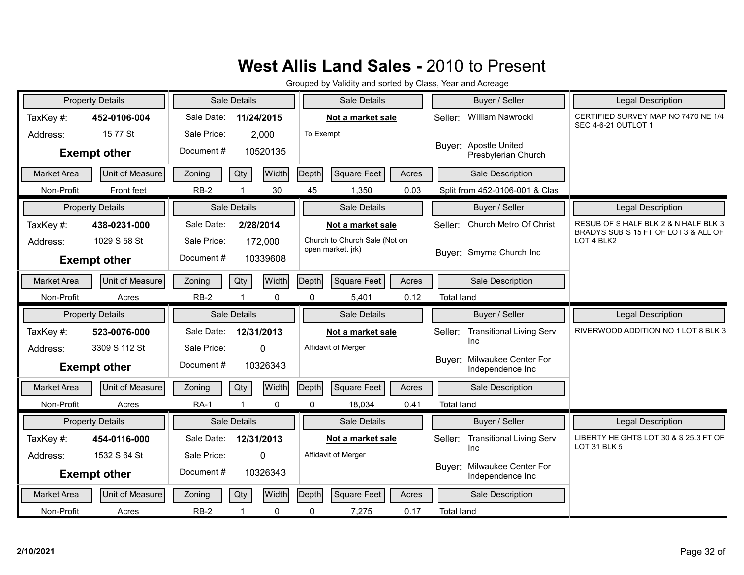# West Allis Land Sales - 2010 to Present

Grouped by Validity and sorted by Class, Year and Acreage

| Property Details | | Sale Details | | Sale Details | Buyer / Seller | Legal Description |
|---|---|---|---|---|---|---|
| TaxKey #: | 452-0106-004 | Sale Date: | 11/24/2015 | **Not a market sale** | Seller: William Nawrocki | CERTIFIED SURVEY MAP NO 7470 NE 1/4 SEC 4-6-21 OUTLOT 1 |
| Address: | 15 77 St | Sale Price: | 2,000 | To Exempt | Buyer: Apostle United Presbyterian Church | |
| **Exempt other** | | Document # | 10520135 | | | |

| Market Area | Unit of Measure | Zoning | Qty | Width | Depth | Square Feet | Acres | Sale Description |
|---|---|---|---|---|---|---|---|---|
| Non-Profit | Front feet | RB-2 | 1 | 30 | 45 | 1,350 | 0.03 | Split from 452-0106-001 & Clas |

| Property Details | | Sale Details | | Sale Details | Buyer / Seller | Legal Description |
|---|---|---|---|---|---|---|
| TaxKey #: | 438-0231-000 | Sale Date: | 2/28/2014 | **Not a market sale** | Seller: Church Metro Of Christ | RESUB OF S HALF BLK 2 & N HALF BLK 3 BRADYS SUB S 15 FT OF LOT 3 & ALL OF LOT 4 BLK2 |
| Address: | 1029 S 58 St | Sale Price: | 172,000 | Church to Church Sale (Not on open market. jrk) | Buyer: Smyrna Church Inc | |
| **Exempt other** | | Document # | 10339608 | | | |

| Market Area | Unit of Measure | Zoning | Qty | Width | Depth | Square Feet | Acres | Sale Description |
|---|---|---|---|---|---|---|---|---|
| Non-Profit | Acres | RB-2 | 1 | 0 | 0 | 5,401 | 0.12 | Total land |

| Property Details | | Sale Details | | Sale Details | Buyer / Seller | Legal Description |
|---|---|---|---|---|---|---|
| TaxKey #: | 523-0076-000 | Sale Date: | 12/31/2013 | **Not a market sale** | Seller: Transitional Living Serv Inc | RIVERWOOD ADDITION NO 1 LOT 8 BLK 3 |
| Address: | 3309 S 112 St | Sale Price: | 0 | Affidavit of Merger | Buyer: Milwaukee Center For Independence Inc | |
| **Exempt other** | | Document # | 10326343 | | | |

| Market Area | Unit of Measure | Zoning | Qty | Width | Depth | Square Feet | Acres | Sale Description |
|---|---|---|---|---|---|---|---|---|
| Non-Profit | Acres | RA-1 | 1 | 0 | 0 | 18,034 | 0.41 | Total land |

| Property Details | | Sale Details | | Sale Details | Buyer / Seller | Legal Description |
|---|---|---|---|---|---|---|
| TaxKey #: | 454-0116-000 | Sale Date: | 12/31/2013 | **Not a market sale** | Seller: Transitional Living Serv Inc | LIBERTY HEIGHTS LOT 30 & S 25.3 FT OF LOT 31 BLK 5 |
| Address: | 1532 S 64 St | Sale Price: | 0 | Affidavit of Merger | Buyer: Milwaukee Center For Independence Inc | |
| **Exempt other** | | Document # | 10326343 | | | |

| Market Area | Unit of Measure | Zoning | Qty | Width | Depth | Square Feet | Acres | Sale Description |
|---|---|---|---|---|---|---|---|---|
| Non-Profit | Acres | RB-2 | 1 | 0 | 0 | 7,275 | 0.17 | Total land |

2/10/2021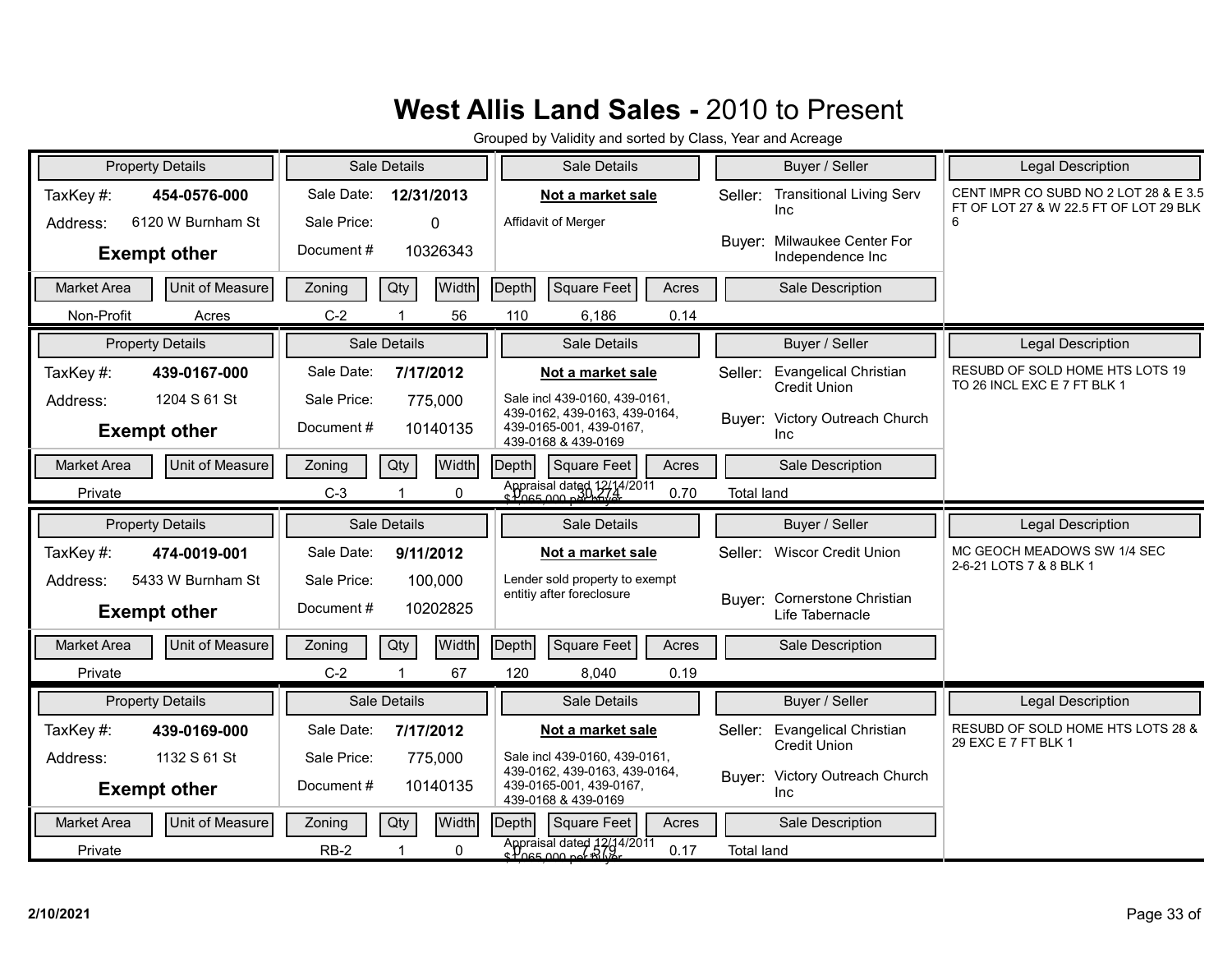# West Allis Land Sales - 2010 to Present

Grouped by Validity and sorted by Class, Year and Acreage

| Property Details | | Sale Details | | Sale Details | Buyer / Seller | | Legal Description |
|---|---|---|---|---|---|---|---|
| TaxKey #: | 454-0576-000 | Sale Date: | 12/31/2013 | **Not a market sale** | Seller: | Transitional Living Serv Inc | CENT IMPR CO SUBD NO 2 LOT 28 & E 3.5 FT OF LOT 27 & W 22.5 FT OF LOT 29 BLK 6 |
| Address: | 6120 W Burnham St | Sale Price: | 0 | Affidavit of Merger | Buyer: | Milwaukee Center For Independence Inc | |
| **Exempt other** | | Document # | 10326343 | | | | |

| Market Area | Unit of Measure | Zoning | Qty | Width | Depth | Square Feet | Acres | Sale Description |
|---|---|---|---|---|---|---|---|---|
| Non-Profit | Acres | C-2 | 1 | 56 | 110 | 6,186 | 0.14 | |

| Property Details | | Sale Details | | Sale Details | Buyer / Seller | | Legal Description |
|---|---|---|---|---|---|---|---|
| TaxKey #: | 439-0167-000 | Sale Date: | 7/17/2012 | **Not a market sale** | Seller: | Evangelical Christian Credit Union | RESUBD OF SOLD HOME HTS LOTS 19 TO 26 INCL EXC E 7 FT BLK 1 |
| Address: | 1204 S 61 St | Sale Price: | 775,000 | Sale incl 439-0160, 439-0161, 439-0162, 439-0163, 439-0164, 439-0165-001, 439-0167, 439-0168 & 439-0169 | Buyer: | Victory Outreach Church Inc | |
| **Exempt other** | | Document # | 10140135 | | | | |

| Market Area | Unit of Measure | Zoning | Qty | Width | Depth | Square Feet | Acres | Sale Description |
|---|---|---|---|---|---|---|---|---|
| Private | | C-3 | 1 | 0 | 0 | 30,274 | 0.70 | Total land |

Appraisal dated 12/14/2011 $1,065,000 per buyer

| Property Details | | Sale Details | | Sale Details | Buyer / Seller | | Legal Description |
|---|---|---|---|---|---|---|---|
| TaxKey #: | 474-0019-001 | Sale Date: | 9/11/2012 | **Not a market sale** | Seller: | Wiscor Credit Union | MC GEOCH MEADOWS SW 1/4 SEC 2-6-21 LOTS 7 & 8 BLK 1 |
| Address: | 5433 W Burnham St | Sale Price: | 100,000 | Lender sold property to exempt entitiy after foreclosure | Buyer: | Cornerstone Christian Life Tabernacle | |
| **Exempt other** | | Document # | 10202825 | | | | |

| Market Area | Unit of Measure | Zoning | Qty | Width | Depth | Square Feet | Acres | Sale Description |
|---|---|---|---|---|---|---|---|---|
| Private | | C-2 | 1 | 67 | 120 | 8,040 | 0.19 | |

| Property Details | | Sale Details | | Sale Details | Buyer / Seller | | Legal Description |
|---|---|---|---|---|---|---|---|
| TaxKey #: | 439-0169-000 | Sale Date: | 7/17/2012 | **Not a market sale** | Seller: | Evangelical Christian Credit Union | RESUBD OF SOLD HOME HTS LOTS 28 & 29 EXC E 7 FT BLK 1 |
| Address: | 1132 S 61 St | Sale Price: | 775,000 | Sale incl 439-0160, 439-0161, 439-0162, 439-0163, 439-0164, 439-0165-001, 439-0167, 439-0168 & 439-0169 | Buyer: | Victory Outreach Church Inc | |
| **Exempt other** | | Document # | 10140135 | | | | |

| Market Area | Unit of Measure | Zoning | Qty | Width | Depth | Square Feet | Acres | Sale Description |
|---|---|---|---|---|---|---|---|---|
| Private | | RB-2 | 1 | 0 | 0 | 7,579 | 0.17 | Total land |

Appraisal dated 12/14/2011 $1,065,000 per buyer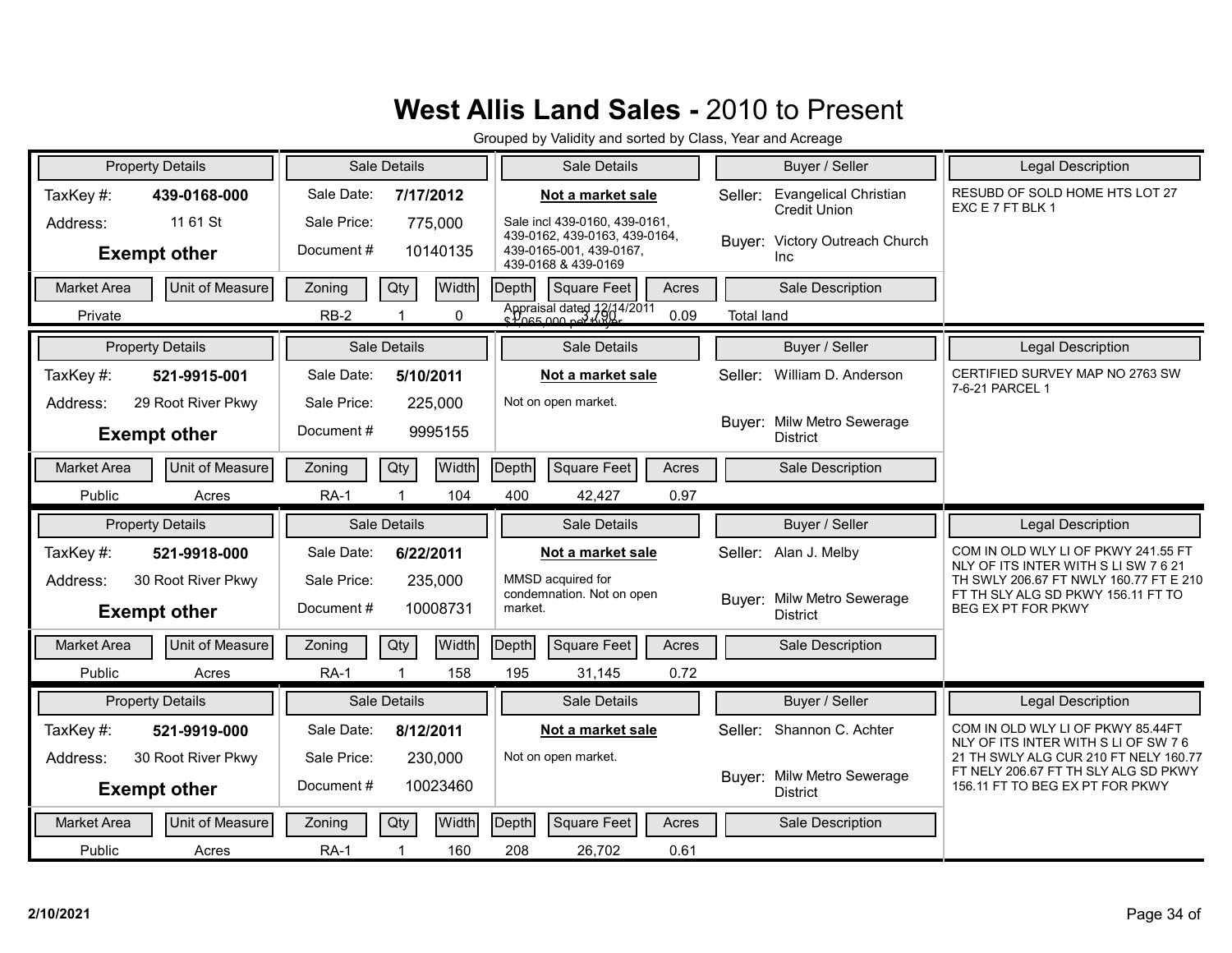# West Allis Land Sales - 2010 to Present

Grouped by Validity and sorted by Class, Year and Acreage

| Property Details | | Sale Details | | Sale Details | Buyer / Seller | Legal Description |
|---|---|---|---|---|---|---|
| TaxKey #: | 439-0168-000 | Sale Date: | 7/17/2012 | **Not a market sale** | Seller: Evangelical Christian Credit Union | RESUBD OF SOLD HOME HTS LOT 27 EXC E 7 FT BLK 1 |
| Address: | 11 61 St | Sale Price: | 775,000 | Sale incl 439-0160, 439-0161, 439-0162, 439-0163, 439-0164, 439-0165-001, 439-0167, 439-0168 & 439-0169 | Buyer: Victory Outreach Church Inc | |
| **Exempt other** | | Document # | 10140135 | | | |

| Market Area | Unit of Measure | Zoning | Qty | Width | Depth | Square Feet | Acres | Sale Description |
|---|---|---|---|---|---|---|---|---|
| Private | | RB-2 | 1 | 0 | 0 | 3,790 | 0.09 | Total land |

Appraisal dated 12/14/2011 $1,065,000 per buyer

| Property Details | | Sale Details | | Sale Details | Buyer / Seller | Legal Description |
|---|---|---|---|---|---|---|
| TaxKey #: | 521-9915-001 | Sale Date: | 5/10/2011 | **Not a market sale** | Seller: William D. Anderson | CERTIFIED SURVEY MAP NO 2763 SW 7-6-21 PARCEL 1 |
| Address: | 29 Root River Pkwy | Sale Price: | 225,000 | Not on open market. | Buyer: Milw Metro Sewerage District | |
| **Exempt other** | | Document # | 9995155 | | | |

| Market Area | Unit of Measure | Zoning | Qty | Width | Depth | Square Feet | Acres | Sale Description |
|---|---|---|---|---|---|---|---|---|
| Public | Acres | RA-1 | 1 | 104 | 400 | 42,427 | 0.97 | |

| Property Details | | Sale Details | | Sale Details | Buyer / Seller | Legal Description |
|---|---|---|---|---|---|---|
| TaxKey #: | 521-9918-000 | Sale Date: | 6/22/2011 | **Not a market sale** | Seller: Alan J. Melby | COM IN OLD WLY LI OF PKWY 241.55 FT NLY OF ITS INTER WITH S LI SW 7 6 21 TH SWLY 206.67 FT NWLY 160.77 FT E 210 FT TH SLY ALG SD PKWY 156.11 FT TO BEG EX PT FOR PKWY |
| Address: | 30 Root River Pkwy | Sale Price: | 235,000 | MMSD acquired for condemnation. Not on open market. | Buyer: Milw Metro Sewerage District | |
| **Exempt other** | | Document # | 10008731 | | | |

| Market Area | Unit of Measure | Zoning | Qty | Width | Depth | Square Feet | Acres | Sale Description |
|---|---|---|---|---|---|---|---|---|
| Public | Acres | RA-1 | 1 | 158 | 195 | 31,145 | 0.72 | |

| Property Details | | Sale Details | | Sale Details | Buyer / Seller | Legal Description |
|---|---|---|---|---|---|---|
| TaxKey #: | 521-9919-000 | Sale Date: | 8/12/2011 | **Not a market sale** | Seller: Shannon C. Achter | COM IN OLD WLY LI OF PKWY 85.44FT NLY OF ITS INTER WITH S LI OF SW 7 6 21 TH SWLY ALG CUR 210 FT NELY 160.77 FT NELY 206.67 FT TH SLY ALG SD PKWY 156.11 FT TO BEG EX PT FOR PKWY |
| Address: | 30 Root River Pkwy | Sale Price: | 230,000 | Not on open market. | Buyer: Milw Metro Sewerage District | |
| **Exempt other** | | Document # | 10023460 | | | |

| Market Area | Unit of Measure | Zoning | Qty | Width | Depth | Square Feet | Acres | Sale Description |
|---|---|---|---|---|---|---|---|---|
| Public | Acres | RA-1 | 1 | 160 | 208 | 26,702 | 0.61 | |

2/10/2021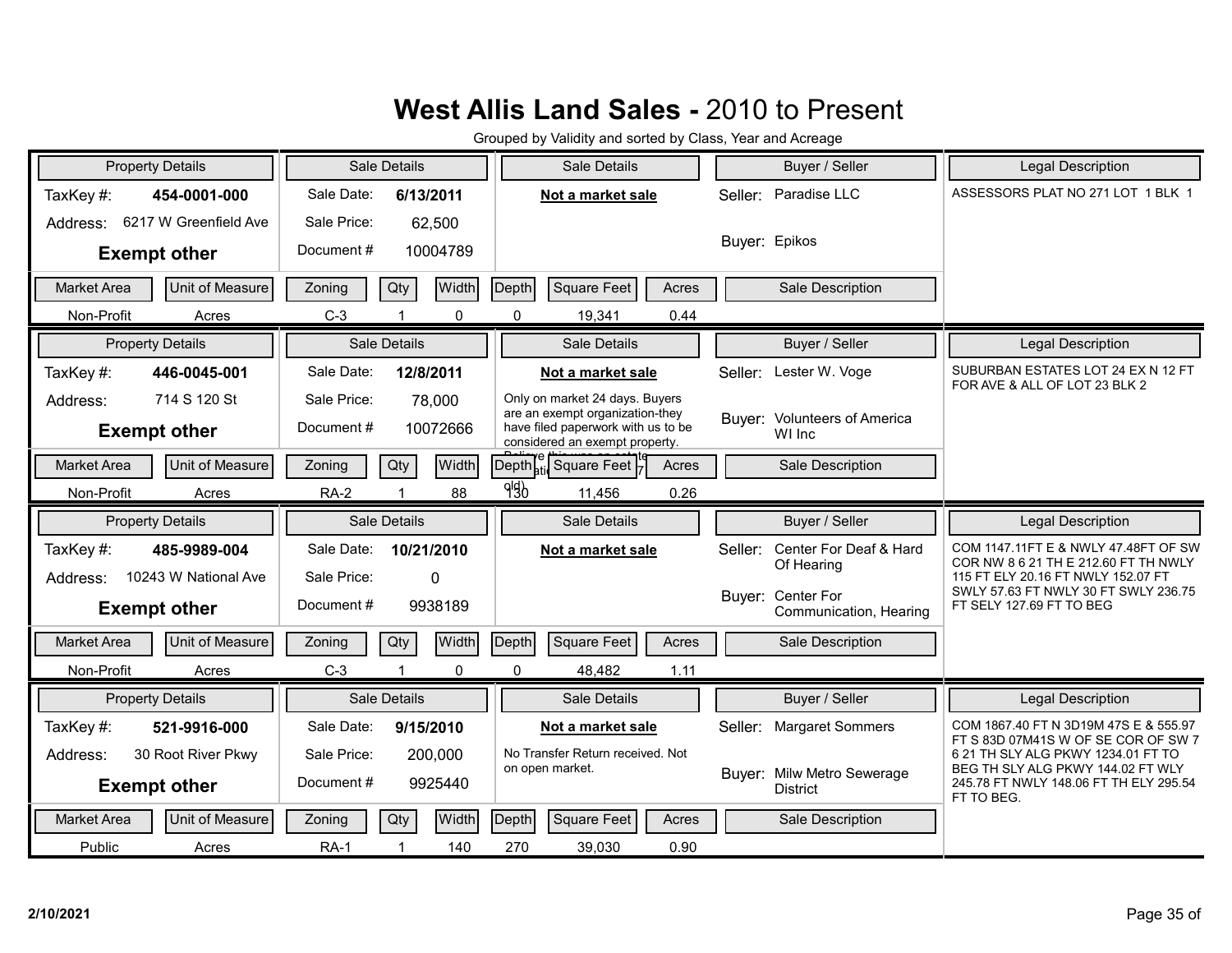# West Allis Land Sales - 2010 to Present

Grouped by Validity and sorted by Class, Year and Acreage

| Property Details | | Sale Details | | Sale Details | Buyer / Seller | Legal Description |
|---|---|---|---|---|---|---|
| TaxKey #: **454-0001-000** | | Sale Date: **6/13/2011** | | **Not a market sale** | Seller: Paradise LLC | ASSESSORS PLAT NO 271 LOT 1 BLK 1 |
| Address: 6217 W Greenfield Ave | | Sale Price: 62,500 | | | Buyer: Epikos | |
| **Exempt other** | | Document # 10004789 | | | | |

| Market Area | Unit of Measure | Zoning | Qty | Width | Depth | Square Feet | Acres | Sale Description |
|---|---|---|---|---|---|---|---|---|
| Non-Profit | Acres | C-3 | 1 | 0 | 0 | 19,341 | 0.44 | |

| Property Details | | Sale Details | | Sale Details | Buyer / Seller | Legal Description |
|---|---|---|---|---|---|---|
| TaxKey #: **446-0045-001** | | Sale Date: **12/8/2011** | | **Not a market sale** | Seller: Lester W. Voge | SUBURBAN ESTATES LOT 24 EX N 12 FT FOR AVE & ALL OF LOT 23 BLK 2 |
| Address: 714 S 120 St | | Sale Price: 78,000 | | Only on market 24 days. Buyers are an exempt organization-they have filed paperwork with us to be considered an exempt property. Believe this was an estate ... old) | Buyer: Volunteers of America WI Inc | |
| **Exempt other** | | Document # 10072666 | | | | |

| Market Area | Unit of Measure | Zoning | Qty | Width | Depth | Square Feet | Acres | Sale Description |
|---|---|---|---|---|---|---|---|---|
| Non-Profit | Acres | RA-2 | 1 | 88 | 130 | 11,456 | 0.26 | |

| Property Details | | Sale Details | | Sale Details | Buyer / Seller | Legal Description |
|---|---|---|---|---|---|---|
| TaxKey #: **485-9989-004** | | Sale Date: **10/21/2010** | | **Not a market sale** | Seller: Center For Deaf & Hard Of Hearing | COM 1147.11FT E & NWLY 47.48FT OF SW COR NW 8 6 21 TH E 212.60 FT TH NWLY 115 FT ELY 20.16 FT NWLY 152.07 FT SWLY 57.63 FT NWLY 30 FT SWLY 236.75 FT SELY 127.69 FT TO BEG |
| Address: 10243 W National Ave | | Sale Price: 0 | | | Buyer: Center For Communication, Hearing | |
| **Exempt other** | | Document # 9938189 | | | | |

| Market Area | Unit of Measure | Zoning | Qty | Width | Depth | Square Feet | Acres | Sale Description |
|---|---|---|---|---|---|---|---|---|
| Non-Profit | Acres | C-3 | 1 | 0 | 0 | 48,482 | 1.11 | |

| Property Details | | Sale Details | | Sale Details | Buyer / Seller | Legal Description |
|---|---|---|---|---|---|---|
| TaxKey #: **521-9916-000** | | Sale Date: **9/15/2010** | | **Not a market sale** | Seller: Margaret Sommers | COM 1867.40 FT N 3D19M 47S E & 555.97 FT S 83D 07M41S W OF SE COR OF SW 7 6 21 TH SLY ALG PKWY 1234.01 FT TO BEG TH SLY ALG PKWY 144.02 FT WLY 245.78 FT NWLY 148.06 FT TH ELY 295.54 FT TO BEG. |
| Address: 30 Root River Pkwy | | Sale Price: 200,000 | | No Transfer Return received. Not on open market. | Buyer: Milw Metro Sewerage District | |
| **Exempt other** | | Document # 9925440 | | | | |

| Market Area | Unit of Measure | Zoning | Qty | Width | Depth | Square Feet | Acres | Sale Description |
|---|---|---|---|---|---|---|---|---|
| Public | Acres | RA-1 | 1 | 140 | 270 | 39,030 | 0.90 | |

2/10/2021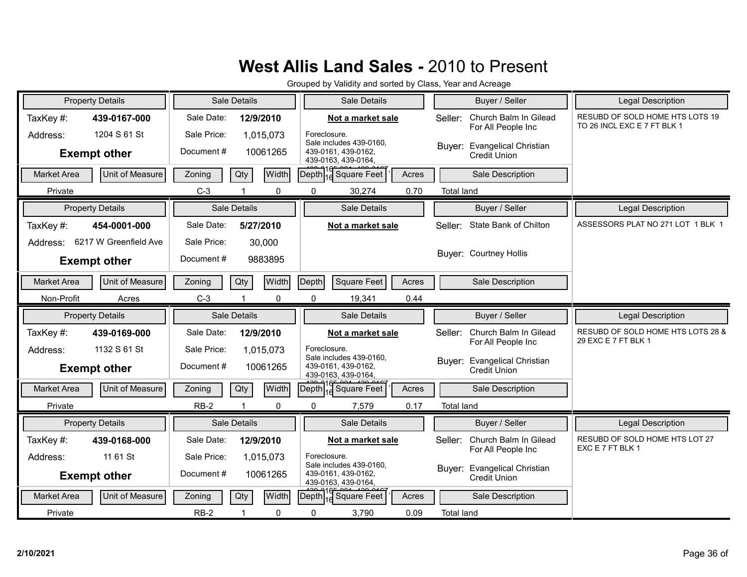# West Allis Land Sales - 2010 to Present

Grouped by Validity and sorted by Class, Year and Acreage

| Property Details | | Sale Details | | Sale Details | Buyer / Seller | Legal Description |
|---|---|---|---|---|---|---|
| TaxKey #: | **439-0167-000** | Sale Date: | **12/9/2010** | **Not a market sale** | Seller: Church Balm In Gilead For All People Inc | RESUBD OF SOLD HOME HTS LOTS 19 TO 26 INCL EXC E 7 FT BLK 1 |
| Address: | 1204 S 61 St | Sale Price: | 1,015,073 | Foreclosure. Sale includes 439-0160, 439-0161, 439-0162, 439-0163, 439-0164, | Buyer: Evangelical Christian Credit Union | |
| **Exempt other** | | Document # | 10061265 | | | |

| Market Area | Unit of Measure | Zoning | Qty | Width | Depth | Square Feet | Acres | Sale Description |
|---|---|---|---|---|---|---|---|---|
| Private | | C-3 | 1 | 0 | 0 | 30,274 | 0.70 | Total land |

| Property Details | | Sale Details | | Sale Details | Buyer / Seller | Legal Description |
|---|---|---|---|---|---|---|
| TaxKey #: | **454-0001-000** | Sale Date: | **5/27/2010** | **Not a market sale** | Seller: State Bank of Chilton | ASSESSORS PLAT NO 271 LOT 1 BLK 1 |
| Address: | 6217 W Greenfield Ave | Sale Price: | 30,000 | | Buyer: Courtney Hollis | |
| **Exempt other** | | Document # | 9883895 | | | |

| Market Area | Unit of Measure | Zoning | Qty | Width | Depth | Square Feet | Acres | Sale Description |
|---|---|---|---|---|---|---|---|---|
| Non-Profit | Acres | C-3 | 1 | 0 | 0 | 19,341 | 0.44 | |

| Property Details | | Sale Details | | Sale Details | Buyer / Seller | Legal Description |
|---|---|---|---|---|---|---|
| TaxKey #: | **439-0169-000** | Sale Date: | **12/9/2010** | **Not a market sale** | Seller: Church Balm In Gilead For All People Inc | RESUBD OF SOLD HOME HTS LOTS 28 & 29 EXC E 7 FT BLK 1 |
| Address: | 1132 S 61 St | Sale Price: | 1,015,073 | Foreclosure. Sale includes 439-0160, 439-0161, 439-0162, 439-0163, 439-0164, | Buyer: Evangelical Christian Credit Union | |
| **Exempt other** | | Document # | 10061265 | | | |

| Market Area | Unit of Measure | Zoning | Qty | Width | Depth | Square Feet | Acres | Sale Description |
|---|---|---|---|---|---|---|---|---|
| Private | | RB-2 | 1 | 0 | 0 | 7,579 | 0.17 | Total land |

| Property Details | | Sale Details | | Sale Details | Buyer / Seller | Legal Description |
|---|---|---|---|---|---|---|
| TaxKey #: | **439-0168-000** | Sale Date: | **12/9/2010** | **Not a market sale** | Seller: Church Balm In Gilead For All People Inc | RESUBD OF SOLD HOME HTS LOT 27 EXC E 7 FT BLK 1 |
| Address: | 11 61 St | Sale Price: | 1,015,073 | Foreclosure. Sale includes 439-0160, 439-0161, 439-0162, 439-0163, 439-0164, | Buyer: Evangelical Christian Credit Union | |
| **Exempt other** | | Document # | 10061265 | | | |

| Market Area | Unit of Measure | Zoning | Qty | Width | Depth | Square Feet | Acres | Sale Description |
|---|---|---|---|---|---|---|---|---|
| Private | | RB-2 | 1 | 0 | 0 | 3,790 | 0.09 | Total land |

2/10/2021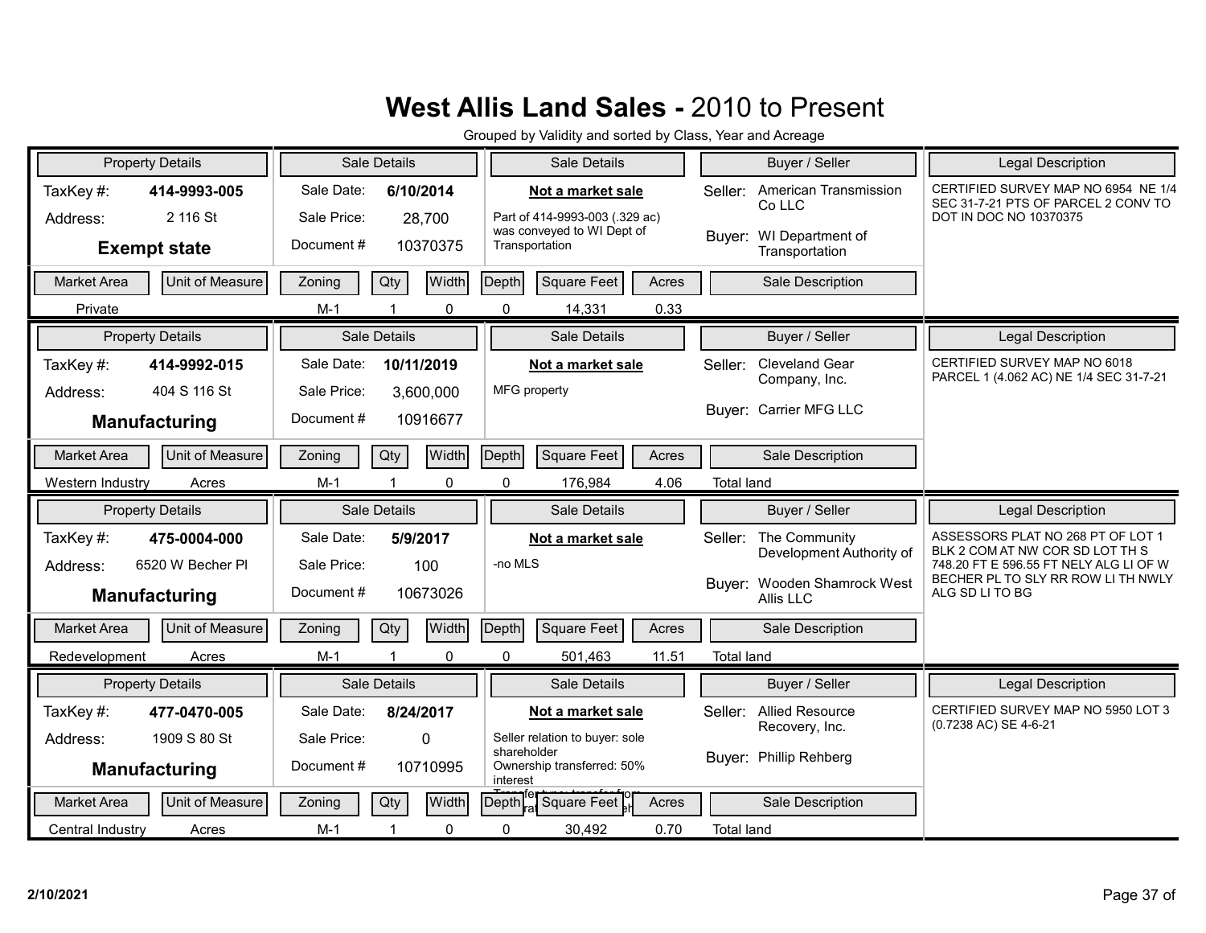# West Allis Land Sales - 2010 to Present

Grouped by Validity and sorted by Class, Year and Acreage

| Property Details | | Sale Details | | Sale Details | Buyer / Seller | | Legal Description |
|---|---|---|---|---|---|---|---|
| TaxKey #: | 414-9993-005 | Sale Date: | 6/10/2014 | **Not a market sale** | Seller: | American Transmission Co LLC | CERTIFIED SURVEY MAP NO 6954 NE 1/4 SEC 31-7-21 PTS OF PARCEL 2 CONV TO DOT IN DOC NO 10370375 |
| Address: | 2 116 St | Sale Price: | 28,700 | Part of 414-9993-003 (.329 ac) was conveyed to WI Dept of Transportation | Buyer: | WI Department of Transportation | |
| **Exempt state** | | Document # | 10370375 | | | | |

| Market Area | Unit of Measure | Zoning | Qty | Width | Depth | Square Feet | Acres | Sale Description |
|---|---|---|---|---|---|---|---|---|
| Private | | M-1 | 1 | 0 | 0 | 14,331 | 0.33 | |

| Property Details | | Sale Details | | Sale Details | Buyer / Seller | | Legal Description |
|---|---|---|---|---|---|---|---|
| TaxKey #: | 414-9992-015 | Sale Date: | 10/11/2019 | **Not a market sale** | Seller: | Cleveland Gear Company, Inc. | CERTIFIED SURVEY MAP NO 6018 PARCEL 1 (4.062 AC) NE 1/4 SEC 31-7-21 |
| Address: | 404 S 116 St | Sale Price: | 3,600,000 | MFG property | Buyer: | Carrier MFG LLC | |
| **Manufacturing** | | Document # | 10916677 | | | | |

| Market Area | Unit of Measure | Zoning | Qty | Width | Depth | Square Feet | Acres | Sale Description |
|---|---|---|---|---|---|---|---|---|
| Western Industry | Acres | M-1 | 1 | 0 | 0 | 176,984 | 4.06 | Total land |

| Property Details | | Sale Details | | Sale Details | Buyer / Seller | | Legal Description |
|---|---|---|---|---|---|---|---|
| TaxKey #: | 475-0004-000 | Sale Date: | 5/9/2017 | **Not a market sale** | Seller: | The Community Development Authority of | ASSESSORS PLAT NO 268 PT OF LOT 1 BLK 2 COM AT NW COR SD LOT TH S 748.20 FT E 596.55 FT NELY ALG LI OF W BECHER PL TO SLY RR ROW LI TH NWLY ALG SD LI TO BG |
| Address: | 6520 W Becher Pl | Sale Price: | 100 | -no MLS | Buyer: | Wooden Shamrock West Allis LLC | |
| **Manufacturing** | | Document # | 10673026 | | | | |

| Market Area | Unit of Measure | Zoning | Qty | Width | Depth | Square Feet | Acres | Sale Description |
|---|---|---|---|---|---|---|---|---|
| Redevelopment | Acres | M-1 | 1 | 0 | 0 | 501,463 | 11.51 | Total land |

| Property Details | | Sale Details | | Sale Details | Buyer / Seller | | Legal Description |
|---|---|---|---|---|---|---|---|
| TaxKey #: | 477-0470-005 | Sale Date: | 8/24/2017 | **Not a market sale** | Seller: | Allied Resource Recovery, Inc. | CERTIFIED SURVEY MAP NO 5950 LOT 3 (0.7238 AC) SE 4-6-21 |
| Address: | 1909 S 80 St | Sale Price: | 0 | Seller relation to buyer: sole shareholder Ownership transferred: 50% interest Transfer type: transfer from | Buyer: | Phillip Rehberg | |
| **Manufacturing** | | Document # | 10710995 | | | | |

| Market Area | Unit of Measure | Zoning | Qty | Width | Depth | Square Feet | Acres | Sale Description |
|---|---|---|---|---|---|---|---|---|
| Central Industry | Acres | M-1 | 1 | 0 | 0 | 30,492 | 0.70 | Total land |

2/10/2021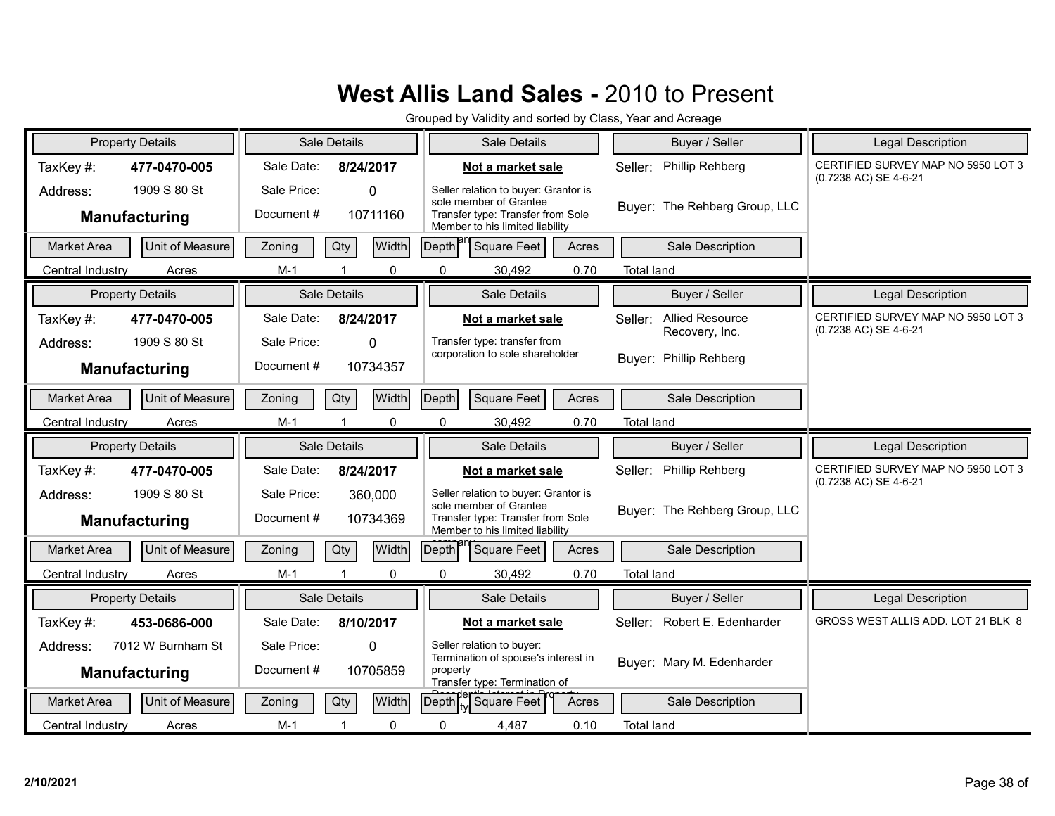# **West Allis Land Sales -** 2010 to Present

Grouped by Validity and sorted by Class, Year and Acreage

| Property Details | | Sale Details | | Sale Details | Buyer / Seller | Legal Description |
|---|---|---|---|---|---|---|
| TaxKey #: | **477-0470-005** | Sale Date: | **8/24/2017** | **Not a market sale** | Seller: Phillip Rehberg | CERTIFIED SURVEY MAP NO 5950 LOT 3 (0.7238 AC) SE 4-6-21 |
| Address: | 1909 S 80 St | Sale Price: | 0 | Seller relation to buyer: Grantor is sole member of Grantee<br>Transfer type: Transfer from Sole Member to his limited liability company | Buyer: The Rehberg Group, LLC | |
| **Manufacturing** | | Document # | 10711160 | | | |

| Market Area | Unit of Measure | Zoning | Qty | Width | Depth | Square Feet | Acres | Sale Description |
|---|---|---|---|---|---|---|---|---|
| Central Industry | Acres | M-1 | 1 | 0 | 0 | 30,492 | 0.70 | Total land |

| Property Details | | Sale Details | | Sale Details | Buyer / Seller | Legal Description |
|---|---|---|---|---|---|---|
| TaxKey #: | **477-0470-005** | Sale Date: | **8/24/2017** | **Not a market sale** | Seller: Allied Resource Recovery, Inc. | CERTIFIED SURVEY MAP NO 5950 LOT 3 (0.7238 AC) SE 4-6-21 |
| Address: | 1909 S 80 St | Sale Price: | 0 | Transfer type: transfer from corporation to sole shareholder | Buyer: Phillip Rehberg | |
| **Manufacturing** | | Document # | 10734357 | | | |

| Market Area | Unit of Measure | Zoning | Qty | Width | Depth | Square Feet | Acres | Sale Description |
|---|---|---|---|---|---|---|---|---|
| Central Industry | Acres | M-1 | 1 | 0 | 0 | 30,492 | 0.70 | Total land |

| Property Details | | Sale Details | | Sale Details | Buyer / Seller | Legal Description |
|---|---|---|---|---|---|---|
| TaxKey #: | **477-0470-005** | Sale Date: | **8/24/2017** | **Not a market sale** | Seller: Phillip Rehberg | CERTIFIED SURVEY MAP NO 5950 LOT 3 (0.7238 AC) SE 4-6-21 |
| Address: | 1909 S 80 St | Sale Price: | 360,000 | Seller relation to buyer: Grantor is sole member of Grantee<br>Transfer type: Transfer from Sole Member to his limited liability company | Buyer: The Rehberg Group, LLC | |
| **Manufacturing** | | Document # | 10734369 | | | |

| Market Area | Unit of Measure | Zoning | Qty | Width | Depth | Square Feet | Acres | Sale Description |
|---|---|---|---|---|---|---|---|---|
| Central Industry | Acres | M-1 | 1 | 0 | 0 | 30,492 | 0.70 | Total land |

| Property Details | | Sale Details | | Sale Details | Buyer / Seller | Legal Description |
|---|---|---|---|---|---|---|
| TaxKey #: | **453-0686-000** | Sale Date: | **8/10/2017** | **Not a market sale** | Seller: Robert E. Edenharder | GROSS WEST ALLIS ADD. LOT 21 BLK 8 |
| Address: | 7012 W Burnham St | Sale Price: | 0 | Seller relation to buyer: Termination of spouse's interest in property<br>Transfer type: Termination of Decedent's Interest in Property | Buyer: Mary M. Edenharder | |
| **Manufacturing** | | Document # | 10705859 | | | |

| Market Area | Unit of Measure | Zoning | Qty | Width | Depth | Square Feet | Acres | Sale Description |
|---|---|---|---|---|---|---|---|---|
| Central Industry | Acres | M-1 | 1 | 0 | 0 | 4,487 | 0.10 | Total land |

2/10/2021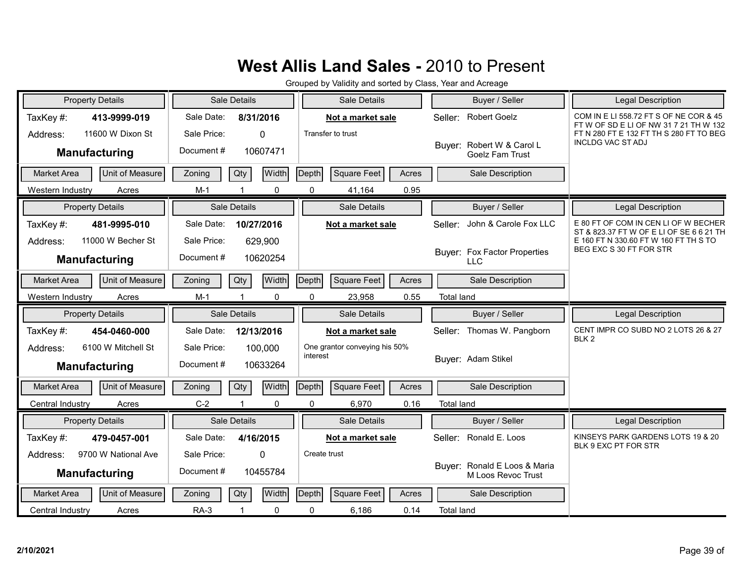# **West Allis Land Sales -** 2010 to Present

Grouped by Validity and sorted by Class, Year and Acreage

| Property Details | | Sale Details | | Sale Details | Buyer / Seller | Legal Description |
|---|---|---|---|---|---|---|
| TaxKey #: | **413-9999-019** | Sale Date: | **8/31/2016** | **Not a market sale** | Seller: Robert Goelz | COM IN E LI 558.72 FT S OF NE COR & 45 FT W OF SD E LI OF NW 31 7 21 TH W 132 FT N 280 FT E 132 FT TH S 280 FT TO BEG INCLDG VAC ST ADJ |
| Address: | 11600 W Dixon St | Sale Price: | 0 | Transfer to trust | | |
| **Manufacturing** | | Document # | 10607471 | | Buyer: Robert W & Carol L Goelz Fam Trust | |

| Market Area | Unit of Measure | Zoning | Qty | Width | Depth | Square Feet | Acres | Sale Description |
|---|---|---|---|---|---|---|---|---|
| Western Industry | Acres | M-1 | 1 | 0 | 0 | 41,164 | 0.95 | |

| Property Details | | Sale Details | | Sale Details | Buyer / Seller | Legal Description |
|---|---|---|---|---|---|---|
| TaxKey #: | **481-9995-010** | Sale Date: | **10/27/2016** | **Not a market sale** | Seller: John & Carole Fox LLC | E 80 FT OF COM IN CEN LI OF W BECHER ST & 823.37 FT W OF E LI OF SE 6 6 21 TH E 160 FT N 330.60 FT W 160 FT TH S TO BEG EXC S 30 FT FOR STR |
| Address: | 11000 W Becher St | Sale Price: | 629,900 | | | |
| **Manufacturing** | | Document # | 10620254 | | Buyer: Fox Factor Properties LLC | |

| Market Area | Unit of Measure | Zoning | Qty | Width | Depth | Square Feet | Acres | Sale Description |
|---|---|---|---|---|---|---|---|---|
| Western Industry | Acres | M-1 | 1 | 0 | 0 | 23,958 | 0.55 | Total land |

| Property Details | | Sale Details | | Sale Details | Buyer / Seller | Legal Description |
|---|---|---|---|---|---|---|
| TaxKey #: | **454-0460-000** | Sale Date: | **12/13/2016** | **Not a market sale** | Seller: Thomas W. Pangborn | CENT IMPR CO SUBD NO 2 LOTS 26 & 27 BLK 2 |
| Address: | 6100 W Mitchell St | Sale Price: | 100,000 | One grantor conveying his 50% interest | | |
| **Manufacturing** | | Document # | 10633264 | | Buyer: Adam Stikel | |

| Market Area | Unit of Measure | Zoning | Qty | Width | Depth | Square Feet | Acres | Sale Description |
|---|---|---|---|---|---|---|---|---|
| Central Industry | Acres | C-2 | 1 | 0 | 0 | 6,970 | 0.16 | Total land |

| Property Details | | Sale Details | | Sale Details | Buyer / Seller | Legal Description |
|---|---|---|---|---|---|---|
| TaxKey #: | **479-0457-001** | Sale Date: | **4/16/2015** | **Not a market sale** | Seller: Ronald E. Loos | KINSEYS PARK GARDENS LOTS 19 & 20 BLK 9 EXC PT FOR STR |
| Address: | 9700 W National Ave | Sale Price: | 0 | Create trust | | |
| **Manufacturing** | | Document # | 10455784 | | Buyer: Ronald E Loos & Maria M Loos Revoc Trust | |

| Market Area | Unit of Measure | Zoning | Qty | Width | Depth | Square Feet | Acres | Sale Description |
|---|---|---|---|---|---|---|---|---|
| Central Industry | Acres | RA-3 | 1 | 0 | 0 | 6,186 | 0.14 | Total land |

2/10/2021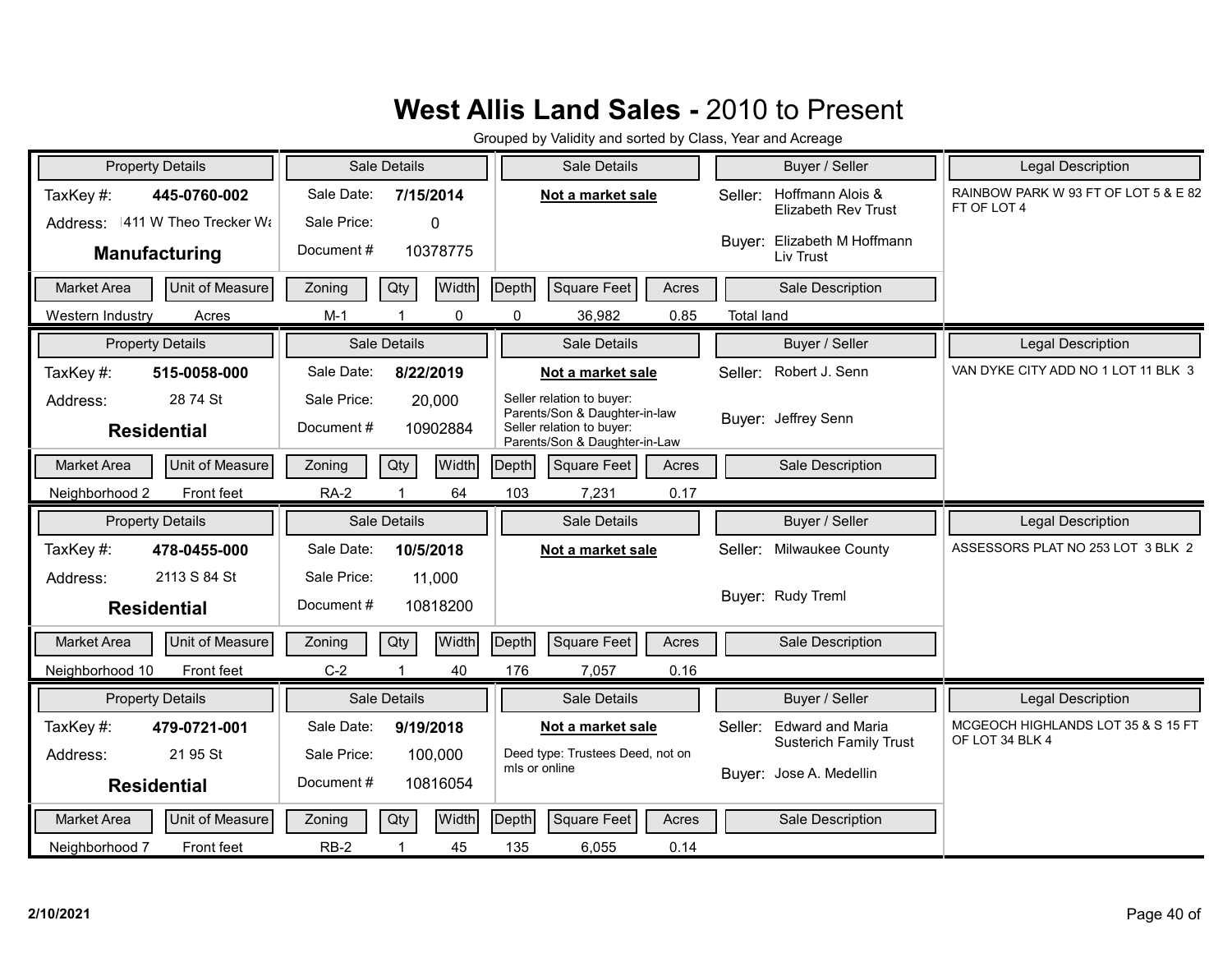# West Allis Land Sales - 2010 to Present

Grouped by Validity and sorted by Class, Year and Acreage

| Property Details | | Sale Details | | Sale Details | Buyer / Seller | Legal Description |
|---|---|---|---|---|---|---|
| TaxKey #: | 445-0760-002 | Sale Date: | 7/15/2014 | **Not a market sale** | Seller: Hoffmann Alois & Elizabeth Rev Trust | RAINBOW PARK W 93 FT OF LOT 5 & E 82 FT OF LOT 4 |
| Address: | 411 W Theo Trecker Wa | Sale Price: | 0 | | | |
| **Manufacturing** | | Document # | 10378775 | | Buyer: Elizabeth M Hoffmann Liv Trust | |

| Market Area | Unit of Measure | Zoning | Qty | Width | Depth | Square Feet | Acres | Sale Description |
|---|---|---|---|---|---|---|---|---|
| Western Industry | Acres | M-1 | 1 | 0 | 0 | 36,982 | 0.85 | Total land |

| Property Details | | Sale Details | | Sale Details | Buyer / Seller | Legal Description |
|---|---|---|---|---|---|---|
| TaxKey #: | 515-0058-000 | Sale Date: | 8/22/2019 | **Not a market sale** | Seller: Robert J. Senn | VAN DYKE CITY ADD NO 1 LOT 11 BLK 3 |
| Address: | 28 74 St | Sale Price: | 20,000 | Seller relation to buyer: Parents/Son & Daughter-in-law Seller relation to buyer: Parents/Son & Daughter-in-Law | | |
| **Residential** | | Document # | 10902884 | | Buyer: Jeffrey Senn | |

| Market Area | Unit of Measure | Zoning | Qty | Width | Depth | Square Feet | Acres | Sale Description |
|---|---|---|---|---|---|---|---|---|
| Neighborhood 2 | Front feet | RA-2 | 1 | 64 | 103 | 7,231 | 0.17 | |

| Property Details | | Sale Details | | Sale Details | Buyer / Seller | Legal Description |
|---|---|---|---|---|---|---|
| TaxKey #: | 478-0455-000 | Sale Date: | 10/5/2018 | **Not a market sale** | Seller: Milwaukee County | ASSESSORS PLAT NO 253 LOT 3 BLK 2 |
| Address: | 2113 S 84 St | Sale Price: | 11,000 | | | |
| **Residential** | | Document # | 10818200 | | Buyer: Rudy Treml | |

| Market Area | Unit of Measure | Zoning | Qty | Width | Depth | Square Feet | Acres | Sale Description |
|---|---|---|---|---|---|---|---|---|
| Neighborhood 10 | Front feet | C-2 | 1 | 40 | 176 | 7,057 | 0.16 | |

| Property Details | | Sale Details | | Sale Details | Buyer / Seller | Legal Description |
|---|---|---|---|---|---|---|
| TaxKey #: | 479-0721-001 | Sale Date: | 9/19/2018 | **Not a market sale** | Seller: Edward and Maria Susterich Family Trust | MCGEOCH HIGHLANDS LOT 35 & S 15 FT OF LOT 34 BLK 4 |
| Address: | 21 95 St | Sale Price: | 100,000 | Deed type: Trustees Deed, not on mls or online | | |
| **Residential** | | Document # | 10816054 | | Buyer: Jose A. Medellin | |

| Market Area | Unit of Measure | Zoning | Qty | Width | Depth | Square Feet | Acres | Sale Description |
|---|---|---|---|---|---|---|---|---|
| Neighborhood 7 | Front feet | RB-2 | 1 | 45 | 135 | 6,055 | 0.14 | |

2/10/2021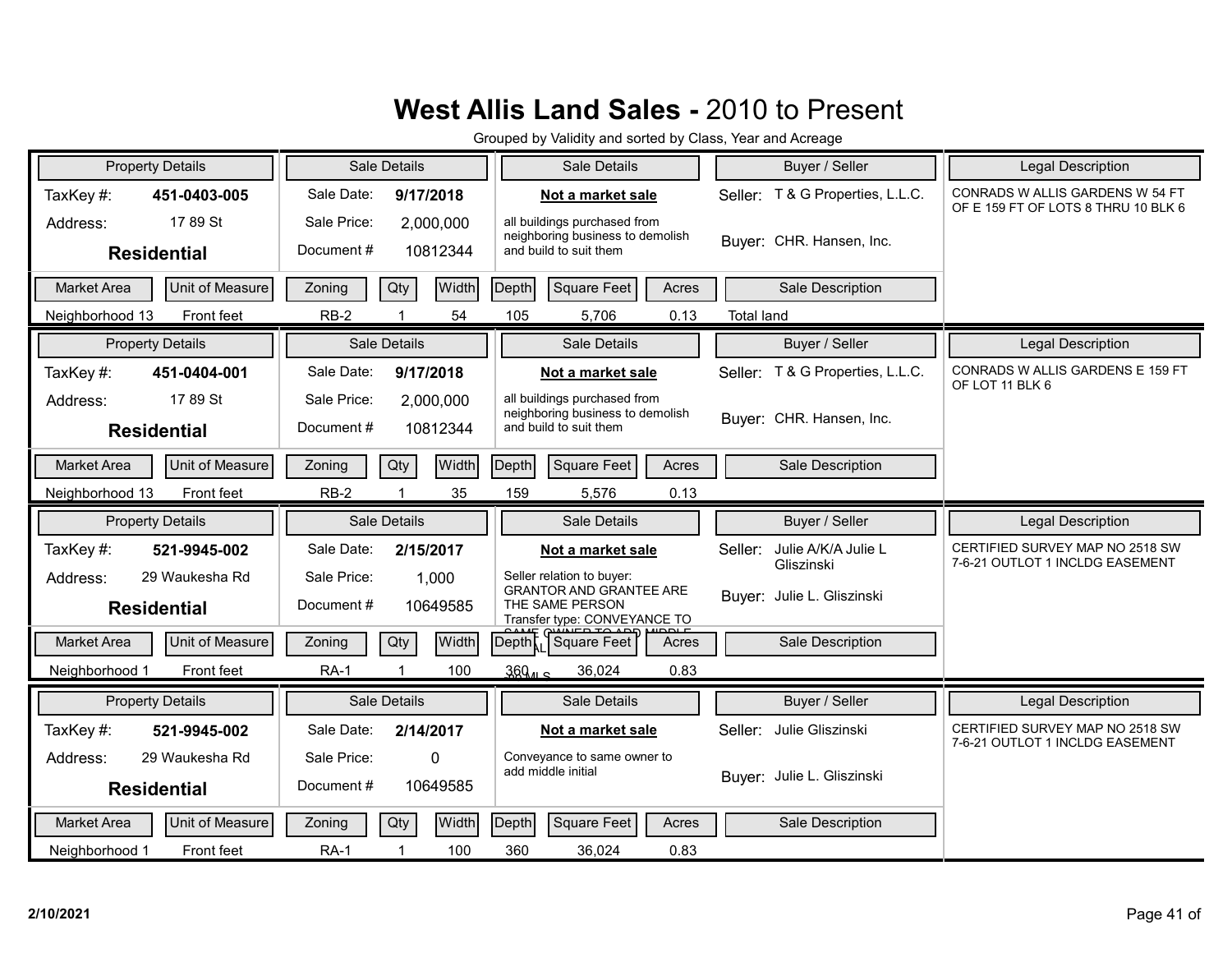# West Allis Land Sales - 2010 to Present

Grouped by Validity and sorted by Class, Year and Acreage

| Property Details | | Sale Details | | Sale Details | Buyer / Seller | Legal Description |
|---|---|---|---|---|---|---|
| TaxKey #: | 451-0403-005 | Sale Date: | 9/17/2018 | **Not a market sale** | Seller: T & G Properties, L.L.C. | CONRADS W ALLIS GARDENS W 54 FT OF E 159 FT OF LOTS 8 THRU 10 BLK 6 |
| Address: | 17 89 St | Sale Price: | 2,000,000 | all buildings purchased from neighboring business to demolish and build to suit them | Buyer: CHR. Hansen, Inc. | |
| **Residential** | | Document # | 10812344 | | | |

| Market Area | Unit of Measure | Zoning | Qty | Width | Depth | Square Feet | Acres | Sale Description |
|---|---|---|---|---|---|---|---|---|
| Neighborhood 13 | Front feet | RB-2 | 1 | 54 | 105 | 5,706 | 0.13 | Total land |

| Property Details | | Sale Details | | Sale Details | Buyer / Seller | Legal Description |
|---|---|---|---|---|---|---|
| TaxKey #: | 451-0404-001 | Sale Date: | 9/17/2018 | **Not a market sale** | Seller: T & G Properties, L.L.C. | CONRADS W ALLIS GARDENS E 159 FT OF LOT 11 BLK 6 |
| Address: | 17 89 St | Sale Price: | 2,000,000 | all buildings purchased from neighboring business to demolish and build to suit them | Buyer: CHR. Hansen, Inc. | |
| **Residential** | | Document # | 10812344 | | | |

| Market Area | Unit of Measure | Zoning | Qty | Width | Depth | Square Feet | Acres | Sale Description |
|---|---|---|---|---|---|---|---|---|
| Neighborhood 13 | Front feet | RB-2 | 1 | 35 | 159 | 5,576 | 0.13 | |

| Property Details | | Sale Details | | Sale Details | Buyer / Seller | Legal Description |
|---|---|---|---|---|---|---|
| TaxKey #: | 521-9945-002 | Sale Date: | 2/15/2017 | **Not a market sale** | Seller: Julie A/K/A Julie L Gliszinski | CERTIFIED SURVEY MAP NO 2518 SW 7-6-21 OUTLOT 1 INCLDG EASEMENT |
| Address: | 29 Waukesha Rd | Sale Price: | 1,000 | Seller relation to buyer: GRANTOR AND GRANTEE ARE THE SAME PERSON Transfer type: CONVEYANCE TO SAME OWNER TO ADD MIDDLE ... MLS | Buyer: Julie L. Gliszinski | |
| **Residential** | | Document # | 10649585 | | | |

| Market Area | Unit of Measure | Zoning | Qty | Width | Depth | Square Feet | Acres | Sale Description |
|---|---|---|---|---|---|---|---|---|
| Neighborhood 1 | Front feet | RA-1 | 1 | 100 | 360 | 36,024 | 0.83 | |

| Property Details | | Sale Details | | Sale Details | Buyer / Seller | Legal Description |
|---|---|---|---|---|---|---|
| TaxKey #: | 521-9945-002 | Sale Date: | 2/14/2017 | **Not a market sale** | Seller: Julie Gliszinski | CERTIFIED SURVEY MAP NO 2518 SW 7-6-21 OUTLOT 1 INCLDG EASEMENT |
| Address: | 29 Waukesha Rd | Sale Price: | 0 | Conveyance to same owner to add middle initial | Buyer: Julie L. Gliszinski | |
| **Residential** | | Document # | 10649585 | | | |

| Market Area | Unit of Measure | Zoning | Qty | Width | Depth | Square Feet | Acres | Sale Description |
|---|---|---|---|---|---|---|---|---|
| Neighborhood 1 | Front feet | RA-1 | 1 | 100 | 360 | 36,024 | 0.83 | |

2/10/2021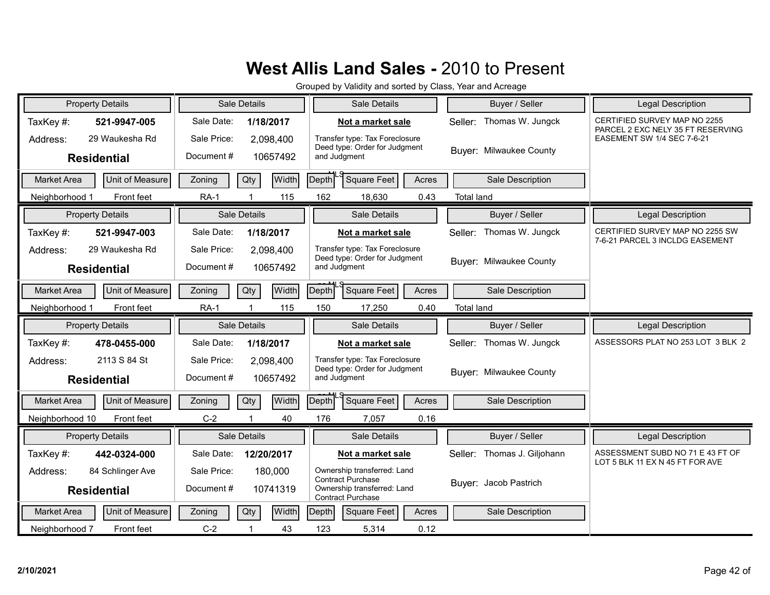# West Allis Land Sales - 2010 to Present

Grouped by Validity and sorted by Class, Year and Acreage

| Property Details | | Sale Details | | Sale Details | Buyer / Seller | Legal Description |
|---|---|---|---|---|---|---|
| TaxKey #: | 521-9947-005 | Sale Date: | 1/18/2017 | **Not a market sale** | Seller: Thomas W. Jungck | CERTIFIED SURVEY MAP NO 2255 PARCEL 2 EXC NELY 35 FT RESERVING EASEMENT SW 1/4 SEC 7-6-21 |
| Address: | 29 Waukesha Rd | Sale Price: | 2,098,400 | Transfer type: Tax Foreclosure Deed type: Order for Judgment and Judgment | Buyer: Milwaukee County | |
| **Residential** | | Document # | 10657492 | | | |

| Market Area | Unit of Measure | Zoning | Qty | Width | Depth | Square Feet | Acres | Sale Description |
|---|---|---|---|---|---|---|---|---|
| Neighborhood 1 | Front feet | RA-1 | 1 | 115 | 162 | 18,630 | 0.43 | Total land |

| Property Details | | Sale Details | | Sale Details | Buyer / Seller | Legal Description |
|---|---|---|---|---|---|---|
| TaxKey #: | 521-9947-003 | Sale Date: | 1/18/2017 | **Not a market sale** | Seller: Thomas W. Jungck | CERTIFIED SURVEY MAP NO 2255 SW 7-6-21 PARCEL 3 INCLDG EASEMENT |
| Address: | 29 Waukesha Rd | Sale Price: | 2,098,400 | Transfer type: Tax Foreclosure Deed type: Order for Judgment and Judgment | Buyer: Milwaukee County | |
| **Residential** | | Document # | 10657492 | | | |

| Market Area | Unit of Measure | Zoning | Qty | Width | Depth | Square Feet | Acres | Sale Description |
|---|---|---|---|---|---|---|---|---|
| Neighborhood 1 | Front feet | RA-1 | 1 | 115 | 150 | 17,250 | 0.40 | Total land |

| Property Details | | Sale Details | | Sale Details | Buyer / Seller | Legal Description |
|---|---|---|---|---|---|---|
| TaxKey #: | 478-0455-000 | Sale Date: | 1/18/2017 | **Not a market sale** | Seller: Thomas W. Jungck | ASSESSORS PLAT NO 253 LOT 3 BLK 2 |
| Address: | 2113 S 84 St | Sale Price: | 2,098,400 | Transfer type: Tax Foreclosure Deed type: Order for Judgment and Judgment | Buyer: Milwaukee County | |
| **Residential** | | Document # | 10657492 | | | |

| Market Area | Unit of Measure | Zoning | Qty | Width | Depth | Square Feet | Acres | Sale Description |
|---|---|---|---|---|---|---|---|---|
| Neighborhood 10 | Front feet | C-2 | 1 | 40 | 176 | 7,057 | 0.16 | |

| Property Details | | Sale Details | | Sale Details | Buyer / Seller | Legal Description |
|---|---|---|---|---|---|---|
| TaxKey #: | 442-0324-000 | Sale Date: | 12/20/2017 | **Not a market sale** | Seller: Thomas J. Giljohann | ASSESSMENT SUBD NO 71 E 43 FT OF LOT 5 BLK 11 EX N 45 FT FOR AVE |
| Address: | 84 Schlinger Ave | Sale Price: | 180,000 | Ownership transferred: Land Contract Purchase Ownership transferred: Land Contract Purchase | Buyer: Jacob Pastrich | |
| **Residential** | | Document # | 10741319 | | | |

| Market Area | Unit of Measure | Zoning | Qty | Width | Depth | Square Feet | Acres | Sale Description |
|---|---|---|---|---|---|---|---|---|
| Neighborhood 7 | Front feet | C-2 | 1 | 43 | 123 | 5,314 | 0.12 | |

2/10/2021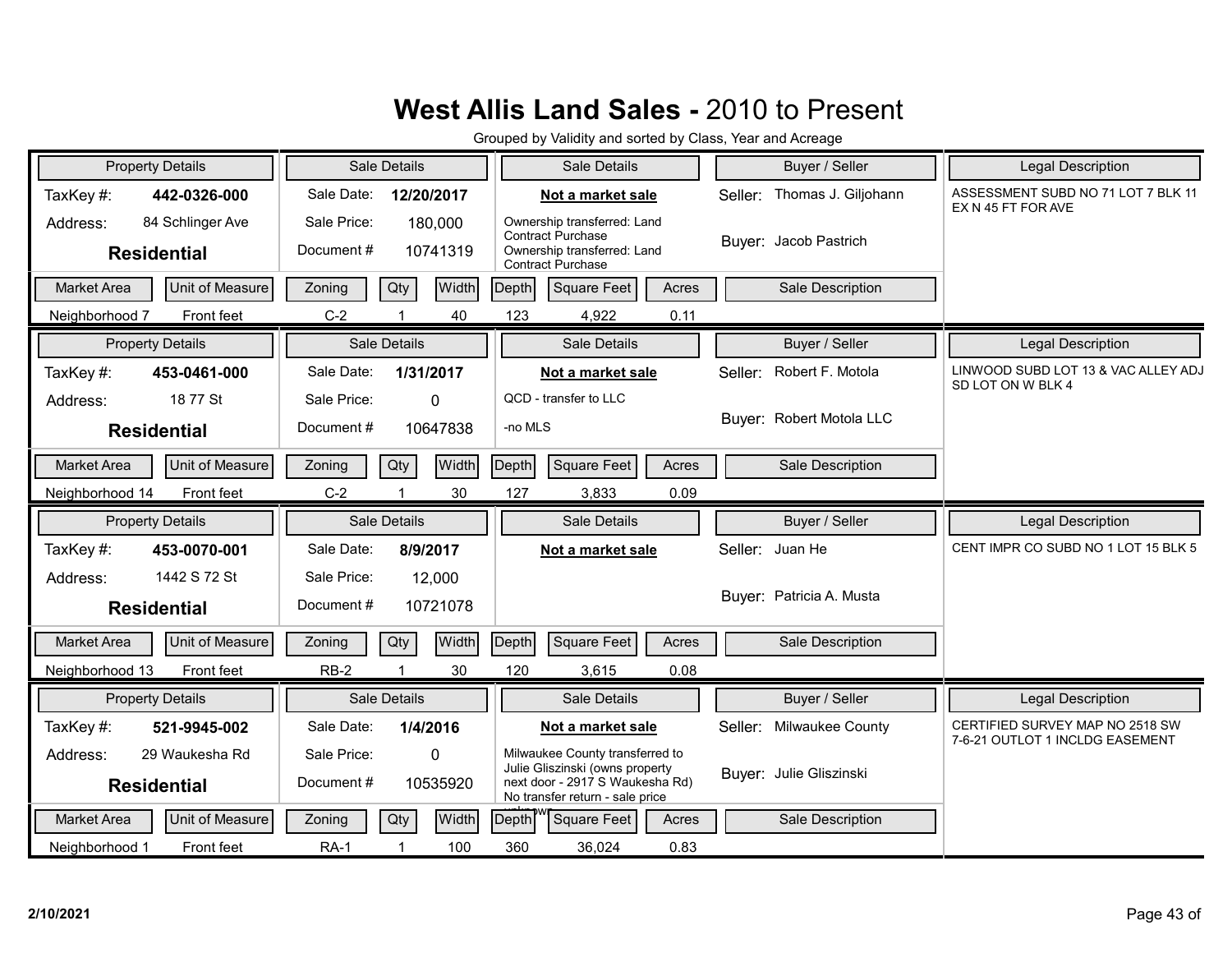# West Allis Land Sales - 2010 to Present

Grouped by Validity and sorted by Class, Year and Acreage

| Property Details | | Sale Details | | Sale Details | Buyer / Seller | Legal Description |
|---|---|---|---|---|---|---|
| TaxKey #: | 442-0326-000 | Sale Date: | 12/20/2017 | **Not a market sale** | Seller: Thomas J. Giljohann | ASSESSMENT SUBD NO 71 LOT 7 BLK 11 EX N 45 FT FOR AVE |
| Address: | 84 Schlinger Ave | Sale Price: | 180,000 | Ownership transferred: Land Contract Purchase Ownership transferred: Land Contract Purchase | Buyer: Jacob Pastrich | |
| **Residential** | | Document # | 10741319 | | | |

| Market Area | Unit of Measure | Zoning | Qty | Width | Depth | Square Feet | Acres | Sale Description |
|---|---|---|---|---|---|---|---|---|
| Neighborhood 7 | Front feet | C-2 | 1 | 40 | 123 | 4,922 | 0.11 | |

| Property Details | | Sale Details | | Sale Details | Buyer / Seller | Legal Description |
|---|---|---|---|---|---|---|
| TaxKey #: | 453-0461-000 | Sale Date: | 1/31/2017 | **Not a market sale** | Seller: Robert F. Motola | LINWOOD SUBD LOT 13 & VAC ALLEY ADJ SD LOT ON W BLK 4 |
| Address: | 18 77 St | Sale Price: | 0 | QCD - transfer to LLC -no MLS | Buyer: Robert Motola LLC | |
| **Residential** | | Document # | 10647838 | | | |

| Market Area | Unit of Measure | Zoning | Qty | Width | Depth | Square Feet | Acres | Sale Description |
|---|---|---|---|---|---|---|---|---|
| Neighborhood 14 | Front feet | C-2 | 1 | 30 | 127 | 3,833 | 0.09 | |

| Property Details | | Sale Details | | Sale Details | Buyer / Seller | Legal Description |
|---|---|---|---|---|---|---|
| TaxKey #: | 453-0070-001 | Sale Date: | 8/9/2017 | **Not a market sale** | Seller: Juan He | CENT IMPR CO SUBD NO 1 LOT 15 BLK 5 |
| Address: | 1442 S 72 St | Sale Price: | 12,000 | | Buyer: Patricia A. Musta | |
| **Residential** | | Document # | 10721078 | | | |

| Market Area | Unit of Measure | Zoning | Qty | Width | Depth | Square Feet | Acres | Sale Description |
|---|---|---|---|---|---|---|---|---|
| Neighborhood 13 | Front feet | RB-2 | 1 | 30 | 120 | 3,615 | 0.08 | |

| Property Details | | Sale Details | | Sale Details | Buyer / Seller | Legal Description |
|---|---|---|---|---|---|---|
| TaxKey #: | 521-9945-002 | Sale Date: | 1/4/2016 | **Not a market sale** | Seller: Milwaukee County | CERTIFIED SURVEY MAP NO 2518 SW 7-6-21 OUTLOT 1 INCLDG EASEMENT |
| Address: | 29 Waukesha Rd | Sale Price: | 0 | Milwaukee County transferred to Julie Gliszinski (owns property next door - 2917 S Waukesha Rd) No transfer return - sale price unknown | Buyer: Julie Gliszinski | |
| **Residential** | | Document # | 10535920 | | | |

| Market Area | Unit of Measure | Zoning | Qty | Width | Depth | Square Feet | Acres | Sale Description |
|---|---|---|---|---|---|---|---|---|
| Neighborhood 1 | Front feet | RA-1 | 1 | 100 | 360 | 36,024 | 0.83 | |

2/10/2021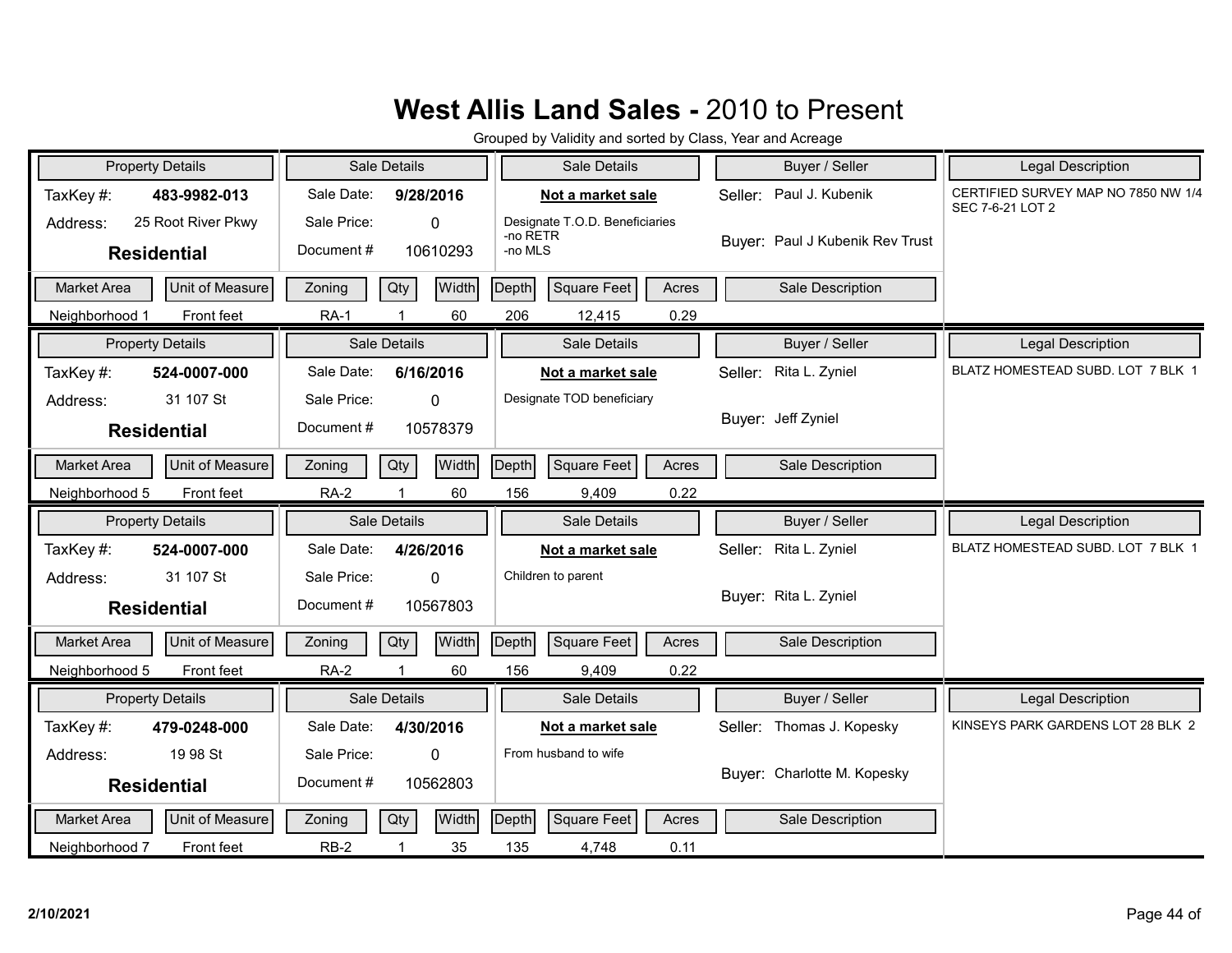# West Allis Land Sales - 2010 to Present

Grouped by Validity and sorted by Class, Year and Acreage

| Property Details | | Sale Details | | Sale Details | Buyer / Seller | Legal Description |
|---|---|---|---|---|---|---|
| TaxKey #: | 483-9982-013 | Sale Date: | 9/28/2016 | **Not a market sale** | Seller: Paul J. Kubenik | CERTIFIED SURVEY MAP NO 7850 NW 1/4 SEC 7-6-21 LOT 2 |
| Address: | 25 Root River Pkwy | Sale Price: | 0 | Designate T.O.D. Beneficiaries -no RETR -no MLS | Buyer: Paul J Kubenik Rev Trust | |
| **Residential** | | Document # | 10610293 | | | |

| Market Area | Unit of Measure | Zoning | Qty | Width | Depth | Square Feet | Acres | Sale Description |
|---|---|---|---|---|---|---|---|---|
| Neighborhood 1 | Front feet | RA-1 | 1 | 60 | 206 | 12,415 | 0.29 | |

| Property Details | | Sale Details | | Sale Details | Buyer / Seller | Legal Description |
|---|---|---|---|---|---|---|
| TaxKey #: | 524-0007-000 | Sale Date: | 6/16/2016 | **Not a market sale** | Seller: Rita L. Zyniel | BLATZ HOMESTEAD SUBD. LOT 7 BLK 1 |
| Address: | 31 107 St | Sale Price: | 0 | Designate TOD beneficiary | Buyer: Jeff Zyniel | |
| **Residential** | | Document # | 10578379 | | | |

| Market Area | Unit of Measure | Zoning | Qty | Width | Depth | Square Feet | Acres | Sale Description |
|---|---|---|---|---|---|---|---|---|
| Neighborhood 5 | Front feet | RA-2 | 1 | 60 | 156 | 9,409 | 0.22 | |

| Property Details | | Sale Details | | Sale Details | Buyer / Seller | Legal Description |
|---|---|---|---|---|---|---|
| TaxKey #: | 524-0007-000 | Sale Date: | 4/26/2016 | **Not a market sale** | Seller: Rita L. Zyniel | BLATZ HOMESTEAD SUBD. LOT 7 BLK 1 |
| Address: | 31 107 St | Sale Price: | 0 | Children to parent | Buyer: Rita L. Zyniel | |
| **Residential** | | Document # | 10567803 | | | |

| Market Area | Unit of Measure | Zoning | Qty | Width | Depth | Square Feet | Acres | Sale Description |
|---|---|---|---|---|---|---|---|---|
| Neighborhood 5 | Front feet | RA-2 | 1 | 60 | 156 | 9,409 | 0.22 | |

| Property Details | | Sale Details | | Sale Details | Buyer / Seller | Legal Description |
|---|---|---|---|---|---|---|
| TaxKey #: | 479-0248-000 | Sale Date: | 4/30/2016 | **Not a market sale** | Seller: Thomas J. Kopesky | KINSEYS PARK GARDENS LOT 28 BLK 2 |
| Address: | 19 98 St | Sale Price: | 0 | From husband to wife | Buyer: Charlotte M. Kopesky | |
| **Residential** | | Document # | 10562803 | | | |

| Market Area | Unit of Measure | Zoning | Qty | Width | Depth | Square Feet | Acres | Sale Description |
|---|---|---|---|---|---|---|---|---|
| Neighborhood 7 | Front feet | RB-2 | 1 | 35 | 135 | 4,748 | 0.11 | |

2/10/2021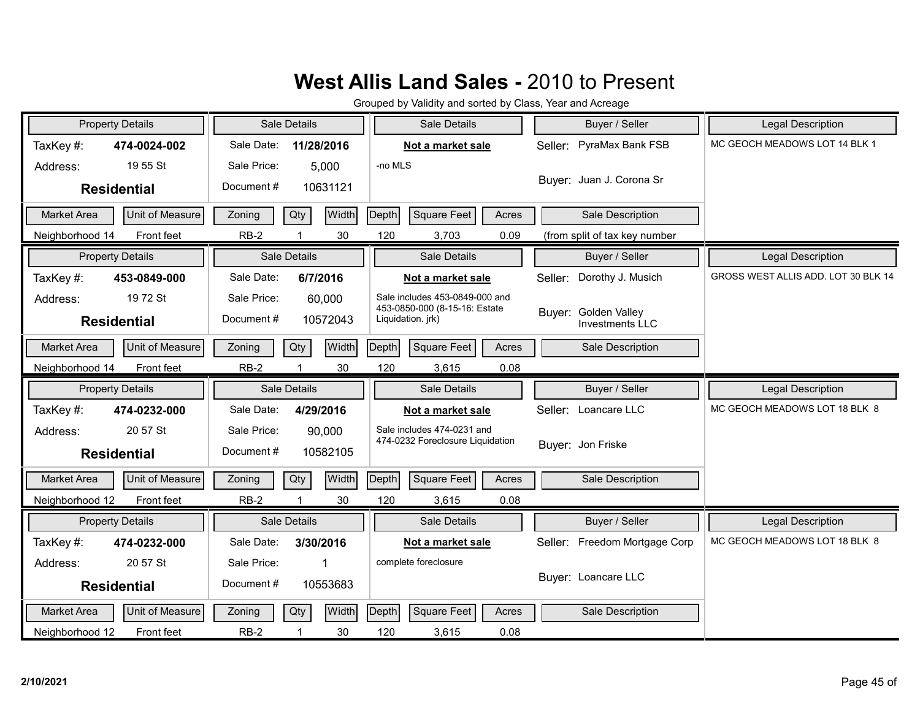# West Allis Land Sales - 2010 to Present

Grouped by Validity and sorted by Class, Year and Acreage

| Property Details | | Sale Details | | | Sale Details | | Buyer / Seller | Legal Description |
|---|---|---|---|---|---|---|---|---|
| TaxKey #: 474-0024-002 | | Sale Date: 11/28/2016 | | | **Not a market sale** | | Seller: PyraMax Bank FSB | MC GEOCH MEADOWS LOT 14 BLK 1 |
| Address: 19 55 St | | Sale Price: 5,000 | | | -no MLS | | Buyer: Juan J. Corona Sr | |
| **Residential** | | Document # 10631121 | | | | | | |
| Market Area | Unit of Measure | Zoning | Qty | Width | Depth | Square Feet | Acres | Sale Description |
| Neighborhood 14 | Front feet | RB-2 | 1 | 30 | 120 | 3,703 | 0.09 | (from split of tax key number |

| Property Details | | Sale Details | | | Sale Details | | Buyer / Seller | Legal Description |
|---|---|---|---|---|---|---|---|---|
| TaxKey #: 453-0849-000 | | Sale Date: 6/7/2016 | | | **Not a market sale** | | Seller: Dorothy J. Musich | GROSS WEST ALLIS ADD. LOT 30 BLK 14 |
| Address: 19 72 St | | Sale Price: 60,000 | | | Sale includes 453-0849-000 and 453-0850-000 (8-15-16: Estate Liquidation. jrk) | | Buyer: Golden Valley Investments LLC | |
| **Residential** | | Document # 10572043 | | | | | | |
| Market Area | Unit of Measure | Zoning | Qty | Width | Depth | Square Feet | Acres | Sale Description |
| Neighborhood 14 | Front feet | RB-2 | 1 | 30 | 120 | 3,615 | 0.08 | |

| Property Details | | Sale Details | | | Sale Details | | Buyer / Seller | Legal Description |
|---|---|---|---|---|---|---|---|---|
| TaxKey #: 474-0232-000 | | Sale Date: 4/29/2016 | | | **Not a market sale** | | Seller: Loancare LLC | MC GEOCH MEADOWS LOT 18 BLK 8 |
| Address: 20 57 St | | Sale Price: 90,000 | | | Sale includes 474-0231 and 474-0232 Foreclosure Liquidation | | Buyer: Jon Friske | |
| **Residential** | | Document # 10582105 | | | | | | |
| Market Area | Unit of Measure | Zoning | Qty | Width | Depth | Square Feet | Acres | Sale Description |
| Neighborhood 12 | Front feet | RB-2 | 1 | 30 | 120 | 3,615 | 0.08 | |

| Property Details | | Sale Details | | | Sale Details | | Buyer / Seller | Legal Description |
|---|---|---|---|---|---|---|---|---|
| TaxKey #: 474-0232-000 | | Sale Date: 3/30/2016 | | | **Not a market sale** | | Seller: Freedom Mortgage Corp | MC GEOCH MEADOWS LOT 18 BLK 8 |
| Address: 20 57 St | | Sale Price: 1 | | | complete foreclosure | | Buyer: Loancare LLC | |
| **Residential** | | Document # 10553683 | | | | | | |
| Market Area | Unit of Measure | Zoning | Qty | Width | Depth | Square Feet | Acres | Sale Description |
| Neighborhood 12 | Front feet | RB-2 | 1 | 30 | 120 | 3,615 | 0.08 | |

2/10/2021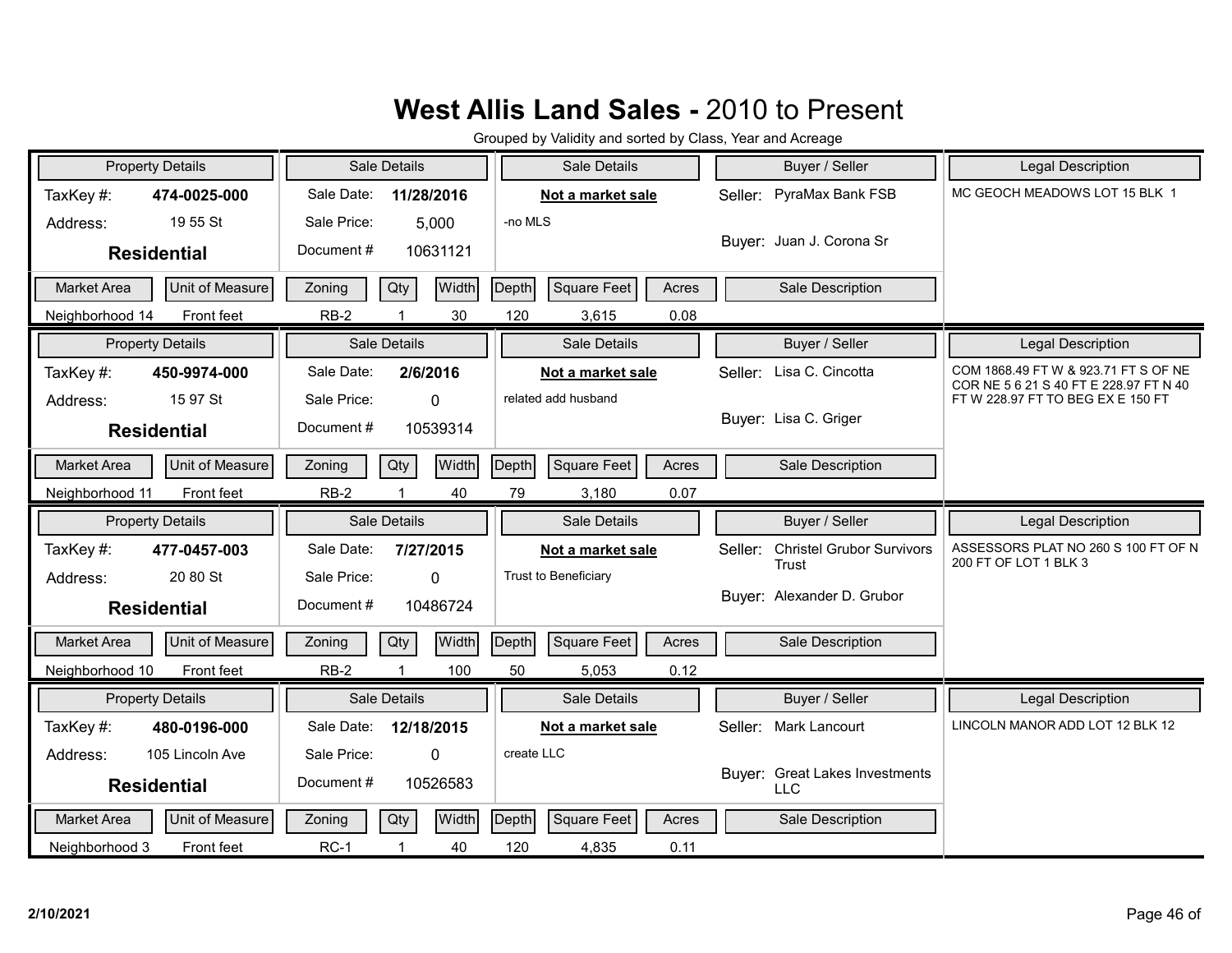# West Allis Land Sales - 2010 to Present

Grouped by Validity and sorted by Class, Year and Acreage

| Property Details | | Sale Details | | Sale Details | Buyer / Seller | Legal Description |
|---|---|---|---|---|---|---|
| TaxKey #: | 474-0025-000 | Sale Date: | 11/28/2016 | **Not a market sale** | Seller: PyraMax Bank FSB | MC GEOCH MEADOWS LOT 15 BLK 1 |
| Address: | 19 55 St | Sale Price: | 5,000 | -no MLS | | |
| **Residential** | | Document # | 10631121 | | Buyer: Juan J. Corona Sr | |

| Market Area | Unit of Measure | Zoning | Qty | Width | Depth | Square Feet | Acres | Sale Description |
|---|---|---|---|---|---|---|---|---|
| Neighborhood 14 | Front feet | RB-2 | 1 | 30 | 120 | 3,615 | 0.08 | |

| Property Details | | Sale Details | | Sale Details | Buyer / Seller | Legal Description |
|---|---|---|---|---|---|---|
| TaxKey #: | 450-9974-000 | Sale Date: | 2/6/2016 | **Not a market sale** | Seller: Lisa C. Cincotta | COM 1868.49 FT W & 923.71 FT S OF NE COR NE 5 6 21 S 40 FT E 228.97 FT N 40 FT W 228.97 FT TO BEG EX E 150 FT |
| Address: | 15 97 St | Sale Price: | 0 | related add husband | | |
| **Residential** | | Document # | 10539314 | | Buyer: Lisa C. Griger | |

| Market Area | Unit of Measure | Zoning | Qty | Width | Depth | Square Feet | Acres | Sale Description |
|---|---|---|---|---|---|---|---|---|
| Neighborhood 11 | Front feet | RB-2 | 1 | 40 | 79 | 3,180 | 0.07 | |

| Property Details | | Sale Details | | Sale Details | Buyer / Seller | Legal Description |
|---|---|---|---|---|---|---|
| TaxKey #: | 477-0457-003 | Sale Date: | 7/27/2015 | **Not a market sale** | Seller: Christel Grubor Survivors Trust | ASSESSORS PLAT NO 260 S 100 FT OF N 200 FT OF LOT 1 BLK 3 |
| Address: | 20 80 St | Sale Price: | 0 | Trust to Beneficiary | | |
| **Residential** | | Document # | 10486724 | | Buyer: Alexander D. Grubor | |

| Market Area | Unit of Measure | Zoning | Qty | Width | Depth | Square Feet | Acres | Sale Description |
|---|---|---|---|---|---|---|---|---|
| Neighborhood 10 | Front feet | RB-2 | 1 | 100 | 50 | 5,053 | 0.12 | |

| Property Details | | Sale Details | | Sale Details | Buyer / Seller | Legal Description |
|---|---|---|---|---|---|---|
| TaxKey #: | 480-0196-000 | Sale Date: | 12/18/2015 | **Not a market sale** | Seller: Mark Lancourt | LINCOLN MANOR ADD LOT 12 BLK 12 |
| Address: | 105 Lincoln Ave | Sale Price: | 0 | create LLC | | |
| **Residential** | | Document # | 10526583 | | Buyer: Great Lakes Investments LLC | |

| Market Area | Unit of Measure | Zoning | Qty | Width | Depth | Square Feet | Acres | Sale Description |
|---|---|---|---|---|---|---|---|---|
| Neighborhood 3 | Front feet | RC-1 | 1 | 40 | 120 | 4,835 | 0.11 | |

2/10/2021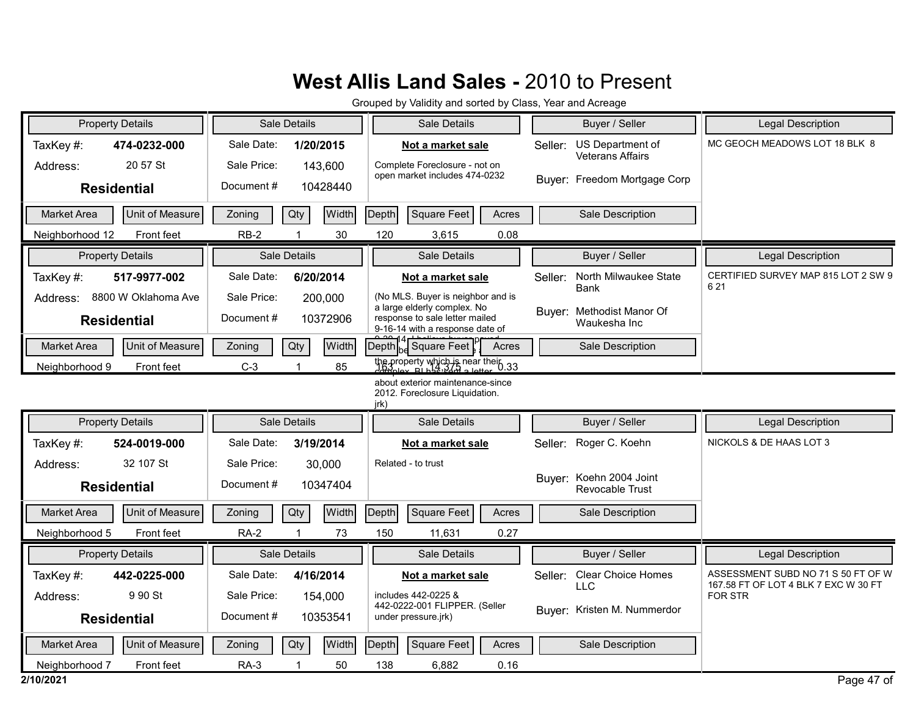# West Allis Land Sales - 2010 to Present

Grouped by Validity and sorted by Class, Year and Acreage

| Property Details | | Sale Details | | Sale Details | Buyer / Seller | Legal Description |
|---|---|---|---|---|---|---|
| TaxKey #: | 474-0232-000 | Sale Date: | 1/20/2015 | **Not a market sale** | Seller: US Department of Veterans Affairs | MC GEOCH MEADOWS LOT 18 BLK 8 |
| Address: | 20 57 St | Sale Price: | 143,600 | Complete Foreclosure - not on open market includes 474-0232 | Buyer: Freedom Mortgage Corp | |
| **Residential** | | Document # | 10428440 | | | |

| Market Area | Unit of Measure | Zoning | Qty | Width | Depth | Square Feet | Acres | Sale Description |
|---|---|---|---|---|---|---|---|---|
| Neighborhood 12 | Front feet | RB-2 | 1 | 30 | 120 | 3,615 | 0.08 | |

| Property Details | | Sale Details | | Sale Details | Buyer / Seller | Legal Description |
|---|---|---|---|---|---|---|
| TaxKey #: | 517-9977-002 | Sale Date: | 6/20/2014 | **Not a market sale** | Seller: North Milwaukee State Bank | CERTIFIED SURVEY MAP 815 LOT 2 SW 9 6 21 |
| Address: | 8800 W Oklahoma Ave | Sale Price: | 200,000 | (No MLS. Buyer is neighbor and is a large elderly complex. No response to sale letter mailed 9-16-14 with a response date of 9-30-14. I believe buyer payed ... be... the property which is near their complex. BI has sent a letter about exterior maintenance-since 2012. Foreclosure Liquidation. jrk) | Buyer: Methodist Manor Of Waukesha Inc | |
| **Residential** | | Document # | 10372906 | | | |

| Market Area | Unit of Measure | Zoning | Qty | Width | Depth | Square Feet | Acres | Sale Description |
|---|---|---|---|---|---|---|---|---|
| Neighborhood 9 | Front feet | C-3 | 1 | 85 | 163 | 14,375 | 0.33 | |

| Property Details | | Sale Details | | Sale Details | Buyer / Seller | Legal Description |
|---|---|---|---|---|---|---|
| TaxKey #: | 524-0019-000 | Sale Date: | 3/19/2014 | **Not a market sale** | Seller: Roger C. Koehn | NICKOLS & DE HAAS LOT 3 |
| Address: | 32 107 St | Sale Price: | 30,000 | Related - to trust | Buyer: Koehn 2004 Joint Revocable Trust | |
| **Residential** | | Document # | 10347404 | | | |

| Market Area | Unit of Measure | Zoning | Qty | Width | Depth | Square Feet | Acres | Sale Description |
|---|---|---|---|---|---|---|---|---|
| Neighborhood 5 | Front feet | RA-2 | 1 | 73 | 150 | 11,631 | 0.27 | |

| Property Details | | Sale Details | | Sale Details | Buyer / Seller | Legal Description |
|---|---|---|---|---|---|---|
| TaxKey #: | 442-0225-000 | Sale Date: | 4/16/2014 | **Not a market sale** | Seller: Clear Choice Homes LLC | ASSESSMENT SUBD NO 71 S 50 FT OF W 167.58 FT OF LOT 4 BLK 7 EXC W 30 FT FOR STR |
| Address: | 9 90 St | Sale Price: | 154,000 | includes 442-0225 & 442-0222-001 FLIPPER. (Seller under pressure.jrk) | Buyer: Kristen M. Nummerdor | |
| **Residential** | | Document # | 10353541 | | | |

| Market Area | Unit of Measure | Zoning | Qty | Width | Depth | Square Feet | Acres | Sale Description |
|---|---|---|---|---|---|---|---|---|
| Neighborhood 7 | Front feet | RA-3 | 1 | 50 | 138 | 6,882 | 0.16 | |

2/10/2021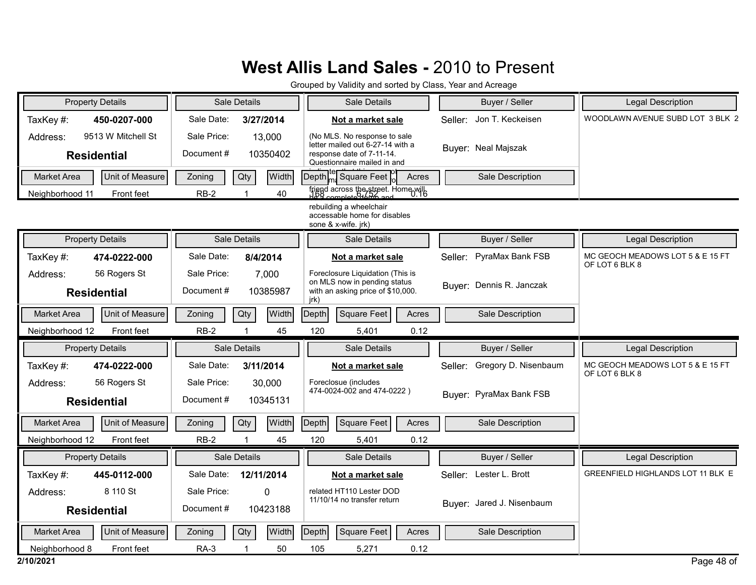# West Allis Land Sales - 2010 to Present

Grouped by Validity and sorted by Class, Year and Acreage

| Property Details | | Sale Details | | Sale Details | Buyer / Seller | Legal Description |
|---|---|---|---|---|---|---|
| TaxKey #: | 450-0207-000 | Sale Date: | 3/27/2014 | **Not a market sale** | Seller: Jon T. Keckeisen | WOODLAWN AVENUE SUBD LOT 3 BLK 2 |
| Address: | 9513 W Mitchell St | Sale Price: | 13,000 | (No MLS. No response to sale letter mailed out 6-27-14 with a response date of 7-11-14. Questionnaire mailed in and indicated that this was sold to a friend across the street. Home will be a complete demo and rebuilding a wheelchair accessable home for disables sone & x-wife. jrk) | Buyer: Neal Majszak | |
| **Residential** | | Document # | 10350402 | | | |

| Market Area | Unit of Measure | Zoning | Qty | Width | Depth | Square Feet | Acres | Sale Description |
|---|---|---|---|---|---|---|---|---|
| Neighborhood 11 | Front feet | RB-2 | 1 | 40 | 168 | 6,752 | 0.16 | |

| Property Details | | Sale Details | | Sale Details | Buyer / Seller | Legal Description |
|---|---|---|---|---|---|---|
| TaxKey #: | 474-0222-000 | Sale Date: | 8/4/2014 | **Not a market sale** | Seller: PyraMax Bank FSB | MC GEOCH MEADOWS LOT 5 & E 15 FT OF LOT 6 BLK 8 |
| Address: | 56 Rogers St | Sale Price: | 7,000 | Foreclosure Liquidation (This is on MLS now in pending status with an asking price of $10,000. jrk) | Buyer: Dennis R. Janczak | |
| **Residential** | | Document # | 10385987 | | | |

| Market Area | Unit of Measure | Zoning | Qty | Width | Depth | Square Feet | Acres | Sale Description |
|---|---|---|---|---|---|---|---|---|
| Neighborhood 12 | Front feet | RB-2 | 1 | 45 | 120 | 5,401 | 0.12 | |

| Property Details | | Sale Details | | Sale Details | Buyer / Seller | Legal Description |
|---|---|---|---|---|---|---|
| TaxKey #: | 474-0222-000 | Sale Date: | 3/11/2014 | **Not a market sale** | Seller: Gregory D. Nisenbaum | MC GEOCH MEADOWS LOT 5 & E 15 FT OF LOT 6 BLK 8 |
| Address: | 56 Rogers St | Sale Price: | 30,000 | Foreclosue (includes 474-0024-002 and 474-0222 ) | Buyer: PyraMax Bank FSB | |
| **Residential** | | Document # | 10345131 | | | |

| Market Area | Unit of Measure | Zoning | Qty | Width | Depth | Square Feet | Acres | Sale Description |
|---|---|---|---|---|---|---|---|---|
| Neighborhood 12 | Front feet | RB-2 | 1 | 45 | 120 | 5,401 | 0.12 | |

| Property Details | | Sale Details | | Sale Details | Buyer / Seller | Legal Description |
|---|---|---|---|---|---|---|
| TaxKey #: | 445-0112-000 | Sale Date: | 12/11/2014 | **Not a market sale** | Seller: Lester L. Brott | GREENFIELD HIGHLANDS LOT 11 BLK E |
| Address: | 8 110 St | Sale Price: | 0 | related HT110 Lester DOD 11/10/14 no transfer return | Buyer: Jared J. Nisenbaum | |
| **Residential** | | Document # | 10423188 | | | |

| Market Area | Unit of Measure | Zoning | Qty | Width | Depth | Square Feet | Acres | Sale Description |
|---|---|---|---|---|---|---|---|---|
| Neighborhood 8 | Front feet | RA-3 | 1 | 50 | 105 | 5,271 | 0.12 | |

2/10/2021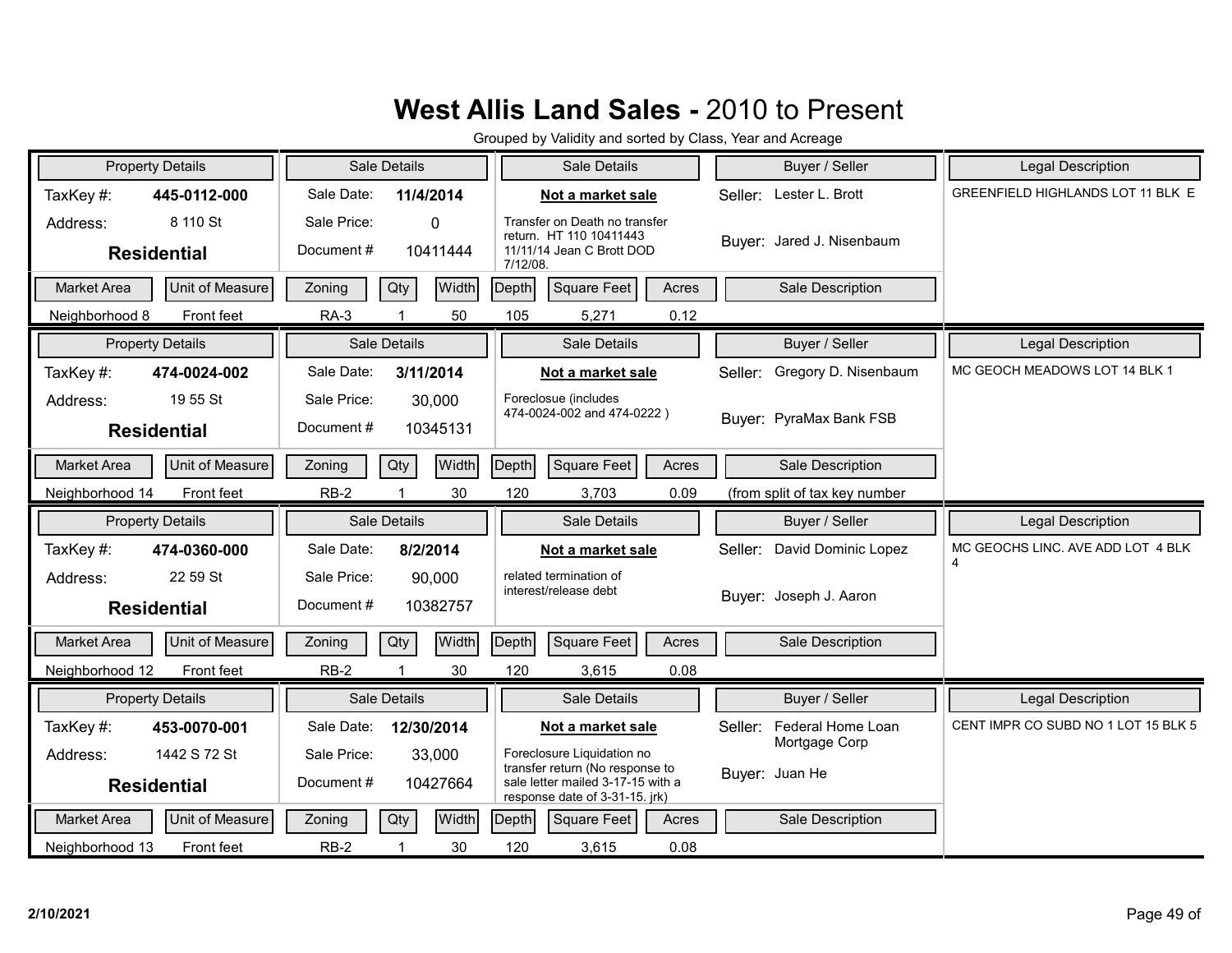# West Allis Land Sales - 2010 to Present

Grouped by Validity and sorted by Class, Year and Acreage

| Property Details | | Sale Details | | Sale Details | Buyer / Seller | Legal Description |
|---|---|---|---|---|---|---|
| TaxKey #: | 445-0112-000 | Sale Date: | 11/4/2014 | **Not a market sale** | Seller: Lester L. Brott | GREENFIELD HIGHLANDS LOT 11 BLK E |
| Address: | 8 110 St | Sale Price: | 0 | Transfer on Death no transfer return. HT 110 10411443 11/11/14 Jean C Brott DOD 7/12/08. | Buyer: Jared J. Nisenbaum | |
| **Residential** | | Document # | 10411444 | | | |

| Market Area | Unit of Measure | Zoning | Qty | Width | Depth | Square Feet | Acres | Sale Description |
|---|---|---|---|---|---|---|---|---|
| Neighborhood 8 | Front feet | RA-3 | 1 | 50 | 105 | 5,271 | 0.12 | |

| Property Details | | Sale Details | | Sale Details | Buyer / Seller | Legal Description |
|---|---|---|---|---|---|---|
| TaxKey #: | 474-0024-002 | Sale Date: | 3/11/2014 | **Not a market sale** | Seller: Gregory D. Nisenbaum | MC GEOCH MEADOWS LOT 14 BLK 1 |
| Address: | 19 55 St | Sale Price: | 30,000 | Foreclosure (includes 474-0024-002 and 474-0222 ) | Buyer: PyraMax Bank FSB | |
| **Residential** | | Document # | 10345131 | | | |

| Market Area | Unit of Measure | Zoning | Qty | Width | Depth | Square Feet | Acres | Sale Description |
|---|---|---|---|---|---|---|---|---|
| Neighborhood 14 | Front feet | RB-2 | 1 | 30 | 120 | 3,703 | 0.09 | (from split of tax key number |

| Property Details | | Sale Details | | Sale Details | Buyer / Seller | Legal Description |
|---|---|---|---|---|---|---|
| TaxKey #: | 474-0360-000 | Sale Date: | 8/2/2014 | **Not a market sale** | Seller: David Dominic Lopez | MC GEOCHS LINC. AVE ADD LOT 4 BLK 4 |
| Address: | 22 59 St | Sale Price: | 90,000 | related termination of interest/release debt | Buyer: Joseph J. Aaron | |
| **Residential** | | Document # | 10382757 | | | |

| Market Area | Unit of Measure | Zoning | Qty | Width | Depth | Square Feet | Acres | Sale Description |
|---|---|---|---|---|---|---|---|---|
| Neighborhood 12 | Front feet | RB-2 | 1 | 30 | 120 | 3,615 | 0.08 | |

| Property Details | | Sale Details | | Sale Details | Buyer / Seller | Legal Description |
|---|---|---|---|---|---|---|
| TaxKey #: | 453-0070-001 | Sale Date: | 12/30/2014 | **Not a market sale** | Seller: Federal Home Loan Mortgage Corp | CENT IMPR CO SUBD NO 1 LOT 15 BLK 5 |
| Address: | 1442 S 72 St | Sale Price: | 33,000 | Foreclosure Liquidation no transfer return (No response to sale letter mailed 3-17-15 with a response date of 3-31-15. jrk) | Buyer: Juan He | |
| **Residential** | | Document # | 10427664 | | | |

| Market Area | Unit of Measure | Zoning | Qty | Width | Depth | Square Feet | Acres | Sale Description |
|---|---|---|---|---|---|---|---|---|
| Neighborhood 13 | Front feet | RB-2 | 1 | 30 | 120 | 3,615 | 0.08 | |

2/10/2021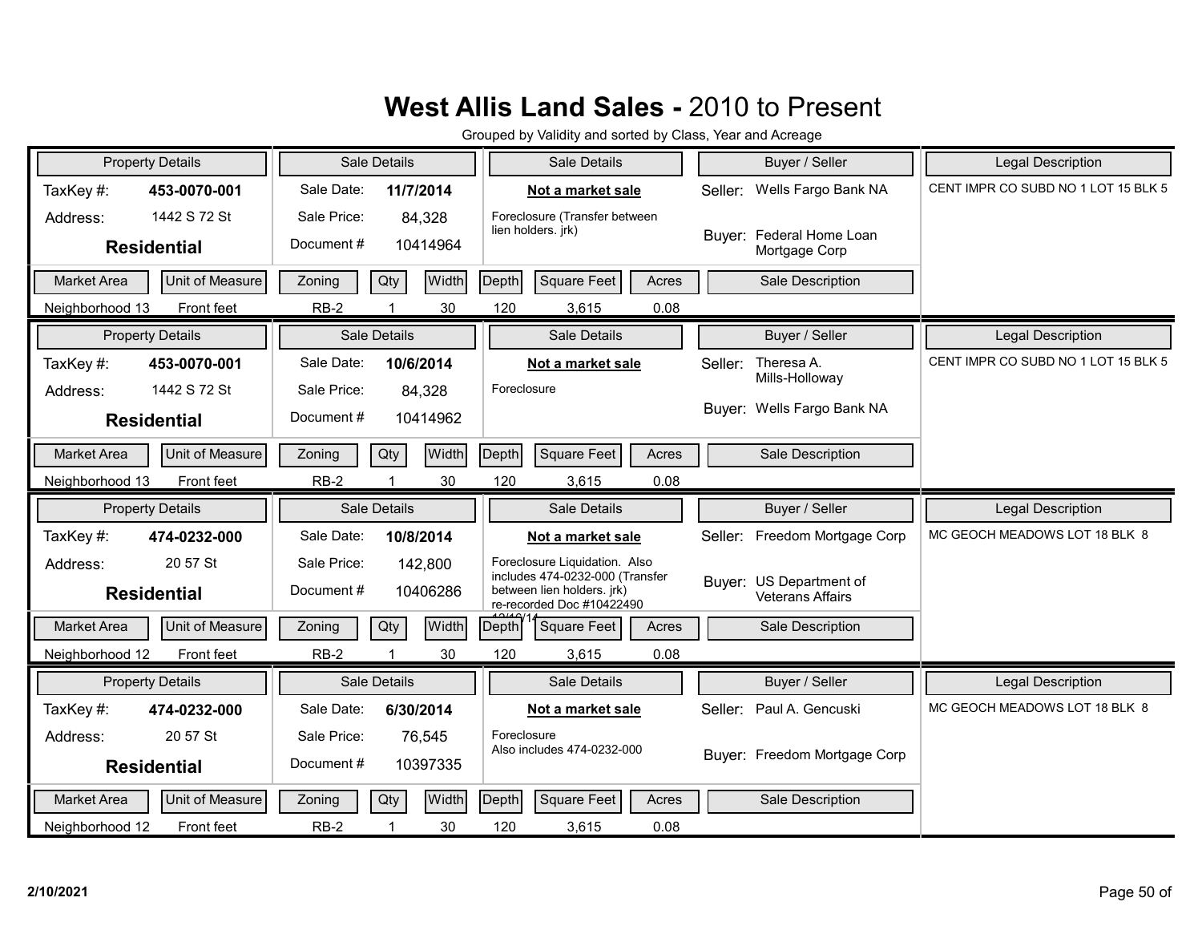# West Allis Land Sales - 2010 to Present

Grouped by Validity and sorted by Class, Year and Acreage

| Property Details | | Sale Details | | Sale Details | Buyer / Seller | Legal Description |
|---|---|---|---|---|---|---|
| TaxKey #: | **453-0070-001** | Sale Date: | **11/7/2014** | **Not a market sale** | Seller: Wells Fargo Bank NA | CENT IMPR CO SUBD NO 1 LOT 15 BLK 5 |
| Address: | 1442 S 72 St | Sale Price: | 84,328 | Foreclosure (Transfer between lien holders. jrk) | Buyer: Federal Home Loan Mortgage Corp | |
| **Residential** | | Document # | 10414964 | | | |

| Market Area | Unit of Measure | Zoning | Qty | Width | Depth | Square Feet | Acres | Sale Description |
|---|---|---|---|---|---|---|---|---|
| Neighborhood 13 | Front feet | RB-2 | 1 | 30 | 120 | 3,615 | 0.08 | |

| Property Details | | Sale Details | | Sale Details | Buyer / Seller | Legal Description |
|---|---|---|---|---|---|---|
| TaxKey #: | **453-0070-001** | Sale Date: | **10/6/2014** | **Not a market sale** | Seller: Theresa A. Mills-Holloway | CENT IMPR CO SUBD NO 1 LOT 15 BLK 5 |
| Address: | 1442 S 72 St | Sale Price: | 84,328 | Foreclosure | Buyer: Wells Fargo Bank NA | |
| **Residential** | | Document # | 10414962 | | | |

| Market Area | Unit of Measure | Zoning | Qty | Width | Depth | Square Feet | Acres | Sale Description |
|---|---|---|---|---|---|---|---|---|
| Neighborhood 13 | Front feet | RB-2 | 1 | 30 | 120 | 3,615 | 0.08 | |

| Property Details | | Sale Details | | Sale Details | Buyer / Seller | Legal Description |
|---|---|---|---|---|---|---|
| TaxKey #: | **474-0232-000** | Sale Date: | **10/8/2014** | **Not a market sale** | Seller: Freedom Mortgage Corp | MC GEOCH MEADOWS LOT 18 BLK 8 |
| Address: | 20 57 St | Sale Price: | 142,800 | Foreclosure Liquidation. Also includes 474-0232-000 (Transfer between lien holders. jrk) re-recorded Doc #10422490 12/16/14 | Buyer: US Department of Veterans Affairs | |
| **Residential** | | Document # | 10406286 | | | |

| Market Area | Unit of Measure | Zoning | Qty | Width | Depth | Square Feet | Acres | Sale Description |
|---|---|---|---|---|---|---|---|---|
| Neighborhood 12 | Front feet | RB-2 | 1 | 30 | 120 | 3,615 | 0.08 | |

| Property Details | | Sale Details | | Sale Details | Buyer / Seller | Legal Description |
|---|---|---|---|---|---|---|
| TaxKey #: | **474-0232-000** | Sale Date: | **6/30/2014** | **Not a market sale** | Seller: Paul A. Gencuski | MC GEOCH MEADOWS LOT 18 BLK 8 |
| Address: | 20 57 St | Sale Price: | 76,545 | Foreclosure Also includes 474-0232-000 | Buyer: Freedom Mortgage Corp | |
| **Residential** | | Document # | 10397335 | | | |

| Market Area | Unit of Measure | Zoning | Qty | Width | Depth | Square Feet | Acres | Sale Description |
|---|---|---|---|---|---|---|---|---|
| Neighborhood 12 | Front feet | RB-2 | 1 | 30 | 120 | 3,615 | 0.08 | |

2/10/2021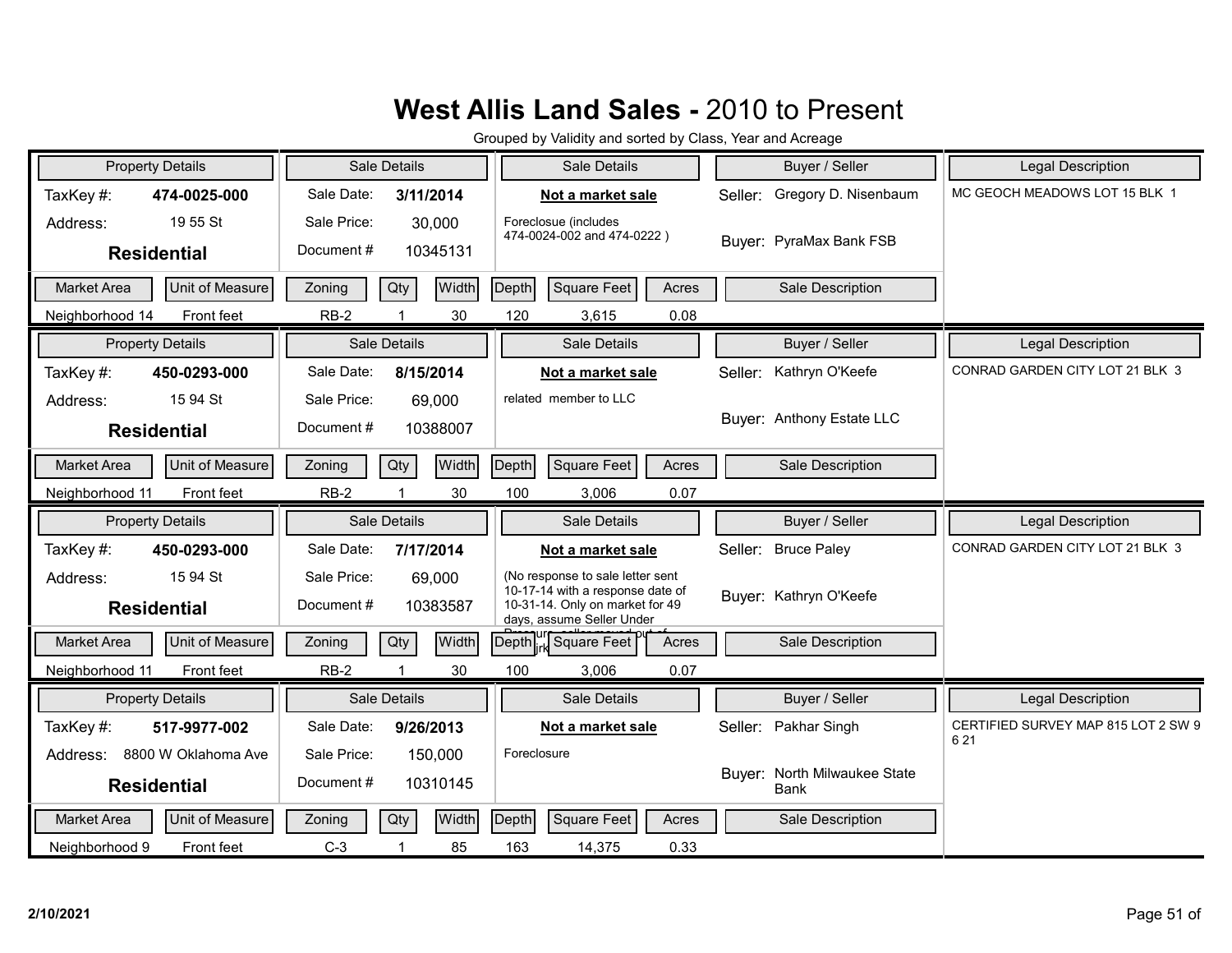# West Allis Land Sales - 2010 to Present

Grouped by Validity and sorted by Class, Year and Acreage

| Property Details | | Sale Details | | Sale Details | Buyer / Seller | Legal Description |
|---|---|---|---|---|---|---|
| TaxKey #: | 474-0025-000 | Sale Date: | 3/11/2014 | **Not a market sale** | Seller: Gregory D. Nisenbaum | MC GEOCH MEADOWS LOT 15 BLK 1 |
| Address: | 19 55 St | Sale Price: | 30,000 | Foreclosue (includes 474-0024-002 and 474-0222 ) | Buyer: PyraMax Bank FSB | |
| **Residential** | | Document # | 10345131 | | | |

| Market Area | Unit of Measure | Zoning | Qty | Width | Depth | Square Feet | Acres | Sale Description |
|---|---|---|---|---|---|---|---|---|
| Neighborhood 14 | Front feet | RB-2 | 1 | 30 | 120 | 3,615 | 0.08 | |

| Property Details | | Sale Details | | Sale Details | Buyer / Seller | Legal Description |
|---|---|---|---|---|---|---|
| TaxKey #: | 450-0293-000 | Sale Date: | 8/15/2014 | **Not a market sale** | Seller: Kathryn O'Keefe | CONRAD GARDEN CITY LOT 21 BLK 3 |
| Address: | 15 94 St | Sale Price: | 69,000 | related member to LLC | Buyer: Anthony Estate LLC | |
| **Residential** | | Document # | 10388007 | | | |

| Market Area | Unit of Measure | Zoning | Qty | Width | Depth | Square Feet | Acres | Sale Description |
|---|---|---|---|---|---|---|---|---|
| Neighborhood 11 | Front feet | RB-2 | 1 | 30 | 100 | 3,006 | 0.07 | |

| Property Details | | Sale Details | | Sale Details | Buyer / Seller | Legal Description |
|---|---|---|---|---|---|---|
| TaxKey #: | 450-0293-000 | Sale Date: | 7/17/2014 | **Not a market sale** | Seller: Bruce Paley | CONRAD GARDEN CITY LOT 21 BLK 3 |
| Address: | 15 94 St | Sale Price: | 69,000 | (No response to sale letter sent 10-17-14 with a response date of 10-31-14. Only on market for 49 days, assume Seller Under Pressure, seller moved out of ...irk | Buyer: Kathryn O'Keefe | |
| **Residential** | | Document # | 10383587 | | | |

| Market Area | Unit of Measure | Zoning | Qty | Width | Depth | Square Feet | Acres | Sale Description |
|---|---|---|---|---|---|---|---|---|
| Neighborhood 11 | Front feet | RB-2 | 1 | 30 | 100 | 3,006 | 0.07 | |

| Property Details | | Sale Details | | Sale Details | Buyer / Seller | Legal Description |
|---|---|---|---|---|---|---|
| TaxKey #: | 517-9977-002 | Sale Date: | 9/26/2013 | **Not a market sale** | Seller: Pakhar Singh | CERTIFIED SURVEY MAP 815 LOT 2 SW 9 6 21 |
| Address: | 8800 W Oklahoma Ave | Sale Price: | 150,000 | Foreclosure | Buyer: North Milwaukee State Bank | |
| **Residential** | | Document # | 10310145 | | | |

| Market Area | Unit of Measure | Zoning | Qty | Width | Depth | Square Feet | Acres | Sale Description |
|---|---|---|---|---|---|---|---|---|
| Neighborhood 9 | Front feet | C-3 | 1 | 85 | 163 | 14,375 | 0.33 | |

2/10/2021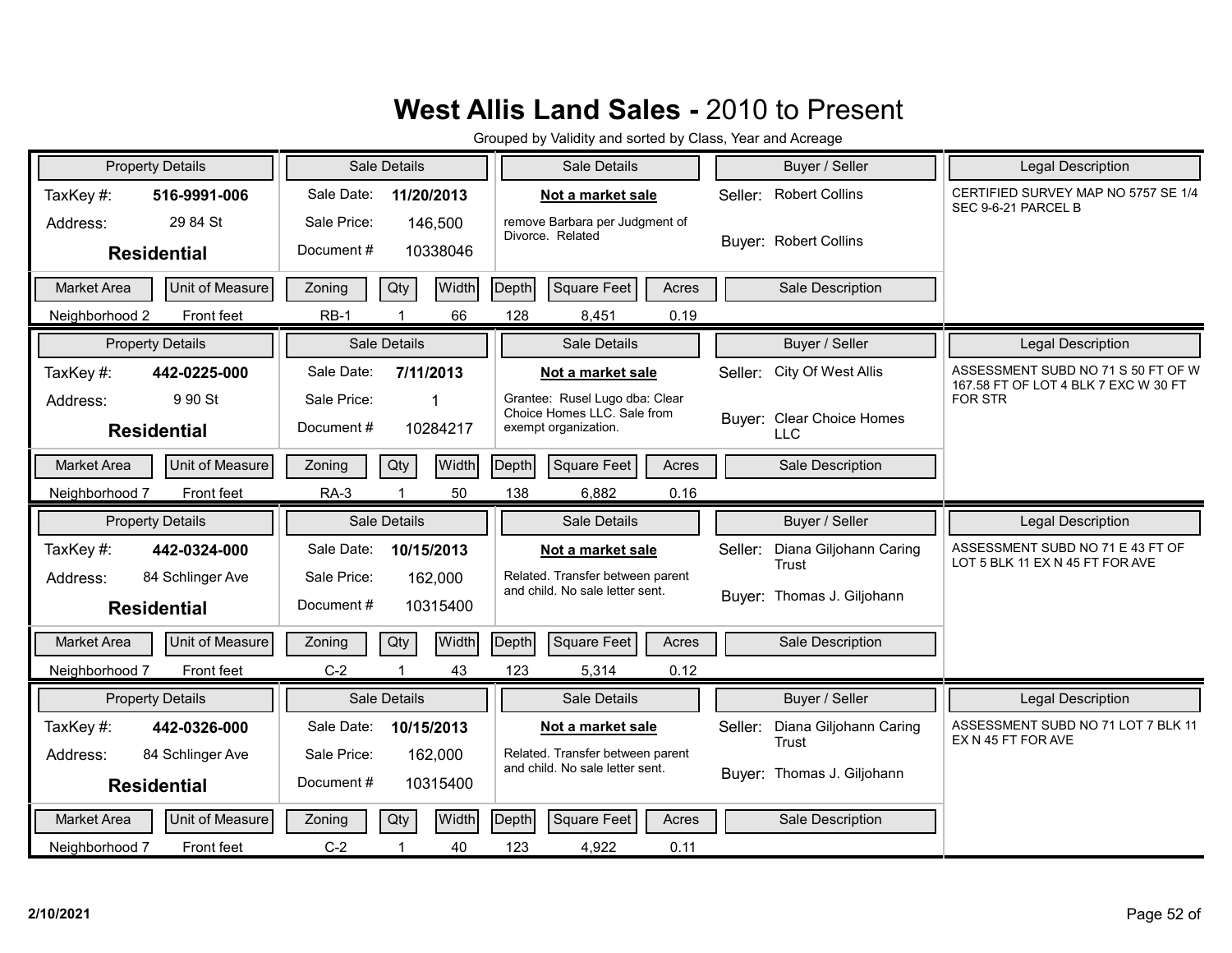# West Allis Land Sales - 2010 to Present

Grouped by Validity and sorted by Class, Year and Acreage

| Property Details | | Sale Details | | Sale Details | Buyer / Seller | Legal Description |
|---|---|---|---|---|---|---|
| TaxKey #: | 516-9991-006 | Sale Date: | 11/20/2013 | **Not a market sale** | Seller: Robert Collins | CERTIFIED SURVEY MAP NO 5757 SE 1/4 SEC 9-6-21 PARCEL B |
| Address: | 29 84 St | Sale Price: | 146,500 | remove Barbara per Judgment of Divorce. Related | Buyer: Robert Collins | |
| **Residential** | | Document # | 10338046 | | | |

| Market Area | Unit of Measure | Zoning | Qty | Width | Depth | Square Feet | Acres | Sale Description |
|---|---|---|---|---|---|---|---|---|
| Neighborhood 2 | Front feet | RB-1 | 1 | 66 | 128 | 8,451 | 0.19 | |

| Property Details | | Sale Details | | Sale Details | Buyer / Seller | Legal Description |
|---|---|---|---|---|---|---|
| TaxKey #: | 442-0225-000 | Sale Date: | 7/11/2013 | **Not a market sale** | Seller: City Of West Allis | ASSESSMENT SUBD NO 71 S 50 FT OF W 167.58 FT OF LOT 4 BLK 7 EXC W 30 FT FOR STR |
| Address: | 9 90 St | Sale Price: | 1 | Grantee: Rusel Lugo dba: Clear Choice Homes LLC. Sale from exempt organization. | Buyer: Clear Choice Homes LLC | |
| **Residential** | | Document # | 10284217 | | | |

| Market Area | Unit of Measure | Zoning | Qty | Width | Depth | Square Feet | Acres | Sale Description |
|---|---|---|---|---|---|---|---|---|
| Neighborhood 7 | Front feet | RA-3 | 1 | 50 | 138 | 6,882 | 0.16 | |

| Property Details | | Sale Details | | Sale Details | Buyer / Seller | Legal Description |
|---|---|---|---|---|---|---|
| TaxKey #: | 442-0324-000 | Sale Date: | 10/15/2013 | **Not a market sale** | Seller: Diana Giljohann Caring Trust | ASSESSMENT SUBD NO 71 E 43 FT OF LOT 5 BLK 11 EX N 45 FT FOR AVE |
| Address: | 84 Schlinger Ave | Sale Price: | 162,000 | Related. Transfer between parent and child. No sale letter sent. | Buyer: Thomas J. Giljohann | |
| **Residential** | | Document # | 10315400 | | | |

| Market Area | Unit of Measure | Zoning | Qty | Width | Depth | Square Feet | Acres | Sale Description |
|---|---|---|---|---|---|---|---|---|
| Neighborhood 7 | Front feet | C-2 | 1 | 43 | 123 | 5,314 | 0.12 | |

| Property Details | | Sale Details | | Sale Details | Buyer / Seller | Legal Description |
|---|---|---|---|---|---|---|
| TaxKey #: | 442-0326-000 | Sale Date: | 10/15/2013 | **Not a market sale** | Seller: Diana Giljohann Caring Trust | ASSESSMENT SUBD NO 71 LOT 7 BLK 11 EX N 45 FT FOR AVE |
| Address: | 84 Schlinger Ave | Sale Price: | 162,000 | Related. Transfer between parent and child. No sale letter sent. | Buyer: Thomas J. Giljohann | |
| **Residential** | | Document # | 10315400 | | | |

| Market Area | Unit of Measure | Zoning | Qty | Width | Depth | Square Feet | Acres | Sale Description |
|---|---|---|---|---|---|---|---|---|
| Neighborhood 7 | Front feet | C-2 | 1 | 40 | 123 | 4,922 | 0.11 | |

2/10/2021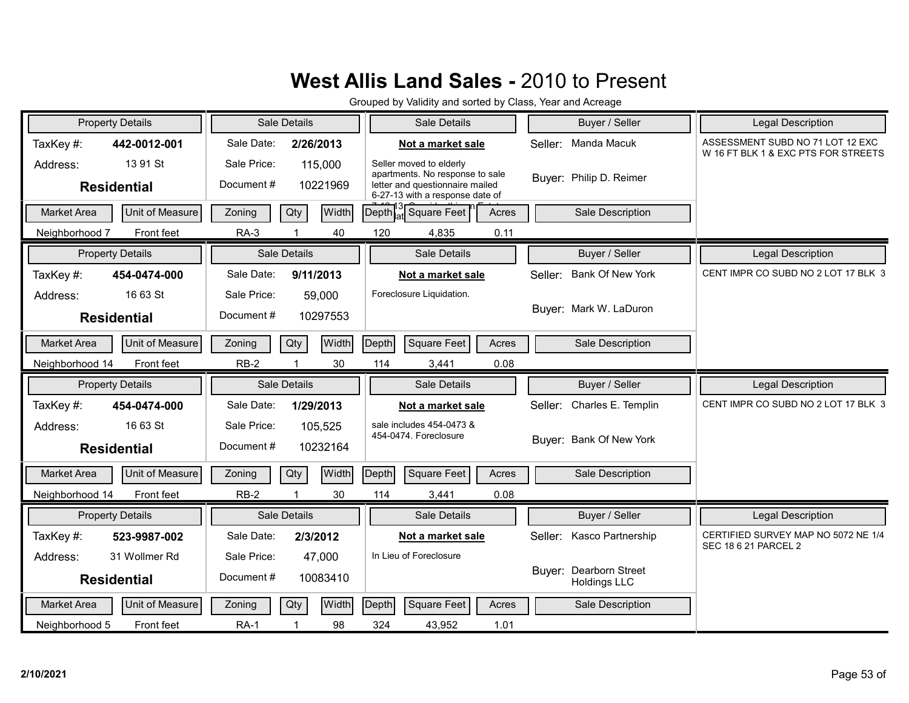# West Allis Land Sales - 2010 to Present

Grouped by Validity and sorted by Class, Year and Acreage

| Property Details | | Sale Details | | | Sale Details | | Buyer / Seller | Legal Description |
|---|---|---|---|---|---|---|---|---|
| TaxKey #: | 442-0012-001 | Sale Date: | 2/26/2013 | | **Not a market sale** | | Seller: Manda Macuk | ASSESSMENT SUBD NO 71 LOT 12 EXC W 16 FT BLK 1 & EXC PTS FOR STREETS |
| Address: | 13 91 St | Sale Price: | 115,000 | | Seller moved to elderly apartments. No response to sale letter and questionnaire mailed 6-27-13 with a response date of | | | |
| **Residential** | | Document # | 10221969 | | | | Buyer: Philip D. Reimer | |
| **Market Area** | **Unit of Measure** | **Zoning** | **Qty** | **Width** | **Depth** | **Square Feet** | **Acres** | **Sale Description** |
| Neighborhood 7 | Front feet | RA-3 | 1 | 40 | 120 | 4,835 | 0.11 | |

| Property Details | | Sale Details | | | Sale Details | | Buyer / Seller | Legal Description |
|---|---|---|---|---|---|---|---|---|
| TaxKey #: | 454-0474-000 | Sale Date: | 9/11/2013 | | **Not a market sale** | | Seller: Bank Of New York | CENT IMPR CO SUBD NO 2 LOT 17 BLK 3 |
| Address: | 16 63 St | Sale Price: | 59,000 | | Foreclosure Liquidation. | | | |
| **Residential** | | Document # | 10297553 | | | | Buyer: Mark W. LaDuron | |
| **Market Area** | **Unit of Measure** | **Zoning** | **Qty** | **Width** | **Depth** | **Square Feet** | **Acres** | **Sale Description** |
| Neighborhood 14 | Front feet | RB-2 | 1 | 30 | 114 | 3,441 | 0.08 | |

| Property Details | | Sale Details | | | Sale Details | | Buyer / Seller | Legal Description |
|---|---|---|---|---|---|---|---|---|
| TaxKey #: | 454-0474-000 | Sale Date: | 1/29/2013 | | **Not a market sale** | | Seller: Charles E. Templin | CENT IMPR CO SUBD NO 2 LOT 17 BLK 3 |
| Address: | 16 63 St | Sale Price: | 105,525 | | sale includes 454-0473 & 454-0474. Foreclosure | | | |
| **Residential** | | Document # | 10232164 | | | | Buyer: Bank Of New York | |
| **Market Area** | **Unit of Measure** | **Zoning** | **Qty** | **Width** | **Depth** | **Square Feet** | **Acres** | **Sale Description** |
| Neighborhood 14 | Front feet | RB-2 | 1 | 30 | 114 | 3,441 | 0.08 | |

| Property Details | | Sale Details | | | Sale Details | | Buyer / Seller | Legal Description |
|---|---|---|---|---|---|---|---|---|
| TaxKey #: | 523-9987-002 | Sale Date: | 2/3/2012 | | **Not a market sale** | | Seller: Kasco Partnership | CERTIFIED SURVEY MAP NO 5072 NE 1/4 SEC 18 6 21 PARCEL 2 |
| Address: | 31 Wollmer Rd | Sale Price: | 47,000 | | In Lieu of Foreclosure | | | |
| **Residential** | | Document # | 10083410 | | | | Buyer: Dearborn Street Holdings LLC | |
| **Market Area** | **Unit of Measure** | **Zoning** | **Qty** | **Width** | **Depth** | **Square Feet** | **Acres** | **Sale Description** |
| Neighborhood 5 | Front feet | RA-1 | 1 | 98 | 324 | 43,952 | 1.01 | |

2/10/2021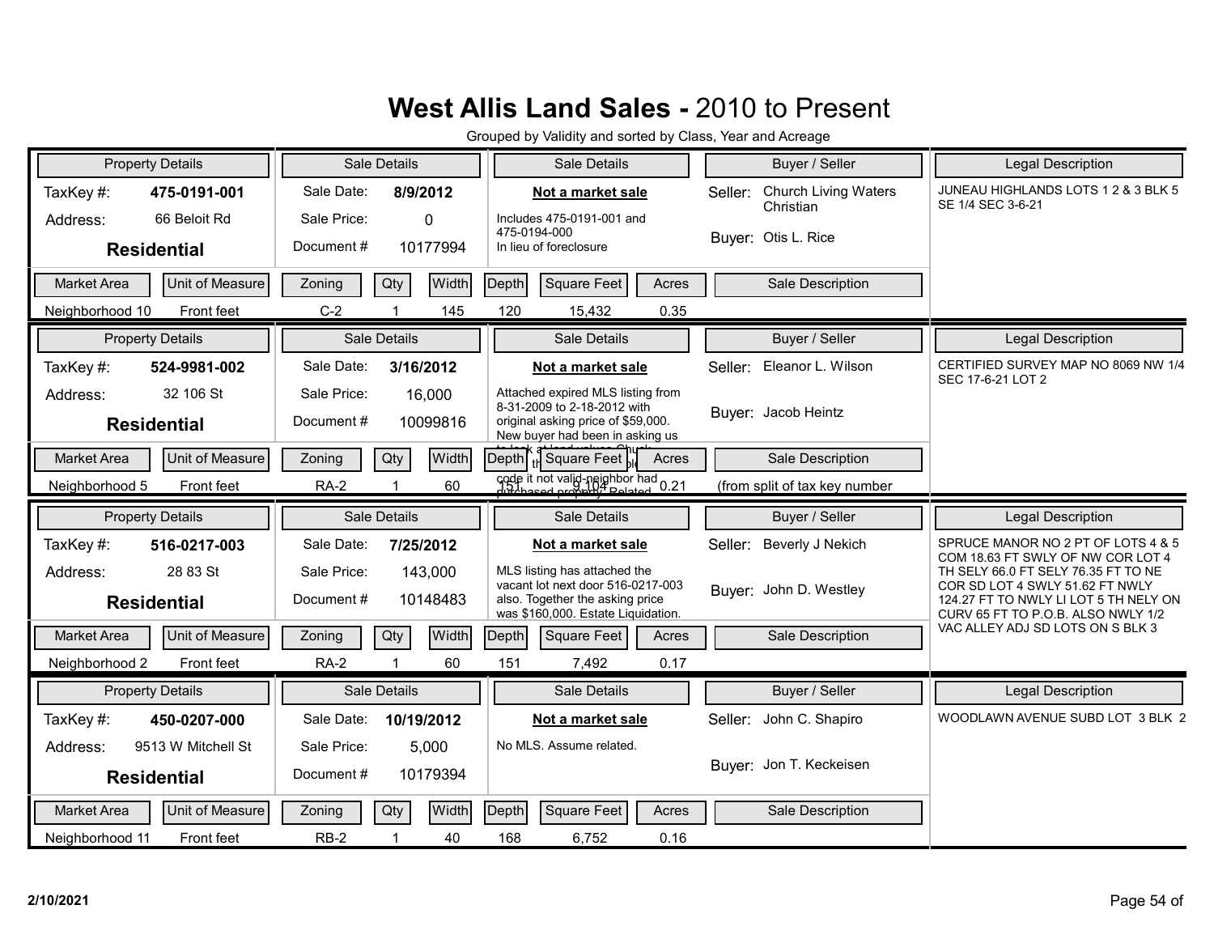# West Allis Land Sales - 2010 to Present

Grouped by Validity and sorted by Class, Year and Acreage

| Property Details | | Sale Details | | Sale Details | Buyer / Seller | | Legal Description |
|---|---|---|---|---|---|---|---|
| TaxKey #: | 475-0191-001 | Sale Date: | 8/9/2012 | **Not a market sale** | Seller: | Church Living Waters Christian | JUNEAU HIGHLANDS LOTS 1 2 & 3 BLK 5 SE 1/4 SEC 3-6-21 |
| Address: | 66 Beloit Rd | Sale Price: | 0 | Includes 475-0191-001 and 475-0194-000 In lieu of foreclosure | Buyer: | Otis L. Rice | |
| **Residential** | | Document # | 10177994 | | | | |

| Market Area | Unit of Measure | Zoning | Qty | Width | Depth | Square Feet | Acres | Sale Description |
|---|---|---|---|---|---|---|---|---|
| Neighborhood 10 | Front feet | C-2 | 1 | 145 | 120 | 15,432 | 0.35 | |

| Property Details | | Sale Details | | Sale Details | Buyer / Seller | | Legal Description |
|---|---|---|---|---|---|---|---|
| TaxKey #: | 524-9981-002 | Sale Date: | 3/16/2012 | **Not a market sale** | Seller: | Eleanor L. Wilson | CERTIFIED SURVEY MAP NO 8069 NW 1/4 SEC 17-6-21 LOT 2 |
| Address: | 32 106 St | Sale Price: | 16,000 | Attached expired MLS listing from 8-31-2009 to 2-18-2012 with original asking price of $59,000. New buyer had been in asking us to look at land values Chuck ... code it not valid-neighbor had purchased property. Related | Buyer: | Jacob Heintz | |
| **Residential** | | Document # | 10099816 | | | | |

| Market Area | Unit of Measure | Zoning | Qty | Width | Depth | Square Feet | Acres | Sale Description |
|---|---|---|---|---|---|---|---|---|
| Neighborhood 5 | Front feet | RA-2 | 1 | 60 | 151 | 9,104 | 0.21 | (from split of tax key number |

| Property Details | | Sale Details | | Sale Details | Buyer / Seller | | Legal Description |
|---|---|---|---|---|---|---|---|
| TaxKey #: | 516-0217-003 | Sale Date: | 7/25/2012 | **Not a market sale** | Seller: | Beverly J Nekich | SPRUCE MANOR NO 2 PT OF LOTS 4 & 5 COM 18.63 FT SWLY OF NW COR LOT 4 TH SELY 66.0 FT SELY 76.35 FT TO NE COR SD LOT 4 SWLY 51.62 FT NWLY 124.27 FT TO NWLY LI LOT 5 TH NELY ON CURV 65 FT TO P.O.B. ALSO NWLY 1/2 VAC ALLEY ADJ SD LOTS ON S BLK 3 |
| Address: | 28 83 St | Sale Price: | 143,000 | MLS listing has attached the vacant lot next door 516-0217-003 also. Together the asking price was $160,000. Estate Liquidation. | Buyer: | John D. Westley | |
| **Residential** | | Document # | 10148483 | | | | |

| Market Area | Unit of Measure | Zoning | Qty | Width | Depth | Square Feet | Acres | Sale Description |
|---|---|---|---|---|---|---|---|---|
| Neighborhood 2 | Front feet | RA-2 | 1 | 60 | 151 | 7,492 | 0.17 | |

| Property Details | | Sale Details | | Sale Details | Buyer / Seller | | Legal Description |
|---|---|---|---|---|---|---|---|
| TaxKey #: | 450-0207-000 | Sale Date: | 10/19/2012 | **Not a market sale** | Seller: | John C. Shapiro | WOODLAWN AVENUE SUBD LOT 3 BLK 2 |
| Address: | 9513 W Mitchell St | Sale Price: | 5,000 | No MLS. Assume related. | Buyer: | Jon T. Keckeisen | |
| **Residential** | | Document # | 10179394 | | | | |

| Market Area | Unit of Measure | Zoning | Qty | Width | Depth | Square Feet | Acres | Sale Description |
|---|---|---|---|---|---|---|---|---|
| Neighborhood 11 | Front feet | RB-2 | 1 | 40 | 168 | 6,752 | 0.16 | |

2/10/2021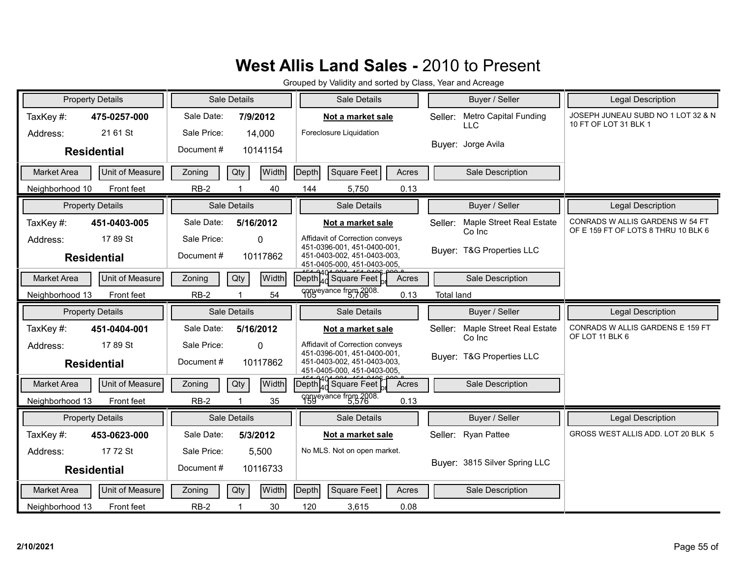# West Allis Land Sales - 2010 to Present

Grouped by Validity and sorted by Class, Year and Acreage

| Property Details | | Sale Details | | Sale Details | Buyer / Seller | Legal Description |
|---|---|---|---|---|---|---|
| TaxKey #: | 475-0257-000 | Sale Date: | 7/9/2012 | **Not a market sale** | Seller: Metro Capital Funding LLC | JOSEPH JUNEAU SUBD NO 1 LOT 32 & N 10 FT OF LOT 31 BLK 1 |
| Address: | 21 61 St | Sale Price: | 14,000 | Foreclosure Liquidation | Buyer: Jorge Avila | |
| **Residential** | | Document # | 10141154 | | | |

| Market Area | Unit of Measure | Zoning | Qty | Width | Depth | Square Feet | Acres | Sale Description |
|---|---|---|---|---|---|---|---|---|
| Neighborhood 10 | Front feet | RB-2 | 1 | 40 | 144 | 5,750 | 0.13 | |

| Property Details | | Sale Details | | Sale Details | Buyer / Seller | Legal Description |
|---|---|---|---|---|---|---|
| TaxKey #: | 451-0403-005 | Sale Date: | 5/16/2012 | **Not a market sale** | Seller: Maple Street Real Estate Co Inc | CONRADS W ALLIS GARDENS W 54 FT OF E 159 FT OF LOTS 8 THRU 10 BLK 6 |
| Address: | 17 89 St | Sale Price: | 0 | Affidavit of Correction conveys 451-0396-001, 451-0400-001, 451-0403-002, 451-0403-003, 451-0405-000, 451-0403-005, 451-0404-001, 451-0406-000 & 451-0407-000 for conveyance from 2008. | Buyer: T&G Properties LLC | |
| **Residential** | | Document # | 10117862 | | | |

| Market Area | Unit of Measure | Zoning | Qty | Width | Depth | Square Feet | Acres | Sale Description |
|---|---|---|---|---|---|---|---|---|
| Neighborhood 13 | Front feet | RB-2 | 1 | 54 | 105 | 5,706 | 0.13 | Total land |

| Property Details | | Sale Details | | Sale Details | Buyer / Seller | Legal Description |
|---|---|---|---|---|---|---|
| TaxKey #: | 451-0404-001 | Sale Date: | 5/16/2012 | **Not a market sale** | Seller: Maple Street Real Estate Co Inc | CONRADS W ALLIS GARDENS E 159 FT OF LOT 11 BLK 6 |
| Address: | 17 89 St | Sale Price: | 0 | Affidavit of Correction conveys 451-0396-001, 451-0400-001, 451-0403-002, 451-0403-003, 451-0405-000, 451-0403-005, 451-0404-001, 451-0406-000 & 451-0407-000 for conveyance from 2008. | Buyer: T&G Properties LLC | |
| **Residential** | | Document # | 10117862 | | | |

| Market Area | Unit of Measure | Zoning | Qty | Width | Depth | Square Feet | Acres | Sale Description |
|---|---|---|---|---|---|---|---|---|
| Neighborhood 13 | Front feet | RB-2 | 1 | 35 | 159 | 5,576 | 0.13 | |

| Property Details | | Sale Details | | Sale Details | Buyer / Seller | Legal Description |
|---|---|---|---|---|---|---|
| TaxKey #: | 453-0623-000 | Sale Date: | 5/3/2012 | **Not a market sale** | Seller: Ryan Pattee | GROSS WEST ALLIS ADD. LOT 20 BLK 5 |
| Address: | 17 72 St | Sale Price: | 5,500 | No MLS. Not on open market. | Buyer: 3815 Silver Spring LLC | |
| **Residential** | | Document # | 10116733 | | | |

| Market Area | Unit of Measure | Zoning | Qty | Width | Depth | Square Feet | Acres | Sale Description |
|---|---|---|---|---|---|---|---|---|
| Neighborhood 13 | Front feet | RB-2 | 1 | 30 | 120 | 3,615 | 0.08 | |

2/10/2021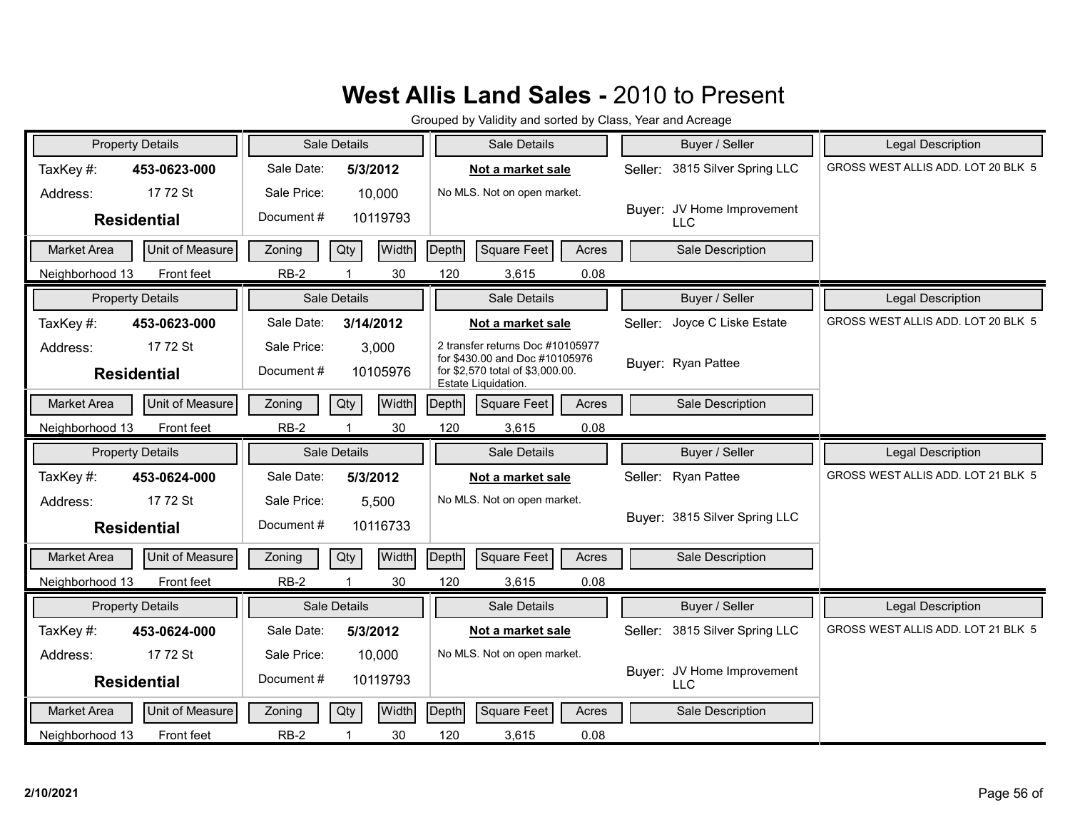# **West Allis Land Sales -** 2010 to Present

Grouped by Validity and sorted by Class, Year and Acreage

| Property Details | | Sale Details | | Sale Details | Buyer / Seller | Legal Description |
|---|---|---|---|---|---|---|
| TaxKey #: | **453-0623-000** | Sale Date: | **5/3/2012** | **Not a market sale** | Seller: 3815 Silver Spring LLC | GROSS WEST ALLIS ADD. LOT 20 BLK 5 |
| Address: | 17 72 St | Sale Price: | 10,000 | No MLS. Not on open market. | | |
| **Residential** | | Document # | 10119793 | | Buyer: JV Home Improvement LLC | |

| Market Area | Unit of Measure | Zoning | Qty | Width | Depth | Square Feet | Acres | Sale Description |
|---|---|---|---|---|---|---|---|---|
| Neighborhood 13 | Front feet | RB-2 | 1 | 30 | 120 | 3,615 | 0.08 | |

| Property Details | | Sale Details | | Sale Details | Buyer / Seller | Legal Description |
|---|---|---|---|---|---|---|
| TaxKey #: | **453-0623-000** | Sale Date: | **3/14/2012** | **Not a market sale** | Seller: Joyce C Liske Estate | GROSS WEST ALLIS ADD. LOT 20 BLK 5 |
| Address: | 17 72 St | Sale Price: | 3,000 | 2 transfer returns Doc #10105977 for $430.00 and Doc #10105976 for $2,570 total of $3,000.00. Estate Liquidation. | | |
| **Residential** | | Document # | 10105976 | | Buyer: Ryan Pattee | |

| Market Area | Unit of Measure | Zoning | Qty | Width | Depth | Square Feet | Acres | Sale Description |
|---|---|---|---|---|---|---|---|---|
| Neighborhood 13 | Front feet | RB-2 | 1 | 30 | 120 | 3,615 | 0.08 | |

| Property Details | | Sale Details | | Sale Details | Buyer / Seller | Legal Description |
|---|---|---|---|---|---|---|
| TaxKey #: | **453-0624-000** | Sale Date: | **5/3/2012** | **Not a market sale** | Seller: Ryan Pattee | GROSS WEST ALLIS ADD. LOT 21 BLK 5 |
| Address: | 17 72 St | Sale Price: | 5,500 | No MLS. Not on open market. | | |
| **Residential** | | Document # | 10116733 | | Buyer: 3815 Silver Spring LLC | |

| Market Area | Unit of Measure | Zoning | Qty | Width | Depth | Square Feet | Acres | Sale Description |
|---|---|---|---|---|---|---|---|---|
| Neighborhood 13 | Front feet | RB-2 | 1 | 30 | 120 | 3,615 | 0.08 | |

| Property Details | | Sale Details | | Sale Details | Buyer / Seller | Legal Description |
|---|---|---|---|---|---|---|
| TaxKey #: | **453-0624-000** | Sale Date: | **5/3/2012** | **Not a market sale** | Seller: 3815 Silver Spring LLC | GROSS WEST ALLIS ADD. LOT 21 BLK 5 |
| Address: | 17 72 St | Sale Price: | 10,000 | No MLS. Not on open market. | | |
| **Residential** | | Document # | 10119793 | | Buyer: JV Home Improvement LLC | |

| Market Area | Unit of Measure | Zoning | Qty | Width | Depth | Square Feet | Acres | Sale Description |
|---|---|---|---|---|---|---|---|---|
| Neighborhood 13 | Front feet | RB-2 | 1 | 30 | 120 | 3,615 | 0.08 | |

2/10/2021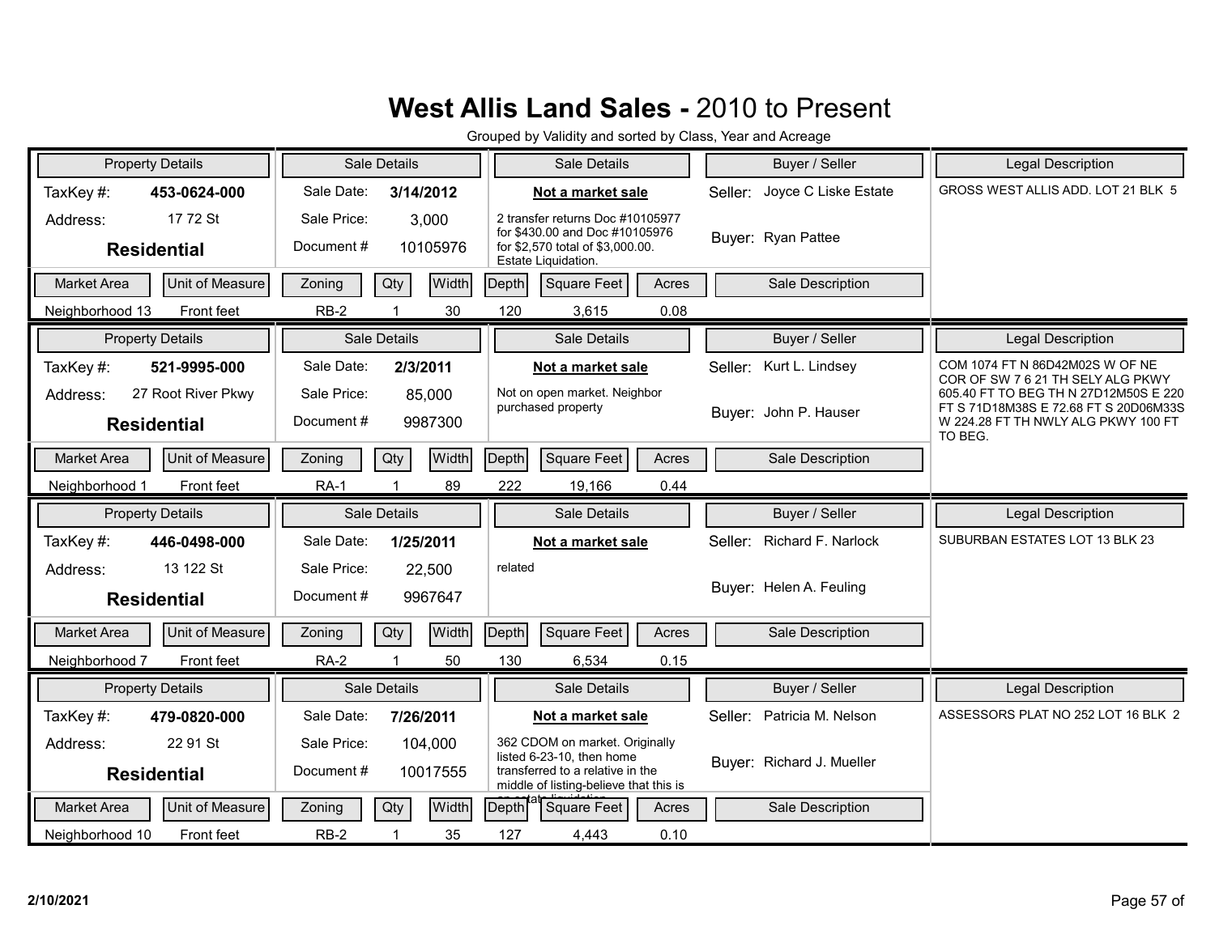# West Allis Land Sales - 2010 to Present

Grouped by Validity and sorted by Class, Year and Acreage

| Property Details | | Sale Details | | Sale Details | Buyer / Seller | Legal Description |
|---|---|---|---|---|---|---|
| TaxKey #: | 453-0624-000 | Sale Date: | 3/14/2012 | **Not a market sale** | Seller: Joyce C Liske Estate | GROSS WEST ALLIS ADD. LOT 21 BLK 5 |
| Address: | 17 72 St | Sale Price: | 3,000 | 2 transfer returns Doc #10105977 for $430.00 and Doc #10105976 for $2,570 total of $3,000.00. Estate Liquidation. | Buyer: Ryan Pattee | |
| **Residential** | | Document # | 10105976 | | | |

| Market Area | Unit of Measure | Zoning | Qty | Width | Depth | Square Feet | Acres | Sale Description |
|---|---|---|---|---|---|---|---|---|
| Neighborhood 13 | Front feet | RB-2 | 1 | 30 | 120 | 3,615 | 0.08 | |

| Property Details | | Sale Details | | Sale Details | Buyer / Seller | Legal Description |
|---|---|---|---|---|---|---|
| TaxKey #: | 521-9995-000 | Sale Date: | 2/3/2011 | **Not a market sale** | Seller: Kurt L. Lindsey | COM 1074 FT N 86D42M02S W OF NE COR OF SW 7 6 21 TH SELY ALG PKWY 605.40 FT TO BEG TH N 27D12M50S E 220 FT S 71D18M38S E 72.68 FT S 20D06M33S W 224.28 FT TH NWLY ALG PKWY 100 FT TO BEG. |
| Address: | 27 Root River Pkwy | Sale Price: | 85,000 | Not on open market. Neighbor purchased property | Buyer: John P. Hauser | |
| **Residential** | | Document # | 9987300 | | | |

| Market Area | Unit of Measure | Zoning | Qty | Width | Depth | Square Feet | Acres | Sale Description |
|---|---|---|---|---|---|---|---|---|
| Neighborhood 1 | Front feet | RA-1 | 1 | 89 | 222 | 19,166 | 0.44 | |

| Property Details | | Sale Details | | Sale Details | Buyer / Seller | Legal Description |
|---|---|---|---|---|---|---|
| TaxKey #: | 446-0498-000 | Sale Date: | 1/25/2011 | **Not a market sale** | Seller: Richard F. Narlock | SUBURBAN ESTATES LOT 13 BLK 23 |
| Address: | 13 122 St | Sale Price: | 22,500 | related | Buyer: Helen A. Feuling | |
| **Residential** | | Document # | 9967647 | | | |

| Market Area | Unit of Measure | Zoning | Qty | Width | Depth | Square Feet | Acres | Sale Description |
|---|---|---|---|---|---|---|---|---|
| Neighborhood 7 | Front feet | RA-2 | 1 | 50 | 130 | 6,534 | 0.15 | |

| Property Details | | Sale Details | | Sale Details | Buyer / Seller | Legal Description |
|---|---|---|---|---|---|---|
| TaxKey #: | 479-0820-000 | Sale Date: | 7/26/2011 | **Not a market sale** | Seller: Patricia M. Nelson | ASSESSORS PLAT NO 252 LOT 16 BLK 2 |
| Address: | 22 91 St | Sale Price: | 104,000 | 362 CDOM on market. Originally listed 6-23-10, then home transferred to a relative in the middle of listing-believe that this is an estate liquidation. | Buyer: Richard J. Mueller | |
| **Residential** | | Document # | 10017555 | | | |

| Market Area | Unit of Measure | Zoning | Qty | Width | Depth | Square Feet | Acres | Sale Description |
|---|---|---|---|---|---|---|---|---|
| Neighborhood 10 | Front feet | RB-2 | 1 | 35 | 127 | 4,443 | 0.10 | |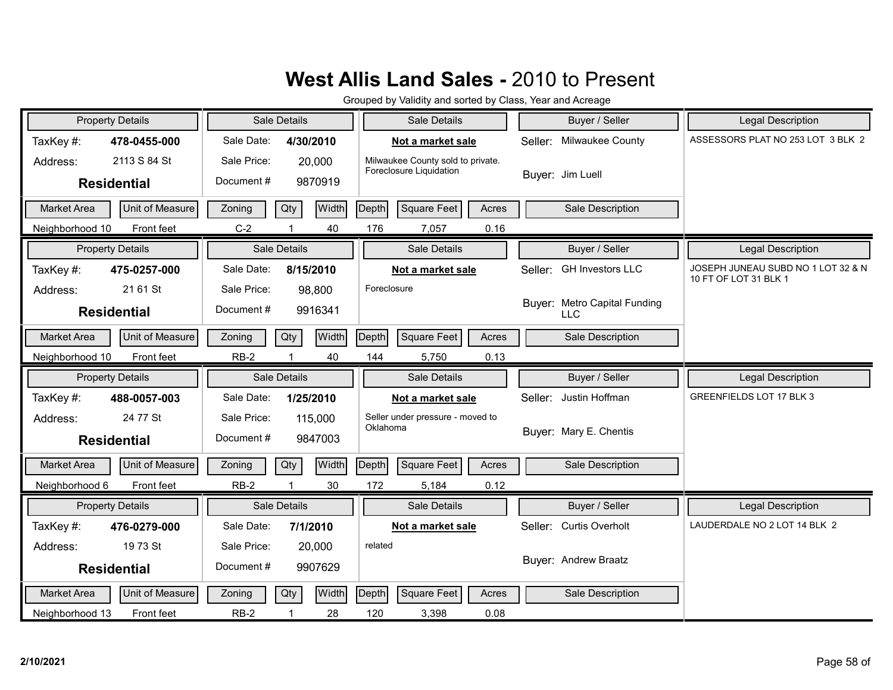# **West Allis Land Sales -** 2010 to Present

Grouped by Validity and sorted by Class, Year and Acreage

| Property Details | | Sale Details | | Sale Details | Buyer / Seller | Legal Description |
|---|---|---|---|---|---|---|
| TaxKey #: | **478-0455-000** | Sale Date: | **4/30/2010** | **Not a market sale** | Seller: Milwaukee County | ASSESSORS PLAT NO 253 LOT 3 BLK 2 |
| Address: | 2113 S 84 St | Sale Price: | 20,000 | Milwaukee County sold to private. Foreclosure Liquidation | Buyer: Jim Luell | |
| **Residential** | | Document # | 9870919 | | | |

| Market Area | Unit of Measure | Zoning | Qty | Width | Depth | Square Feet | Acres | Sale Description |
|---|---|---|---|---|---|---|---|---|
| Neighborhood 10 | Front feet | C-2 | 1 | 40 | 176 | 7,057 | 0.16 | |

| Property Details | | Sale Details | | Sale Details | Buyer / Seller | Legal Description |
|---|---|---|---|---|---|---|
| TaxKey #: | **475-0257-000** | Sale Date: | **8/15/2010** | **Not a market sale** | Seller: GH Investors LLC | JOSEPH JUNEAU SUBD NO 1 LOT 32 & N 10 FT OF LOT 31 BLK 1 |
| Address: | 21 61 St | Sale Price: | 98,800 | Foreclosure | Buyer: Metro Capital Funding LLC | |
| **Residential** | | Document # | 9916341 | | | |

| Market Area | Unit of Measure | Zoning | Qty | Width | Depth | Square Feet | Acres | Sale Description |
|---|---|---|---|---|---|---|---|---|
| Neighborhood 10 | Front feet | RB-2 | 1 | 40 | 144 | 5,750 | 0.13 | |

| Property Details | | Sale Details | | Sale Details | Buyer / Seller | Legal Description |
|---|---|---|---|---|---|---|
| TaxKey #: | **488-0057-003** | Sale Date: | **1/25/2010** | **Not a market sale** | Seller: Justin Hoffman | GREENFIELDS LOT 17 BLK 3 |
| Address: | 24 77 St | Sale Price: | 115,000 | Seller under pressure - moved to Oklahoma | Buyer: Mary E. Chentis | |
| **Residential** | | Document # | 9847003 | | | |

| Market Area | Unit of Measure | Zoning | Qty | Width | Depth | Square Feet | Acres | Sale Description |
|---|---|---|---|---|---|---|---|---|
| Neighborhood 6 | Front feet | RB-2 | 1 | 30 | 172 | 5,184 | 0.12 | |

| Property Details | | Sale Details | | Sale Details | Buyer / Seller | Legal Description |
|---|---|---|---|---|---|---|
| TaxKey #: | **476-0279-000** | Sale Date: | **7/1/2010** | **Not a market sale** | Seller: Curtis Overholt | LAUDERDALE NO 2 LOT 14 BLK 2 |
| Address: | 19 73 St | Sale Price: | 20,000 | related | Buyer: Andrew Braatz | |
| **Residential** | | Document # | 9907629 | | | |

| Market Area | Unit of Measure | Zoning | Qty | Width | Depth | Square Feet | Acres | Sale Description |
|---|---|---|---|---|---|---|---|---|
| Neighborhood 13 | Front feet | RB-2 | 1 | 28 | 120 | 3,398 | 0.08 | |

2/10/2021